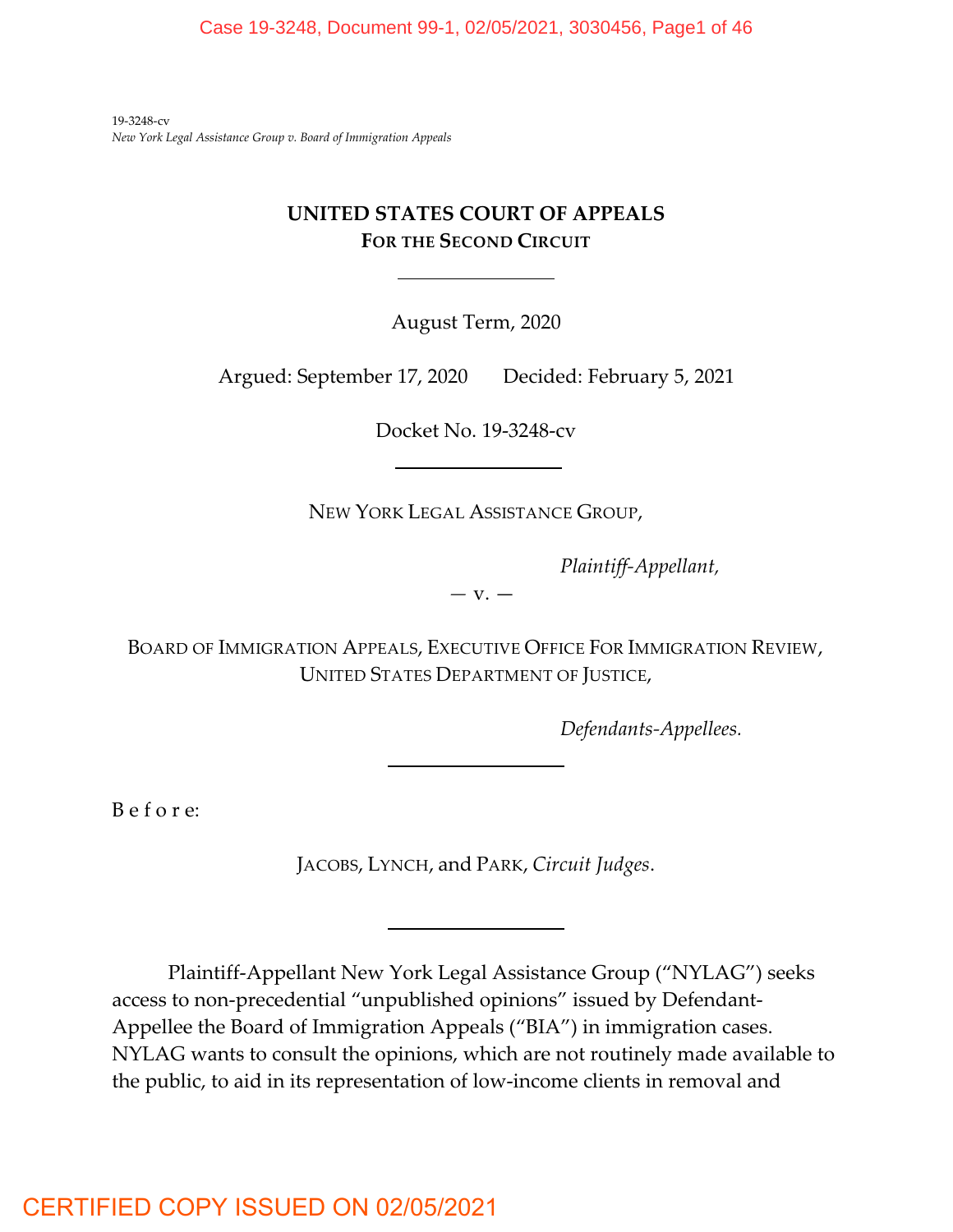19-3248-cv
*New York Legal Assistance Group v. Board of Immigration Appeals*

# UNITED STATES COURT OF APPEALS
## FOR THE SECOND CIRCUIT

August Term, 2020

Argued: September 17, 2020 Decided: February 5, 2021

Docket No. 19-3248-cv

NEW YORK LEGAL ASSISTANCE GROUP,

*Plaintiff-Appellant,*

— v. —

BOARD OF IMMIGRATION APPEALS, EXECUTIVE OFFICE FOR IMMIGRATION REVIEW, UNITED STATES DEPARTMENT OF JUSTICE,

*Defendants-Appellees.*

B e f o r e:

JACOBS, LYNCH, and PARK, *Circuit Judges*.

Plaintiff-Appellant New York Legal Assistance Group ("NYLAG") seeks access to non-precedential "unpublished opinions" issued by Defendant-Appellee the Board of Immigration Appeals ("BIA") in immigration cases. NYLAG wants to consult the opinions, which are not routinely made available to the public, to aid in its representation of low-income clients in removal and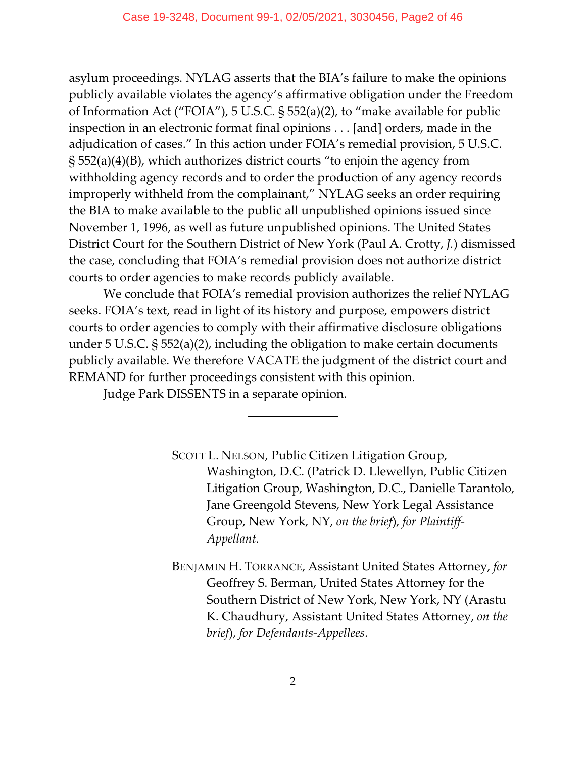asylum proceedings. NYLAG asserts that the BIA's failure to make the opinions publicly available violates the agency's affirmative obligation under the Freedom of Information Act ("FOIA"), 5 U.S.C. § 552(a)(2), to "make available for public inspection in an electronic format final opinions . . . [and] orders, made in the adjudication of cases." In this action under FOIA's remedial provision, 5 U.S.C. § 552(a)(4)(B), which authorizes district courts "to enjoin the agency from withholding agency records and to order the production of any agency records improperly withheld from the complainant," NYLAG seeks an order requiring the BIA to make available to the public all unpublished opinions issued since November 1, 1996, as well as future unpublished opinions. The United States District Court for the Southern District of New York (Paul A. Crotty, *J.*) dismissed the case, concluding that FOIA's remedial provision does not authorize district courts to order agencies to make records publicly available.

We conclude that FOIA's remedial provision authorizes the relief NYLAG seeks. FOIA's text, read in light of its history and purpose, empowers district courts to order agencies to comply with their affirmative disclosure obligations under 5 U.S.C. § 552(a)(2), including the obligation to make certain documents publicly available. We therefore VACATE the judgment of the district court and REMAND for further proceedings consistent with this opinion.

Judge Park DISSENTS in a separate opinion.

---

SCOTT L. NELSON, Public Citizen Litigation Group, Washington, D.C. (Patrick D. Llewellyn, Public Citizen Litigation Group, Washington, D.C., Danielle Tarantolo, Jane Greengold Stevens, New York Legal Assistance Group, New York, NY, *on the brief*), *for Plaintiff-Appellant.*

BENJAMIN H. TORRANCE, Assistant United States Attorney, *for* Geoffrey S. Berman, United States Attorney for the Southern District of New York, New York, NY (Arastu K. Chaudhury, Assistant United States Attorney, *on the brief*), *for Defendants-Appellees.*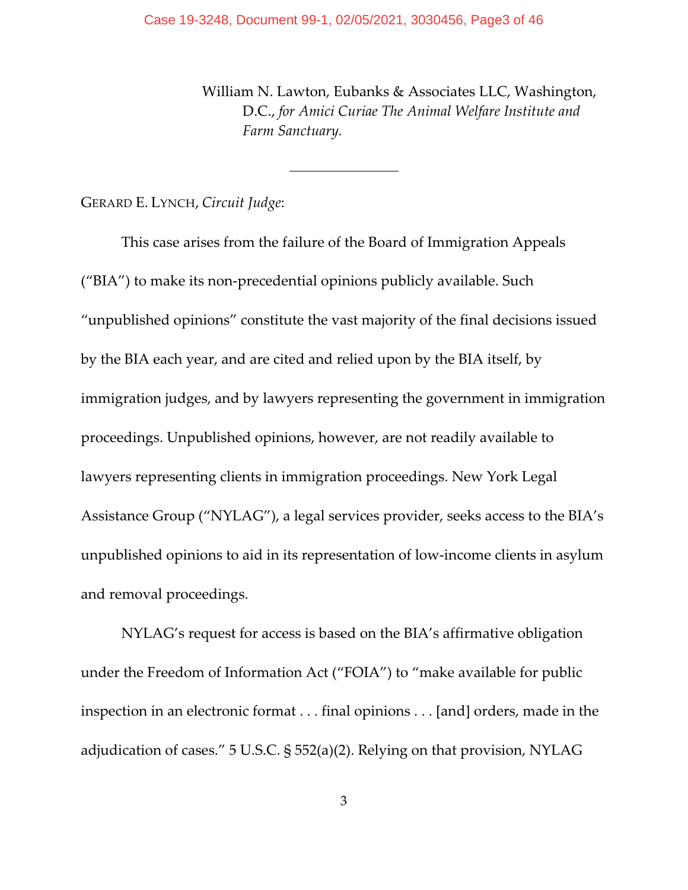William N. Lawton, Eubanks & Associates LLC, Washington, D.C., *for Amici Curiae The Animal Welfare Institute and Farm Sanctuary.*

---

GERARD E. LYNCH, *Circuit Judge*:

This case arises from the failure of the Board of Immigration Appeals ("BIA") to make its non-precedential opinions publicly available. Such "unpublished opinions" constitute the vast majority of the final decisions issued by the BIA each year, and are cited and relied upon by the BIA itself, by immigration judges, and by lawyers representing the government in immigration proceedings. Unpublished opinions, however, are not readily available to lawyers representing clients in immigration proceedings. New York Legal Assistance Group ("NYLAG"), a legal services provider, seeks access to the BIA's unpublished opinions to aid in its representation of low-income clients in asylum and removal proceedings.

NYLAG's request for access is based on the BIA's affirmative obligation under the Freedom of Information Act ("FOIA") to "make available for public inspection in an electronic format . . . final opinions . . . [and] orders, made in the adjudication of cases." 5 U.S.C. § 552(a)(2). Relying on that provision, NYLAG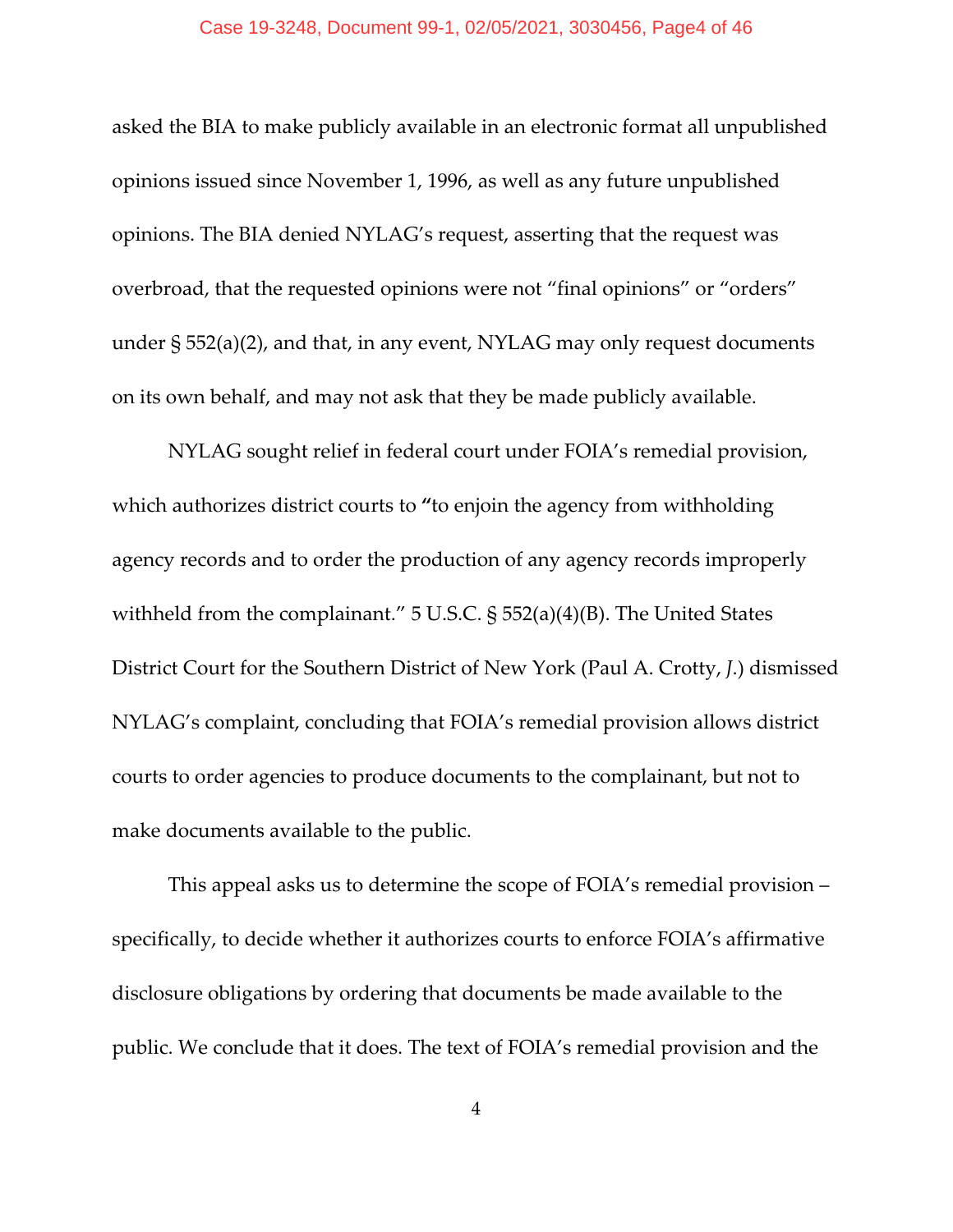asked the BIA to make publicly available in an electronic format all unpublished opinions issued since November 1, 1996, as well as any future unpublished opinions. The BIA denied NYLAG's request, asserting that the request was overbroad, that the requested opinions were not "final opinions" or "orders" under § 552(a)(2), and that, in any event, NYLAG may only request documents on its own behalf, and may not ask that they be made publicly available.

NYLAG sought relief in federal court under FOIA's remedial provision, which authorizes district courts to **"**to enjoin the agency from withholding agency records and to order the production of any agency records improperly withheld from the complainant." 5 U.S.C. § 552(a)(4)(B). The United States District Court for the Southern District of New York (Paul A. Crotty, *J.*) dismissed NYLAG's complaint, concluding that FOIA's remedial provision allows district courts to order agencies to produce documents to the complainant, but not to make documents available to the public.

This appeal asks us to determine the scope of FOIA's remedial provision – specifically, to decide whether it authorizes courts to enforce FOIA's affirmative disclosure obligations by ordering that documents be made available to the public. We conclude that it does. The text of FOIA's remedial provision and the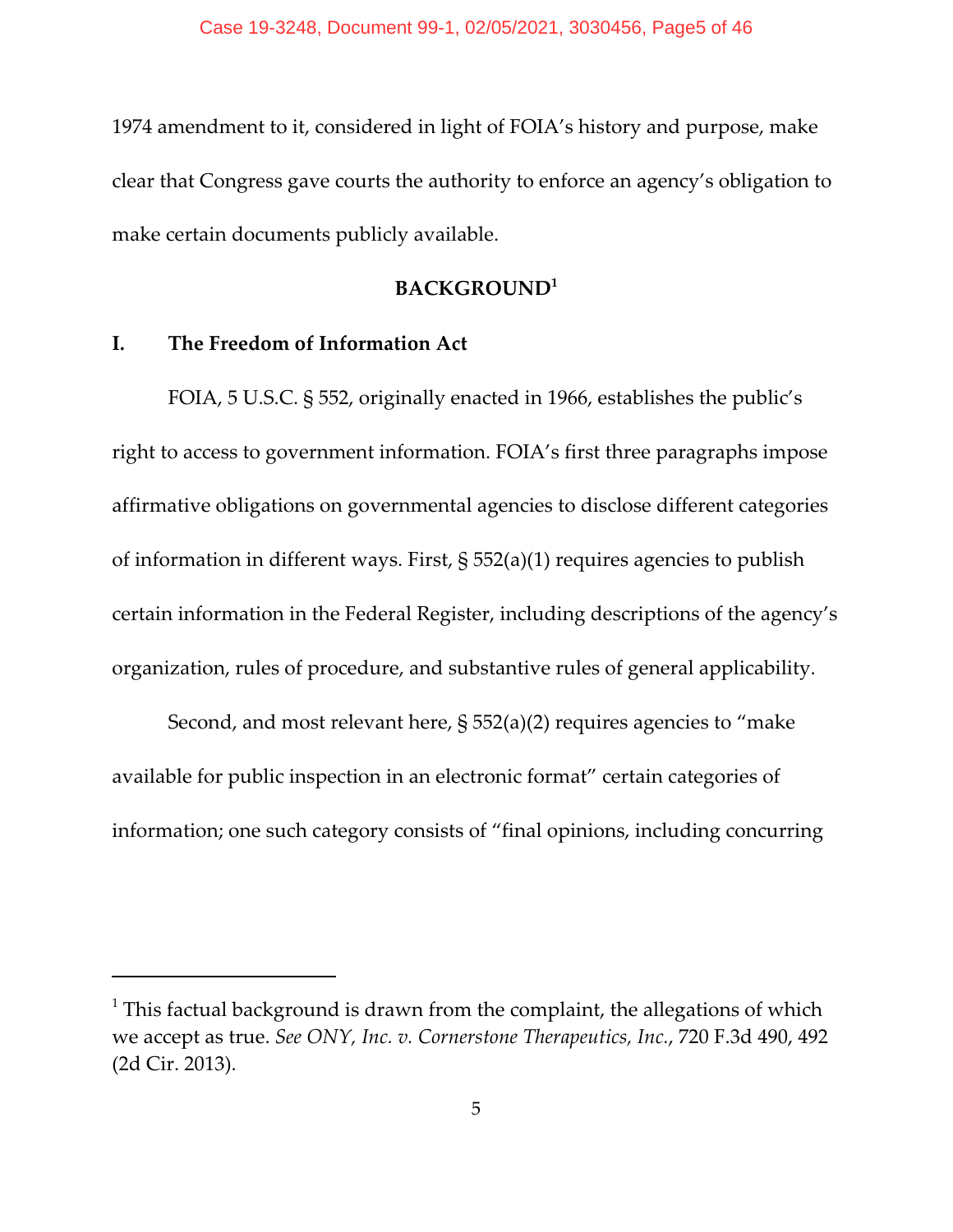1974 amendment to it, considered in light of FOIA's history and purpose, make clear that Congress gave courts the authority to enforce an agency's obligation to make certain documents publicly available.

## BACKGROUND[1]

### I. The Freedom of Information Act

FOIA, 5 U.S.C. § 552, originally enacted in 1966, establishes the public's right to access to government information. FOIA's first three paragraphs impose affirmative obligations on governmental agencies to disclose different categories of information in different ways. First, § 552(a)(1) requires agencies to publish certain information in the Federal Register, including descriptions of the agency's organization, rules of procedure, and substantive rules of general applicability.

Second, and most relevant here, § 552(a)(2) requires agencies to "make available for public inspection in an electronic format" certain categories of information; one such category consists of "final opinions, including concurring

---

[1] This factual background is drawn from the complaint, the allegations of which we accept as true. *See ONY, Inc. v. Cornerstone Therapeutics, Inc.*, 720 F.3d 490, 492 (2d Cir. 2013).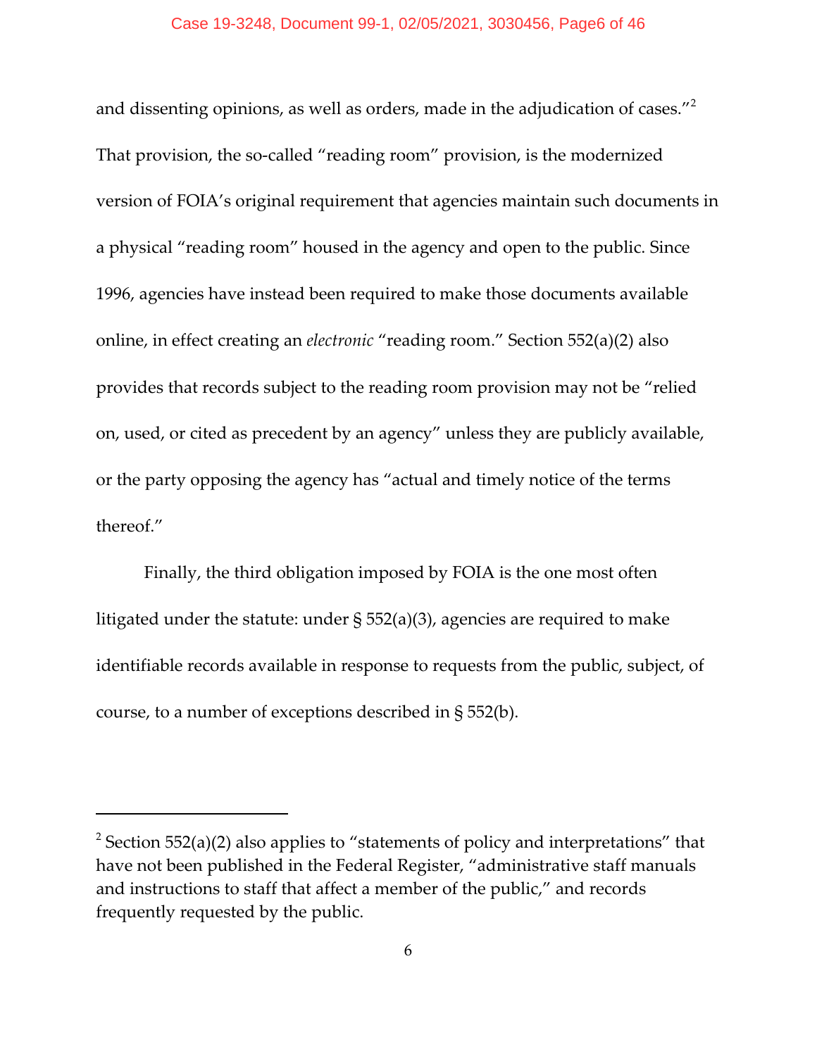and dissenting opinions, as well as orders, made in the adjudication of cases."[2] That provision, the so-called "reading room" provision, is the modernized version of FOIA's original requirement that agencies maintain such documents in a physical "reading room" housed in the agency and open to the public. Since 1996, agencies have instead been required to make those documents available online, in effect creating an *electronic* "reading room." Section 552(a)(2) also provides that records subject to the reading room provision may not be "relied on, used, or cited as precedent by an agency" unless they are publicly available, or the party opposing the agency has "actual and timely notice of the terms thereof."

Finally, the third obligation imposed by FOIA is the one most often litigated under the statute: under § 552(a)(3), agencies are required to make identifiable records available in response to requests from the public, subject, of course, to a number of exceptions described in § 552(b).

---

[2] Section 552(a)(2) also applies to "statements of policy and interpretations" that have not been published in the Federal Register, "administrative staff manuals and instructions to staff that affect a member of the public," and records frequently requested by the public.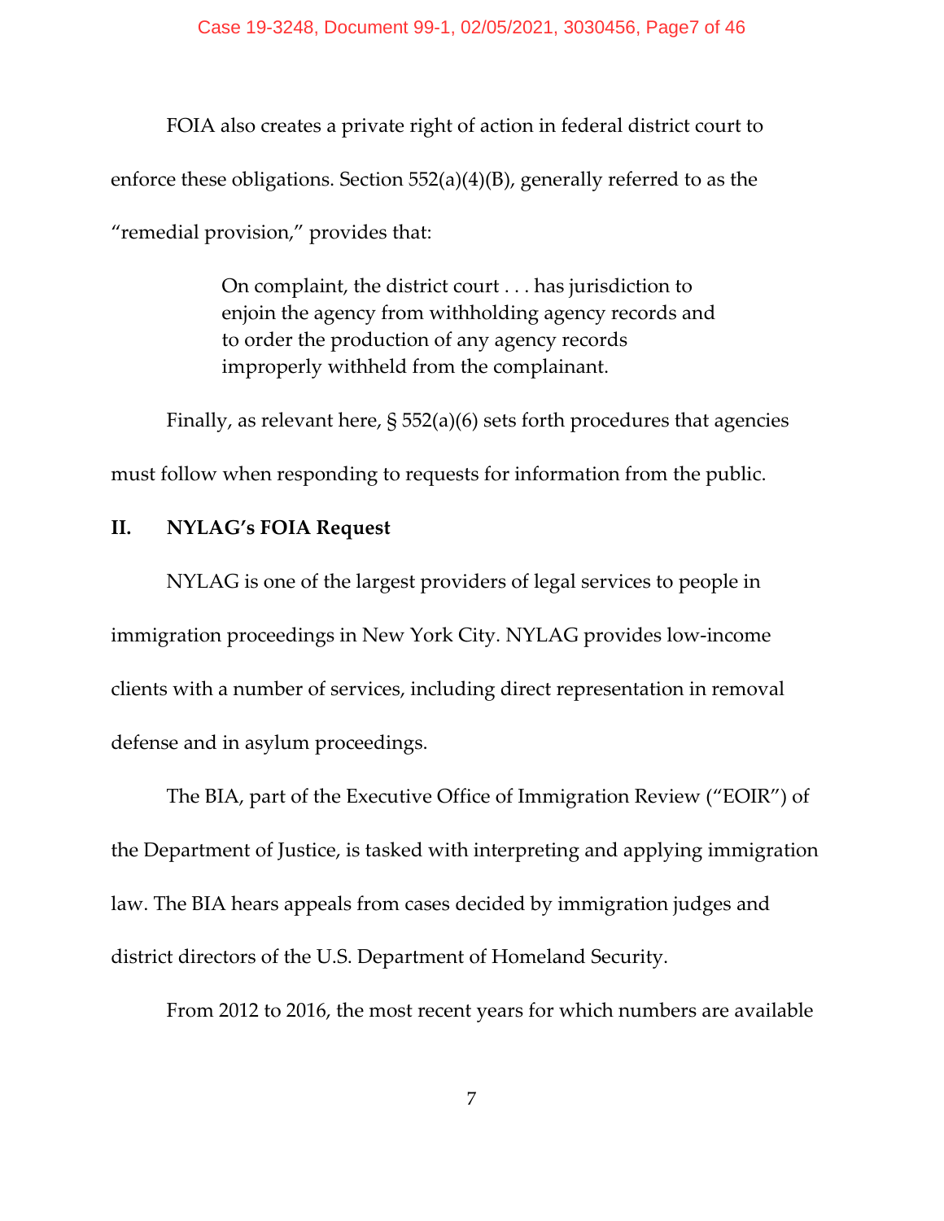FOIA also creates a private right of action in federal district court to enforce these obligations. Section 552(a)(4)(B), generally referred to as the "remedial provision," provides that:

> On complaint, the district court . . . has jurisdiction to enjoin the agency from withholding agency records and to order the production of any agency records improperly withheld from the complainant.

Finally, as relevant here, § 552(a)(6) sets forth procedures that agencies must follow when responding to requests for information from the public.

## II. NYLAG's FOIA Request

NYLAG is one of the largest providers of legal services to people in immigration proceedings in New York City. NYLAG provides low-income clients with a number of services, including direct representation in removal defense and in asylum proceedings.

The BIA, part of the Executive Office of Immigration Review ("EOIR") of the Department of Justice, is tasked with interpreting and applying immigration law. The BIA hears appeals from cases decided by immigration judges and district directors of the U.S. Department of Homeland Security.

From 2012 to 2016, the most recent years for which numbers are available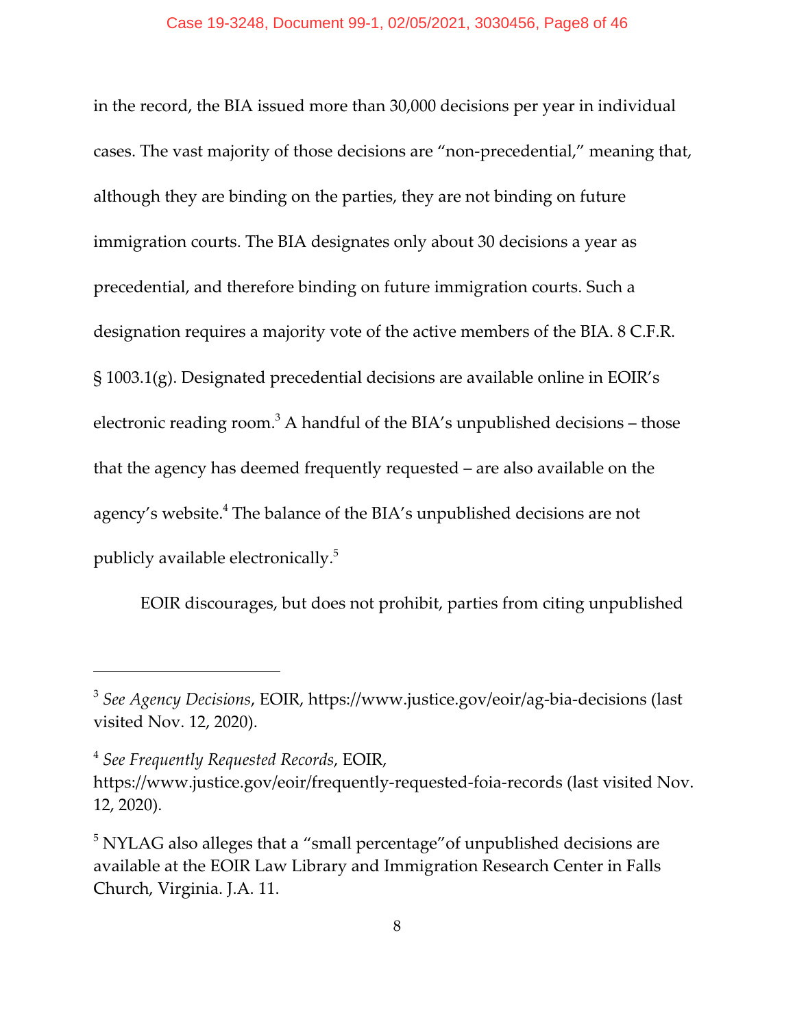in the record, the BIA issued more than 30,000 decisions per year in individual cases. The vast majority of those decisions are "non-precedential," meaning that, although they are binding on the parties, they are not binding on future immigration courts. The BIA designates only about 30 decisions a year as precedential, and therefore binding on future immigration courts. Such a designation requires a majority vote of the active members of the BIA. 8 C.F.R. § 1003.1(g). Designated precedential decisions are available online in EOIR's electronic reading room.[3] A handful of the BIA's unpublished decisions – those that the agency has deemed frequently requested – are also available on the agency's website.[4] The balance of the BIA's unpublished decisions are not publicly available electronically.[5]

EOIR discourages, but does not prohibit, parties from citing unpublished

---

[3] *See Agency Decisions*, EOIR, https://www.justice.gov/eoir/ag-bia-decisions (last visited Nov. 12, 2020).

[4] *See Frequently Requested Records*, EOIR, https://www.justice.gov/eoir/frequently-requested-foia-records (last visited Nov. 12, 2020).

[5] NYLAG also alleges that a "small percentage"of unpublished decisions are available at the EOIR Law Library and Immigration Research Center in Falls Church, Virginia. J.A. 11.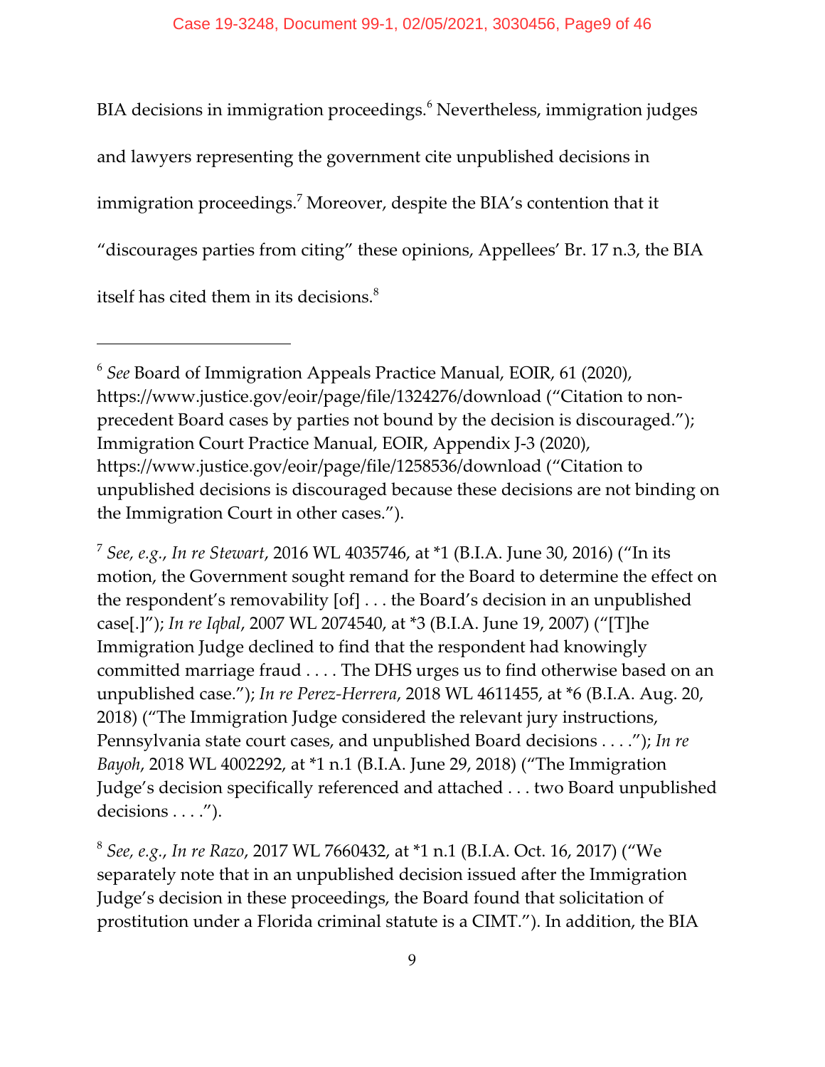BIA decisions in immigration proceedings.[6] Nevertheless, immigration judges and lawyers representing the government cite unpublished decisions in immigration proceedings.[7] Moreover, despite the BIA's contention that it "discourages parties from citing" these opinions, Appellees' Br. 17 n.3, the BIA itself has cited them in its decisions.[8]

---

[6] *See* Board of Immigration Appeals Practice Manual, EOIR, 61 (2020), https://www.justice.gov/eoir/page/file/1324276/download ("Citation to non-precedent Board cases by parties not bound by the decision is discouraged."); Immigration Court Practice Manual, EOIR, Appendix J-3 (2020), https://www.justice.gov/eoir/page/file/1258536/download ("Citation to unpublished decisions is discouraged because these decisions are not binding on the Immigration Court in other cases.").

[7] *See, e.g.*, *In re Stewart*, 2016 WL 4035746, at *1 (B.I.A. June 30, 2016) ("In its motion, the Government sought remand for the Board to determine the effect on the respondent's removability [of] . . . the Board's decision in an unpublished case[.]"); *In re Iqbal*, 2007 WL 2074540, at *3 (B.I.A. June 19, 2007) ("[T]he Immigration Judge declined to find that the respondent had knowingly committed marriage fraud . . . . The DHS urges us to find otherwise based on an unpublished case."); *In re Perez-Herrera*, 2018 WL 4611455, at *6 (B.I.A. Aug. 20, 2018) ("The Immigration Judge considered the relevant jury instructions, Pennsylvania state court cases, and unpublished Board decisions . . . ."); *In re Bayoh*, 2018 WL 4002292, at *1 n.1 (B.I.A. June 29, 2018) ("The Immigration Judge's decision specifically referenced and attached . . . two Board unpublished decisions . . . .").

[8] *See, e.g.*, *In re Razo*, 2017 WL 7660432, at *1 n.1 (B.I.A. Oct. 16, 2017) ("We separately note that in an unpublished decision issued after the Immigration Judge's decision in these proceedings, the Board found that solicitation of prostitution under a Florida criminal statute is a CIMT."). In addition, the BIA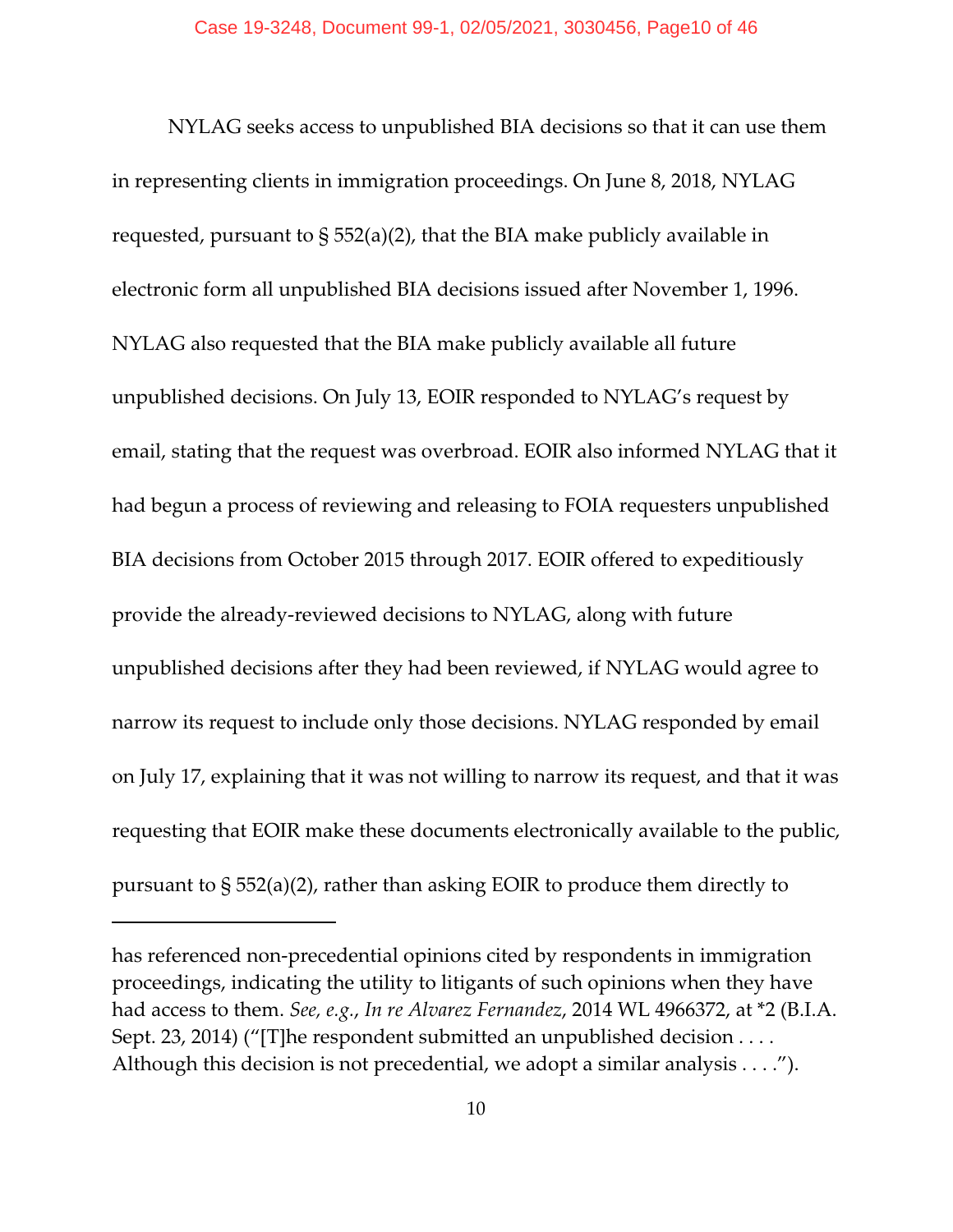NYLAG seeks access to unpublished BIA decisions so that it can use them in representing clients in immigration proceedings. On June 8, 2018, NYLAG requested, pursuant to § 552(a)(2), that the BIA make publicly available in electronic form all unpublished BIA decisions issued after November 1, 1996. NYLAG also requested that the BIA make publicly available all future unpublished decisions. On July 13, EOIR responded to NYLAG's request by email, stating that the request was overbroad. EOIR also informed NYLAG that it had begun a process of reviewing and releasing to FOIA requesters unpublished BIA decisions from October 2015 through 2017. EOIR offered to expeditiously provide the already-reviewed decisions to NYLAG, along with future unpublished decisions after they had been reviewed, if NYLAG would agree to narrow its request to include only those decisions. NYLAG responded by email on July 17, explaining that it was not willing to narrow its request, and that it was requesting that EOIR make these documents electronically available to the public, pursuant to § 552(a)(2), rather than asking EOIR to produce them directly to

---

has referenced non-precedential opinions cited by respondents in immigration proceedings, indicating the utility to litigants of such opinions when they have had access to them. *See, e.g.*, *In re Alvarez Fernandez*, 2014 WL 4966372, at *2 (B.I.A. Sept. 23, 2014) ("[T]he respondent submitted an unpublished decision . . . . Although this decision is not precedential, we adopt a similar analysis . . . .").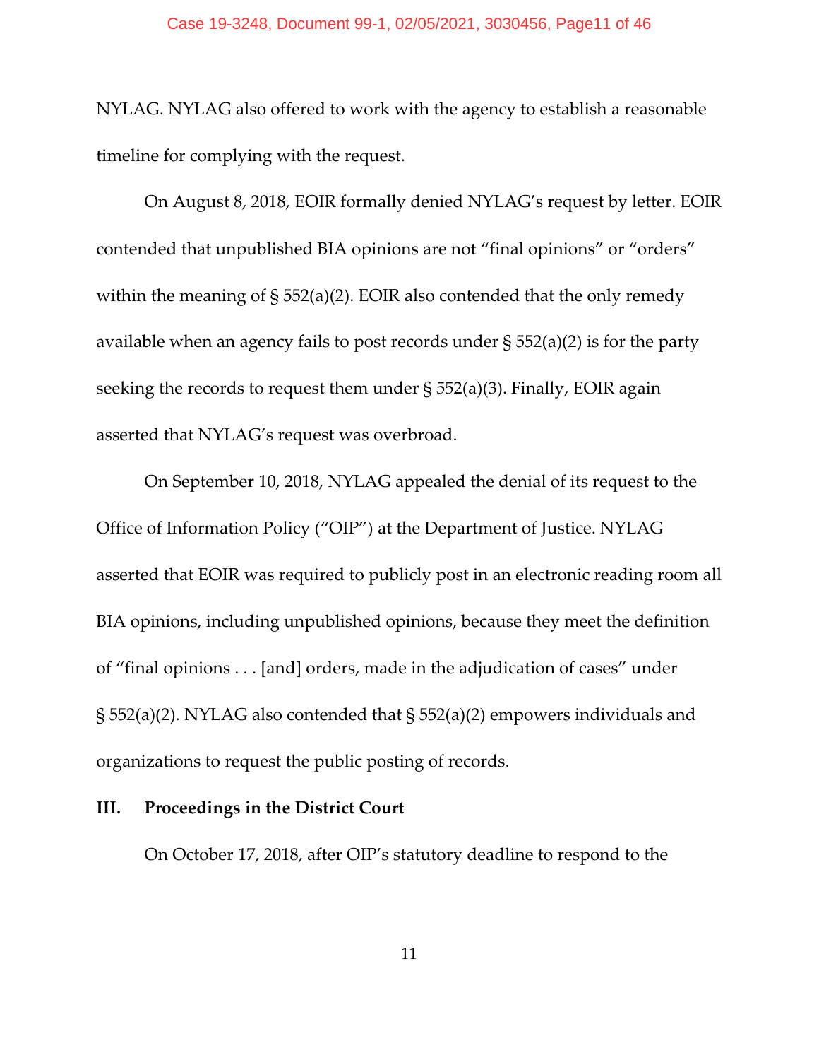NYLAG. NYLAG also offered to work with the agency to establish a reasonable timeline for complying with the request.

On August 8, 2018, EOIR formally denied NYLAG's request by letter. EOIR contended that unpublished BIA opinions are not "final opinions" or "orders" within the meaning of § 552(a)(2). EOIR also contended that the only remedy available when an agency fails to post records under § 552(a)(2) is for the party seeking the records to request them under § 552(a)(3). Finally, EOIR again asserted that NYLAG's request was overbroad.

On September 10, 2018, NYLAG appealed the denial of its request to the Office of Information Policy ("OIP") at the Department of Justice. NYLAG asserted that EOIR was required to publicly post in an electronic reading room all BIA opinions, including unpublished opinions, because they meet the definition of "final opinions . . . [and] orders, made in the adjudication of cases" under § 552(a)(2). NYLAG also contended that § 552(a)(2) empowers individuals and organizations to request the public posting of records.

## III. Proceedings in the District Court

On October 17, 2018, after OIP's statutory deadline to respond to the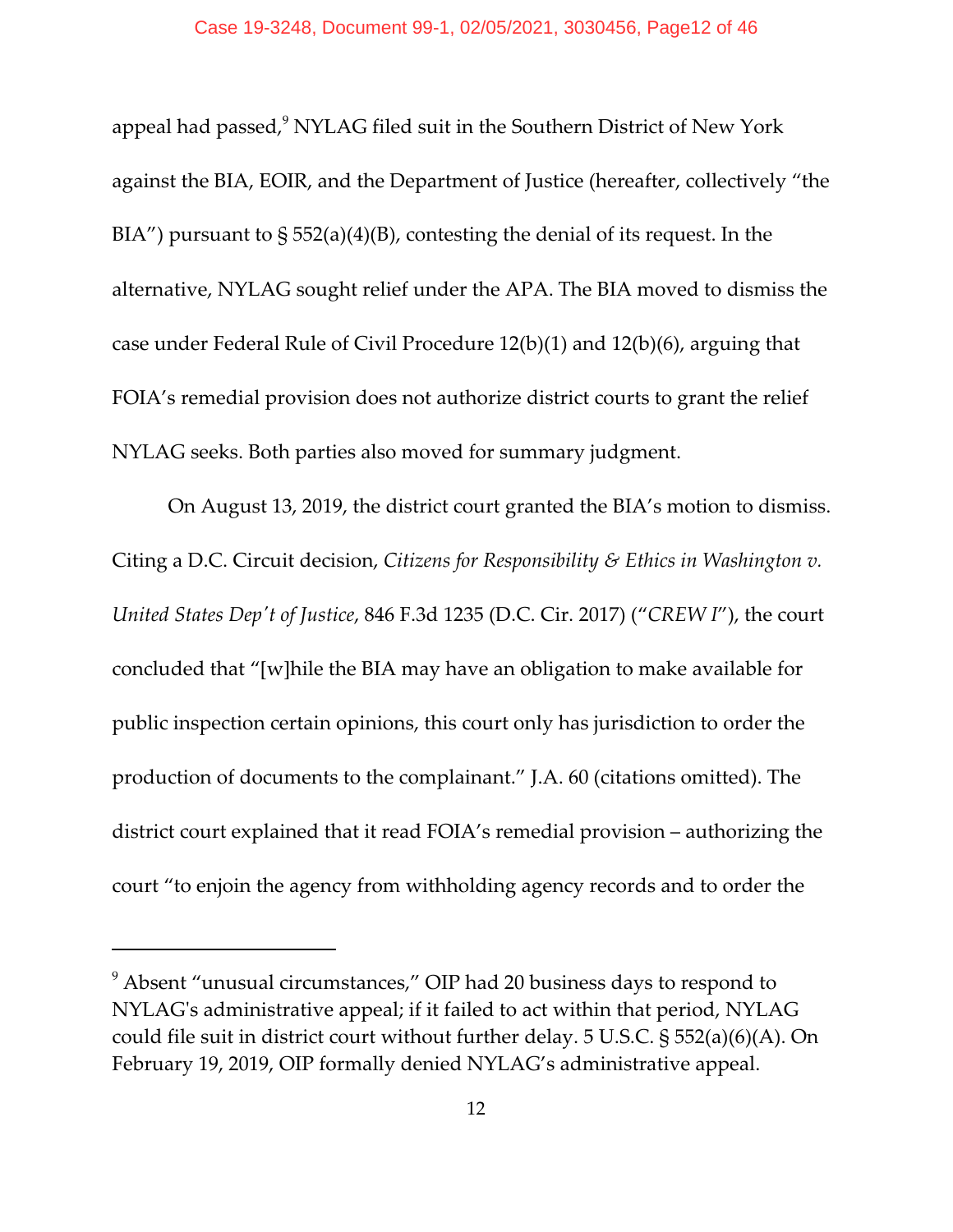appeal had passed,[9] NYLAG filed suit in the Southern District of New York against the BIA, EOIR, and the Department of Justice (hereafter, collectively "the BIA") pursuant to § 552(a)(4)(B), contesting the denial of its request. In the alternative, NYLAG sought relief under the APA. The BIA moved to dismiss the case under Federal Rule of Civil Procedure 12(b)(1) and 12(b)(6), arguing that FOIA's remedial provision does not authorize district courts to grant the relief NYLAG seeks. Both parties also moved for summary judgment.

On August 13, 2019, the district court granted the BIA's motion to dismiss. Citing a D.C. Circuit decision, *Citizens for Responsibility & Ethics in Washington v. United States Dep't of Justice*, 846 F.3d 1235 (D.C. Cir. 2017) ("*CREW I*"), the court concluded that "[w]hile the BIA may have an obligation to make available for public inspection certain opinions, this court only has jurisdiction to order the production of documents to the complainant." J.A. 60 (citations omitted). The district court explained that it read FOIA's remedial provision – authorizing the court "to enjoin the agency from withholding agency records and to order the

---

[9] Absent "unusual circumstances," OIP had 20 business days to respond to NYLAG's administrative appeal; if it failed to act within that period, NYLAG could file suit in district court without further delay. 5 U.S.C. § 552(a)(6)(A). On February 19, 2019, OIP formally denied NYLAG's administrative appeal.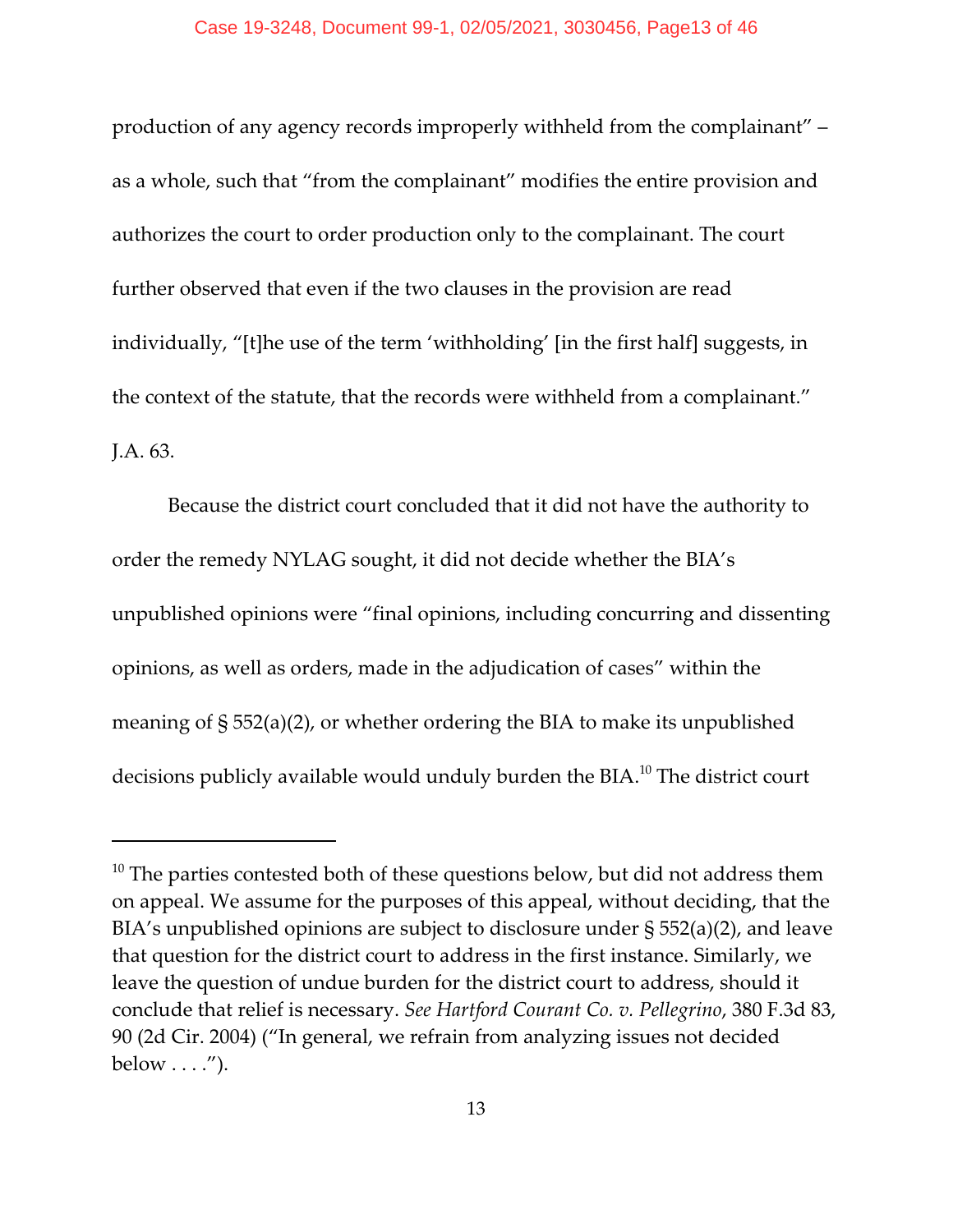production of any agency records improperly withheld from the complainant" – as a whole, such that "from the complainant" modifies the entire provision and authorizes the court to order production only to the complainant. The court further observed that even if the two clauses in the provision are read individually, "[t]he use of the term 'withholding' [in the first half] suggests, in the context of the statute, that the records were withheld from a complainant." J.A. 63.

Because the district court concluded that it did not have the authority to order the remedy NYLAG sought, it did not decide whether the BIA's unpublished opinions were "final opinions, including concurring and dissenting opinions, as well as orders, made in the adjudication of cases" within the meaning of § 552(a)(2), or whether ordering the BIA to make its unpublished decisions publicly available would unduly burden the BIA.[10] The district court

---

[10] The parties contested both of these questions below, but did not address them on appeal. We assume for the purposes of this appeal, without deciding, that the BIA's unpublished opinions are subject to disclosure under § 552(a)(2), and leave that question for the district court to address in the first instance. Similarly, we leave the question of undue burden for the district court to address, should it conclude that relief is necessary. *See Hartford Courant Co. v. Pellegrino*, 380 F.3d 83, 90 (2d Cir. 2004) ("In general, we refrain from analyzing issues not decided below . . . .").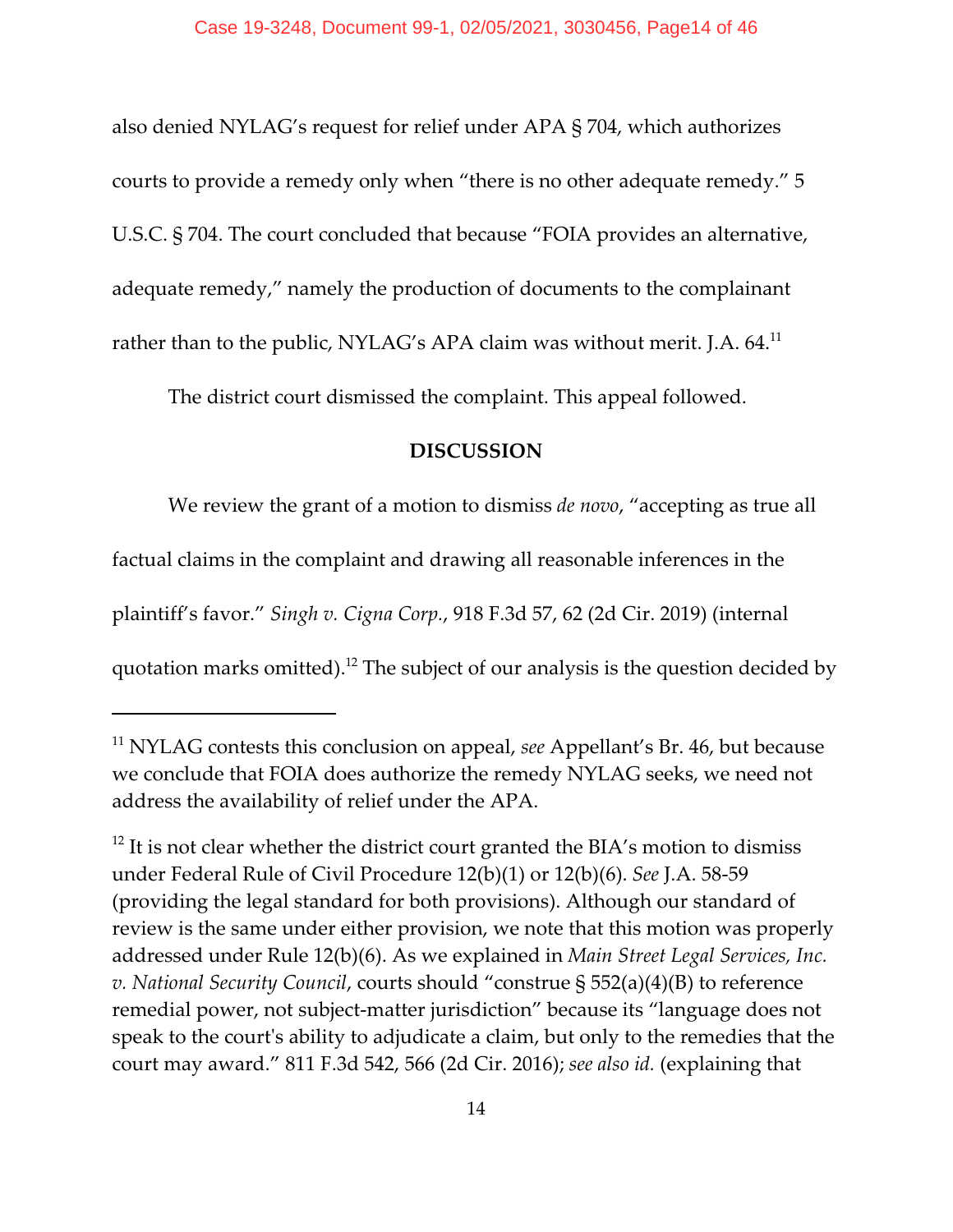also denied NYLAG's request for relief under APA § 704, which authorizes courts to provide a remedy only when "there is no other adequate remedy." 5 U.S.C. § 704. The court concluded that because "FOIA provides an alternative, adequate remedy," namely the production of documents to the complainant rather than to the public, NYLAG's APA claim was without merit. J.A. 64.[11]

The district court dismissed the complaint. This appeal followed.

**DISCUSSION**

We review the grant of a motion to dismiss *de novo*, "accepting as true all factual claims in the complaint and drawing all reasonable inferences in the plaintiff's favor." *Singh v. Cigna Corp.*, 918 F.3d 57, 62 (2d Cir. 2019) (internal quotation marks omitted).[12] The subject of our analysis is the question decided by

---

[11] NYLAG contests this conclusion on appeal, *see* Appellant's Br. 46, but because we conclude that FOIA does authorize the remedy NYLAG seeks, we need not address the availability of relief under the APA.

[12] It is not clear whether the district court granted the BIA's motion to dismiss under Federal Rule of Civil Procedure 12(b)(1) or 12(b)(6). *See* J.A. 58-59 (providing the legal standard for both provisions). Although our standard of review is the same under either provision, we note that this motion was properly addressed under Rule 12(b)(6). As we explained in *Main Street Legal Services, Inc. v. National Security Council*, courts should "construe § 552(a)(4)(B) to reference remedial power, not subject-matter jurisdiction" because its "language does not speak to the court's ability to adjudicate a claim, but only to the remedies that the court may award." 811 F.3d 542, 566 (2d Cir. 2016); *see also id.* (explaining that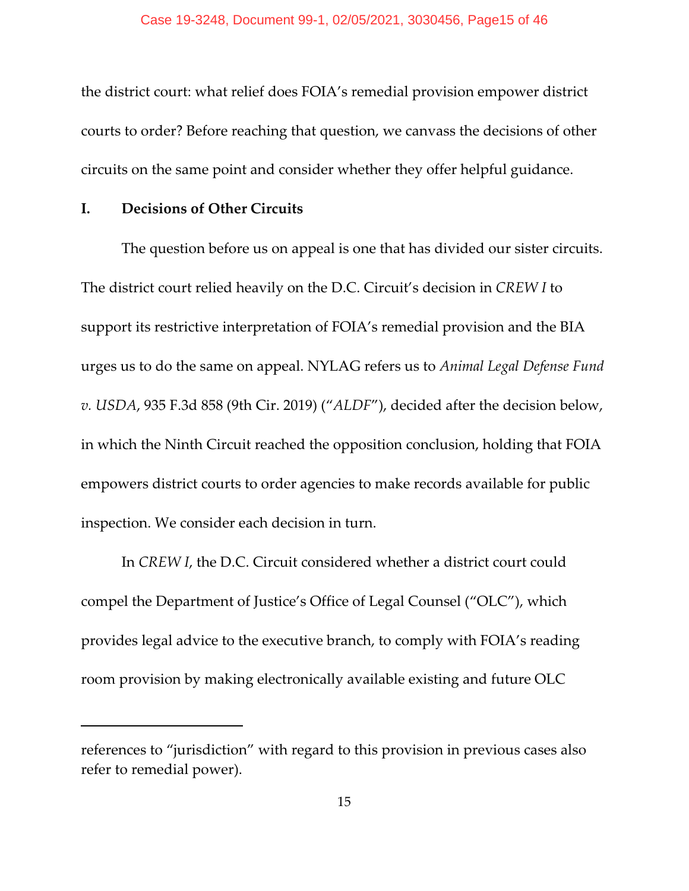the district court: what relief does FOIA's remedial provision empower district courts to order? Before reaching that question, we canvass the decisions of other circuits on the same point and consider whether they offer helpful guidance.

## I. Decisions of Other Circuits

The question before us on appeal is one that has divided our sister circuits. The district court relied heavily on the D.C. Circuit's decision in *CREW I* to support its restrictive interpretation of FOIA's remedial provision and the BIA urges us to do the same on appeal. NYLAG refers us to *Animal Legal Defense Fund v. USDA*, 935 F.3d 858 (9th Cir. 2019) ("*ALDF*"), decided after the decision below, in which the Ninth Circuit reached the opposition conclusion, holding that FOIA empowers district courts to order agencies to make records available for public inspection. We consider each decision in turn.

In *CREW I*, the D.C. Circuit considered whether a district court could compel the Department of Justice's Office of Legal Counsel ("OLC"), which provides legal advice to the executive branch, to comply with FOIA's reading room provision by making electronically available existing and future OLC

---

references to "jurisdiction" with regard to this provision in previous cases also refer to remedial power).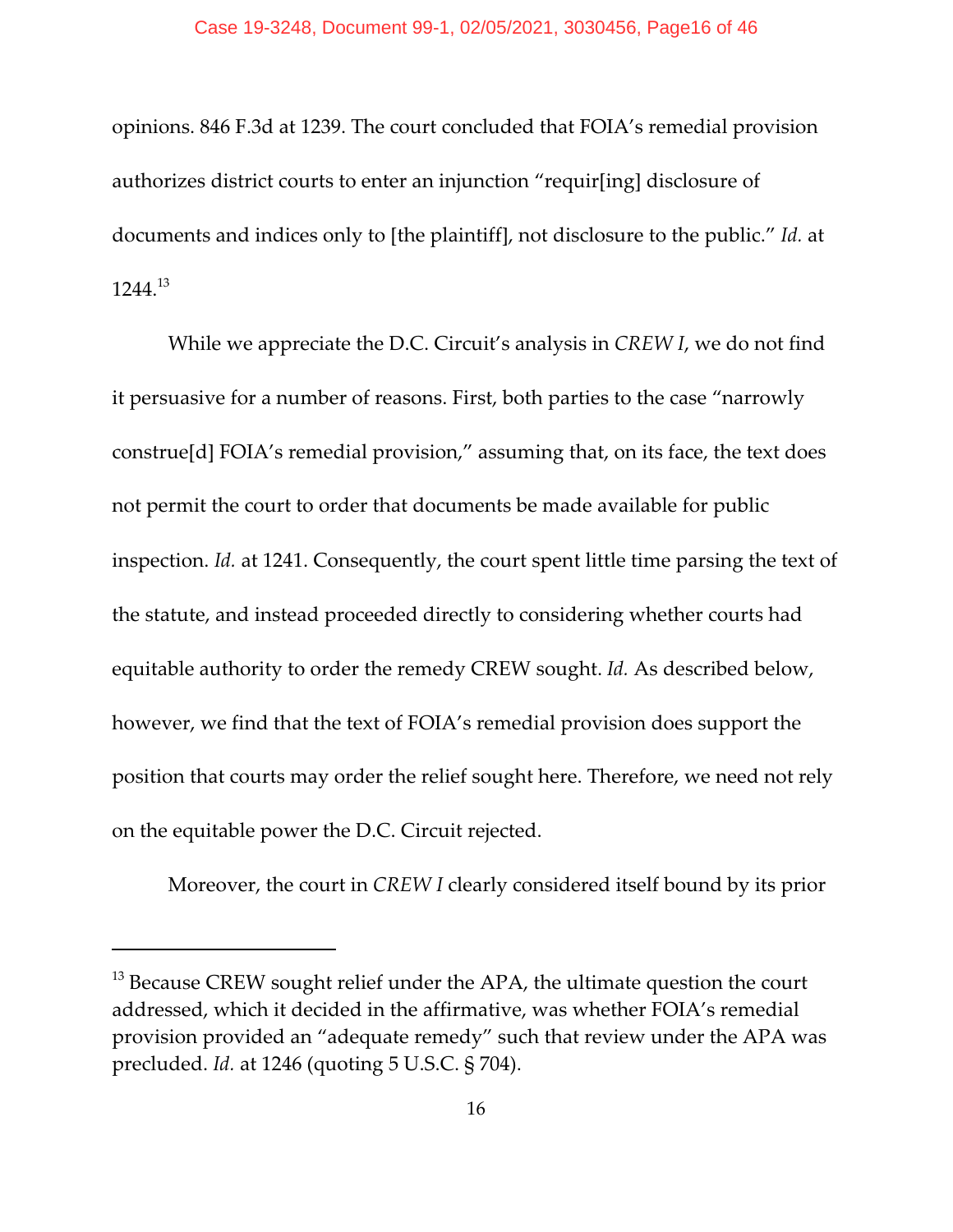opinions. 846 F.3d at 1239. The court concluded that FOIA's remedial provision authorizes district courts to enter an injunction "requir[ing] disclosure of documents and indices only to [the plaintiff], not disclosure to the public." *Id.* at 1244.[13]

While we appreciate the D.C. Circuit's analysis in *CREW I*, we do not find it persuasive for a number of reasons. First, both parties to the case "narrowly construe[d] FOIA's remedial provision," assuming that, on its face, the text does not permit the court to order that documents be made available for public inspection. *Id.* at 1241. Consequently, the court spent little time parsing the text of the statute, and instead proceeded directly to considering whether courts had equitable authority to order the remedy CREW sought. *Id.* As described below, however, we find that the text of FOIA's remedial provision does support the position that courts may order the relief sought here. Therefore, we need not rely on the equitable power the D.C. Circuit rejected.

Moreover, the court in *CREW I* clearly considered itself bound by its prior

---

[13] Because CREW sought relief under the APA, the ultimate question the court addressed, which it decided in the affirmative, was whether FOIA's remedial provision provided an "adequate remedy" such that review under the APA was precluded. *Id.* at 1246 (quoting 5 U.S.C. § 704).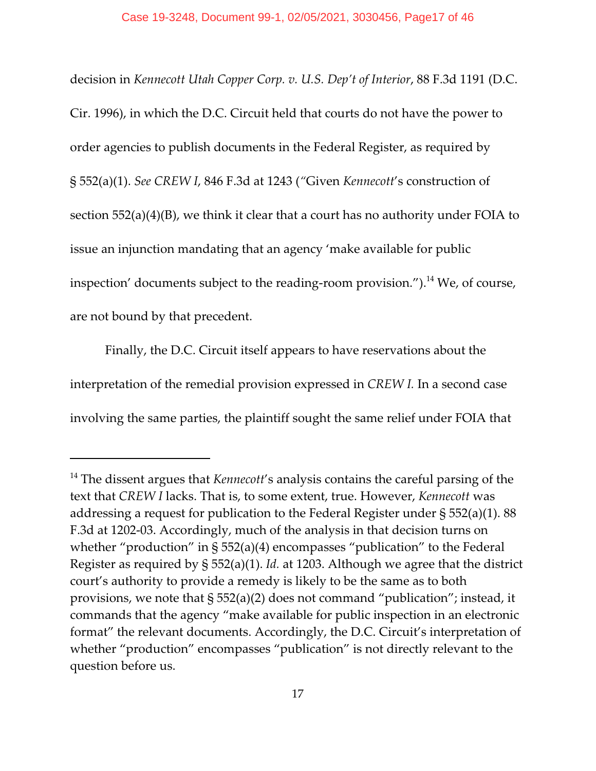decision in *Kennecott Utah Copper Corp. v. U.S. Dep't of Interior*, 88 F.3d 1191 (D.C. Cir. 1996), in which the D.C. Circuit held that courts do not have the power to order agencies to publish documents in the Federal Register, as required by § 552(a)(1). *See CREW I*, 846 F.3d at 1243 ("Given *Kennecott*'s construction of section 552(a)(4)(B), we think it clear that a court has no authority under FOIA to issue an injunction mandating that an agency 'make available for public inspection' documents subject to the reading-room provision.").[14] We, of course, are not bound by that precedent.

Finally, the D.C. Circuit itself appears to have reservations about the interpretation of the remedial provision expressed in *CREW I.* In a second case involving the same parties, the plaintiff sought the same relief under FOIA that

---

[14] The dissent argues that *Kennecott*'s analysis contains the careful parsing of the text that *CREW I* lacks. That is, to some extent, true. However, *Kennecott* was addressing a request for publication to the Federal Register under § 552(a)(1). 88 F.3d at 1202-03. Accordingly, much of the analysis in that decision turns on whether "production" in § 552(a)(4) encompasses "publication" to the Federal Register as required by § 552(a)(1). *Id.* at 1203. Although we agree that the district court's authority to provide a remedy is likely to be the same as to both provisions, we note that § 552(a)(2) does not command "publication"; instead, it commands that the agency "make available for public inspection in an electronic format" the relevant documents. Accordingly, the D.C. Circuit's interpretation of whether "production" encompasses "publication" is not directly relevant to the question before us.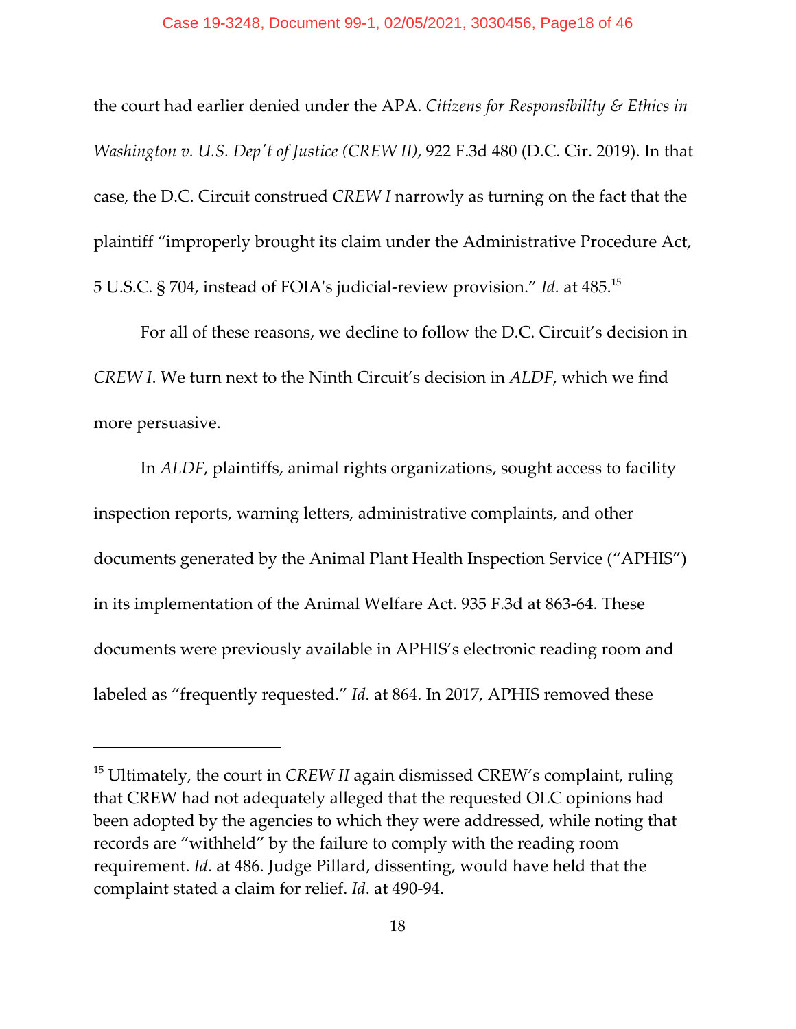the court had earlier denied under the APA. *Citizens for Responsibility & Ethics in Washington v. U.S. Dep't of Justice (CREW II)*, 922 F.3d 480 (D.C. Cir. 2019). In that case, the D.C. Circuit construed *CREW I* narrowly as turning on the fact that the plaintiff "improperly brought its claim under the Administrative Procedure Act, 5 U.S.C. § 704, instead of FOIA's judicial-review provision." *Id.* at 485.[15]

For all of these reasons, we decline to follow the D.C. Circuit's decision in *CREW I*. We turn next to the Ninth Circuit's decision in *ALDF*, which we find more persuasive.

In *ALDF*, plaintiffs, animal rights organizations, sought access to facility inspection reports, warning letters, administrative complaints, and other documents generated by the Animal Plant Health Inspection Service ("APHIS") in its implementation of the Animal Welfare Act. 935 F.3d at 863-64. These documents were previously available in APHIS's electronic reading room and labeled as "frequently requested." *Id.* at 864. In 2017, APHIS removed these

---

[15] Ultimately, the court in *CREW II* again dismissed CREW's complaint, ruling that CREW had not adequately alleged that the requested OLC opinions had been adopted by the agencies to which they were addressed, while noting that records are "withheld" by the failure to comply with the reading room requirement. *Id*. at 486. Judge Pillard, dissenting, would have held that the complaint stated a claim for relief. *Id*. at 490-94.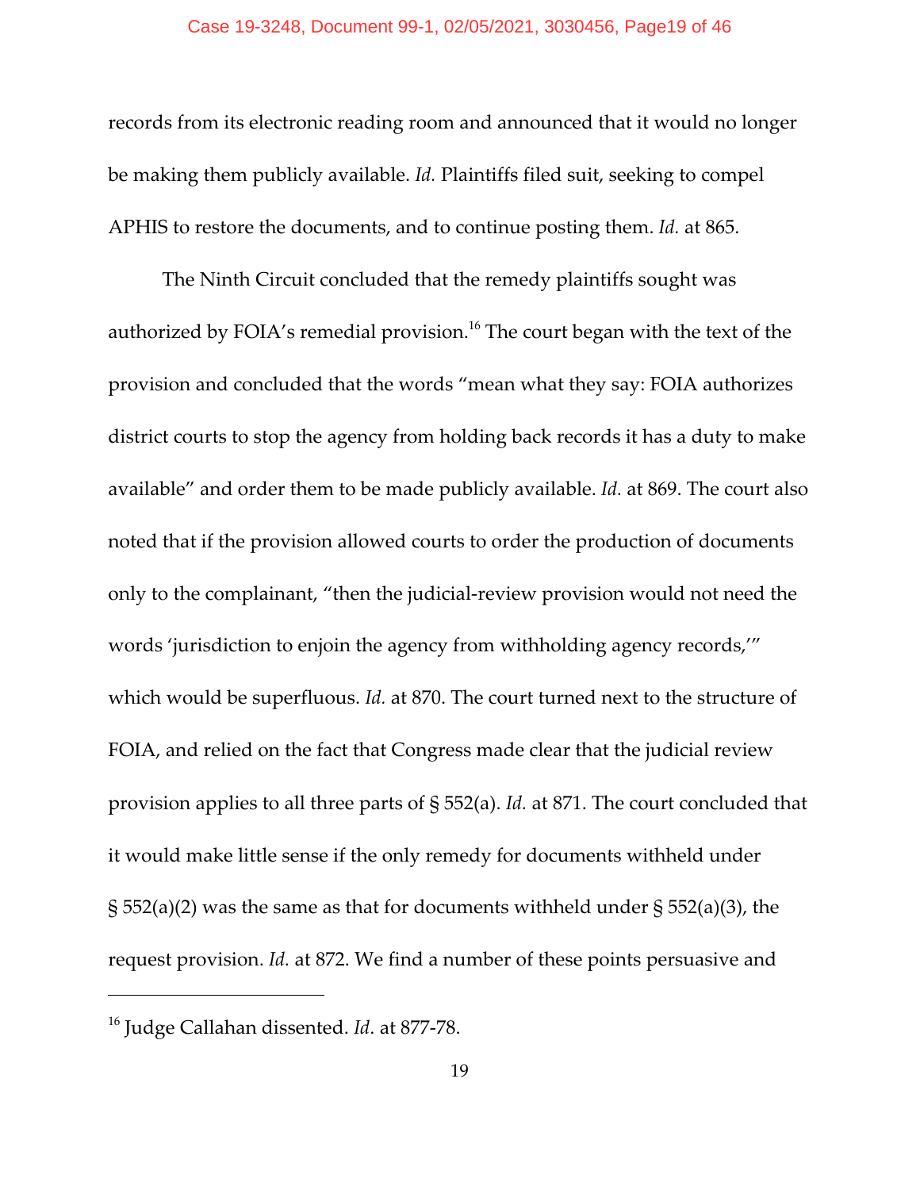records from its electronic reading room and announced that it would no longer be making them publicly available. *Id.* Plaintiffs filed suit, seeking to compel APHIS to restore the documents, and to continue posting them. *Id.* at 865.

The Ninth Circuit concluded that the remedy plaintiffs sought was authorized by FOIA's remedial provision.[16] The court began with the text of the provision and concluded that the words "mean what they say: FOIA authorizes district courts to stop the agency from holding back records it has a duty to make available" and order them to be made publicly available. *Id.* at 869. The court also noted that if the provision allowed courts to order the production of documents only to the complainant, "then the judicial-review provision would not need the words 'jurisdiction to enjoin the agency from withholding agency records,'" which would be superfluous. *Id.* at 870. The court turned next to the structure of FOIA, and relied on the fact that Congress made clear that the judicial review provision applies to all three parts of § 552(a). *Id.* at 871. The court concluded that it would make little sense if the only remedy for documents withheld under § 552(a)(2) was the same as that for documents withheld under § 552(a)(3), the request provision. *Id.* at 872. We find a number of these points persuasive and

---

[16] Judge Callahan dissented. *Id*. at 877-78.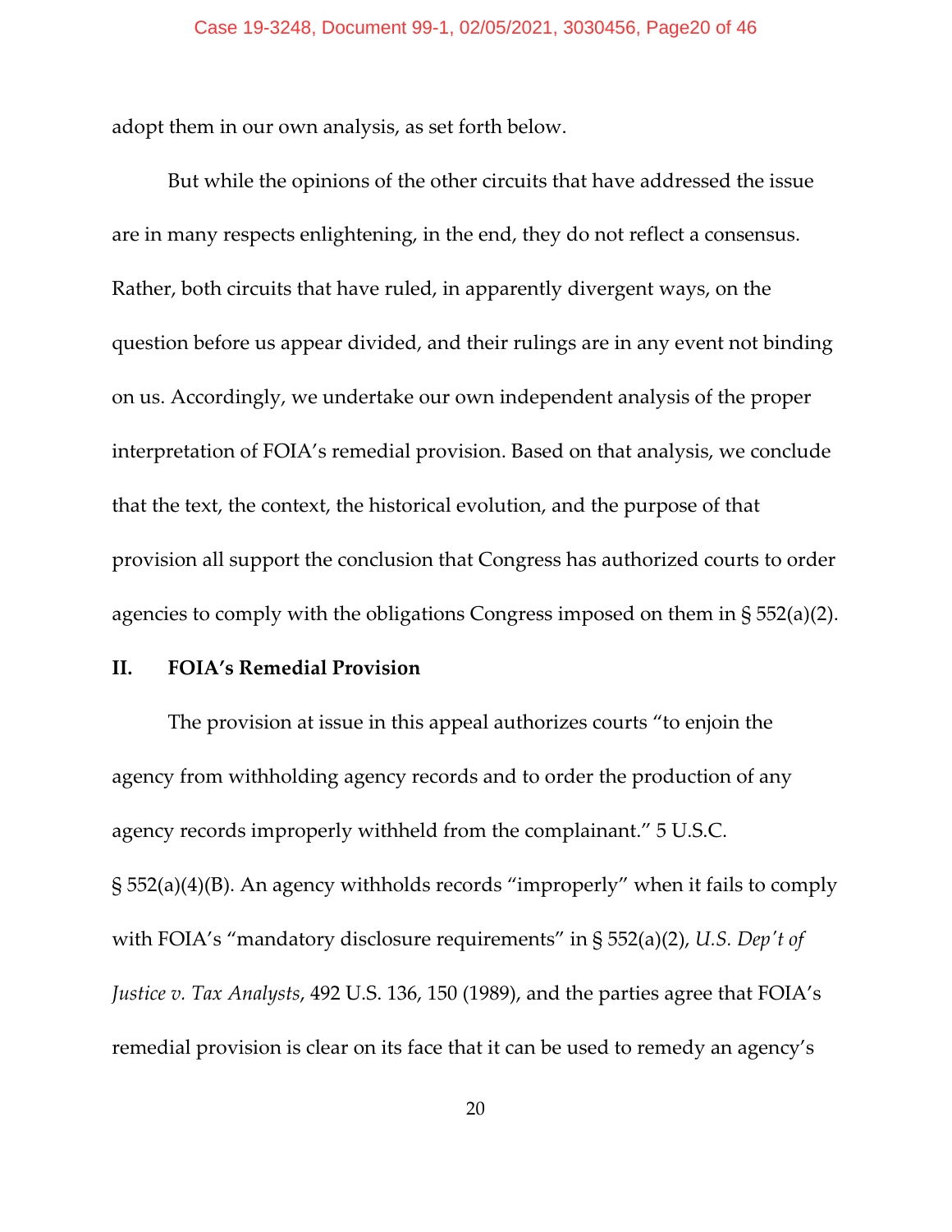adopt them in our own analysis, as set forth below.

But while the opinions of the other circuits that have addressed the issue are in many respects enlightening, in the end, they do not reflect a consensus. Rather, both circuits that have ruled, in apparently divergent ways, on the question before us appear divided, and their rulings are in any event not binding on us. Accordingly, we undertake our own independent analysis of the proper interpretation of FOIA's remedial provision. Based on that analysis, we conclude that the text, the context, the historical evolution, and the purpose of that provision all support the conclusion that Congress has authorized courts to order agencies to comply with the obligations Congress imposed on them in § 552(a)(2).

## II. FOIA's Remedial Provision

The provision at issue in this appeal authorizes courts "to enjoin the agency from withholding agency records and to order the production of any agency records improperly withheld from the complainant." 5 U.S.C. § 552(a)(4)(B). An agency withholds records "improperly" when it fails to comply with FOIA's "mandatory disclosure requirements" in § 552(a)(2), *U.S. Dep't of Justice v. Tax Analysts*, 492 U.S. 136, 150 (1989), and the parties agree that FOIA's remedial provision is clear on its face that it can be used to remedy an agency's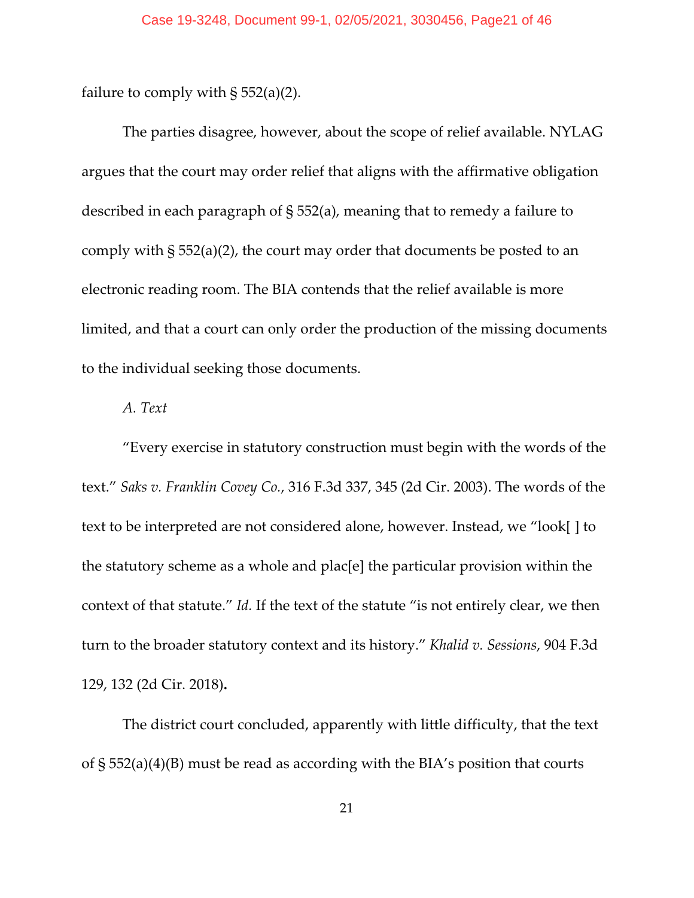failure to comply with § 552(a)(2).

The parties disagree, however, about the scope of relief available. NYLAG argues that the court may order relief that aligns with the affirmative obligation described in each paragraph of § 552(a), meaning that to remedy a failure to comply with § 552(a)(2), the court may order that documents be posted to an electronic reading room. The BIA contends that the relief available is more limited, and that a court can only order the production of the missing documents to the individual seeking those documents.

*A. Text*

"Every exercise in statutory construction must begin with the words of the text." *Saks v. Franklin Covey Co.*, 316 F.3d 337, 345 (2d Cir. 2003). The words of the text to be interpreted are not considered alone, however. Instead, we "look[ ] to the statutory scheme as a whole and plac[e] the particular provision within the context of that statute." *Id.* If the text of the statute "is not entirely clear, we then turn to the broader statutory context and its history." *Khalid v. Sessions*, 904 F.3d 129, 132 (2d Cir. 2018).

The district court concluded, apparently with little difficulty, that the text of § 552(a)(4)(B) must be read as according with the BIA's position that courts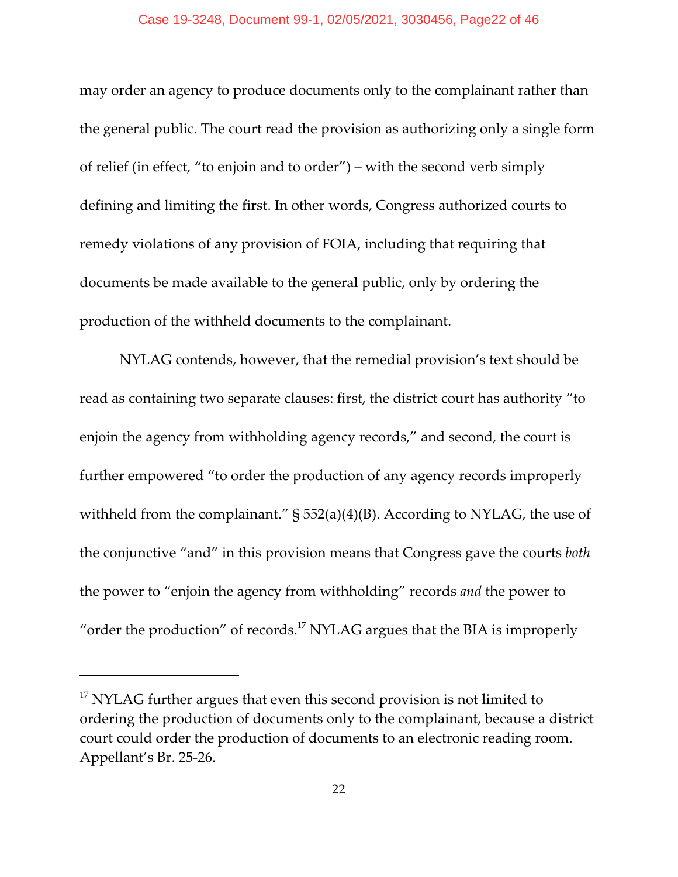may order an agency to produce documents only to the complainant rather than the general public. The court read the provision as authorizing only a single form of relief (in effect, "to enjoin and to order") – with the second verb simply defining and limiting the first. In other words, Congress authorized courts to remedy violations of any provision of FOIA, including that requiring that documents be made available to the general public, only by ordering the production of the withheld documents to the complainant.

NYLAG contends, however, that the remedial provision's text should be read as containing two separate clauses: first, the district court has authority "to enjoin the agency from withholding agency records," and second, the court is further empowered "to order the production of any agency records improperly withheld from the complainant." § 552(a)(4)(B). According to NYLAG, the use of the conjunctive "and" in this provision means that Congress gave the courts *both* the power to "enjoin the agency from withholding" records *and* the power to "order the production" of records.[17] NYLAG argues that the BIA is improperly

---

[17] NYLAG further argues that even this second provision is not limited to ordering the production of documents only to the complainant, because a district court could order the production of documents to an electronic reading room. Appellant's Br. 25-26.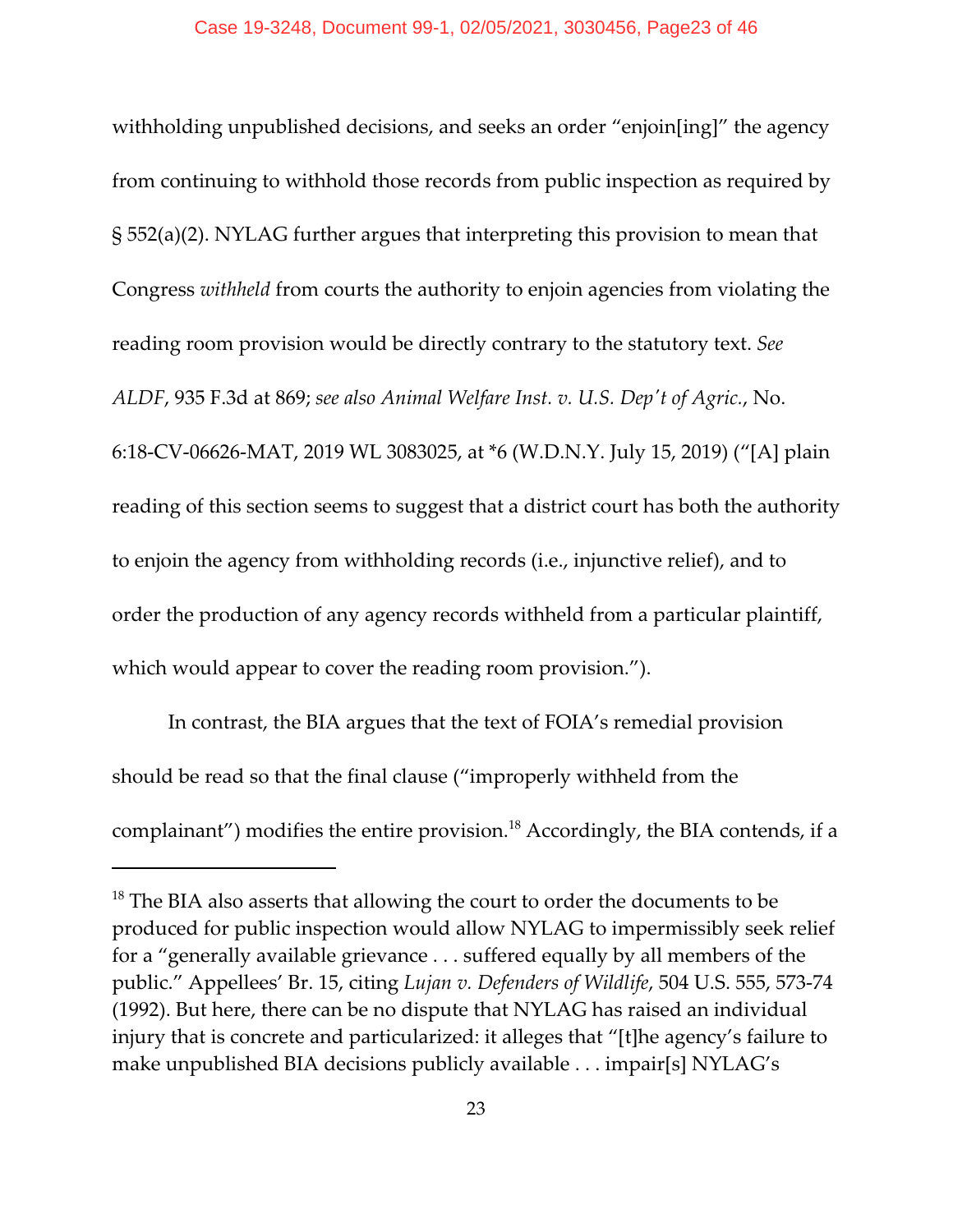withholding unpublished decisions, and seeks an order "enjoin[ing]" the agency from continuing to withhold those records from public inspection as required by § 552(a)(2). NYLAG further argues that interpreting this provision to mean that Congress *withheld* from courts the authority to enjoin agencies from violating the reading room provision would be directly contrary to the statutory text. *See ALDF*, 935 F.3d at 869; *see also Animal Welfare Inst. v. U.S. Dep't of Agric.*, No. 6:18-CV-06626-MAT, 2019 WL 3083025, at *6 (W.D.N.Y. July 15, 2019) ("[A] plain reading of this section seems to suggest that a district court has both the authority to enjoin the agency from withholding records (i.e., injunctive relief), and to order the production of any agency records withheld from a particular plaintiff, which would appear to cover the reading room provision.").

In contrast, the BIA argues that the text of FOIA's remedial provision should be read so that the final clause ("improperly withheld from the complainant") modifies the entire provision.[18] Accordingly, the BIA contends, if a

[18] The BIA also asserts that allowing the court to order the documents to be produced for public inspection would allow NYLAG to impermissibly seek relief for a "generally available grievance . . . suffered equally by all members of the public." Appellees' Br. 15, citing *Lujan v. Defenders of Wildlife*, 504 U.S. 555, 573-74 (1992). But here, there can be no dispute that NYLAG has raised an individual injury that is concrete and particularized: it alleges that "[t]he agency's failure to make unpublished BIA decisions publicly available . . . impair[s] NYLAG's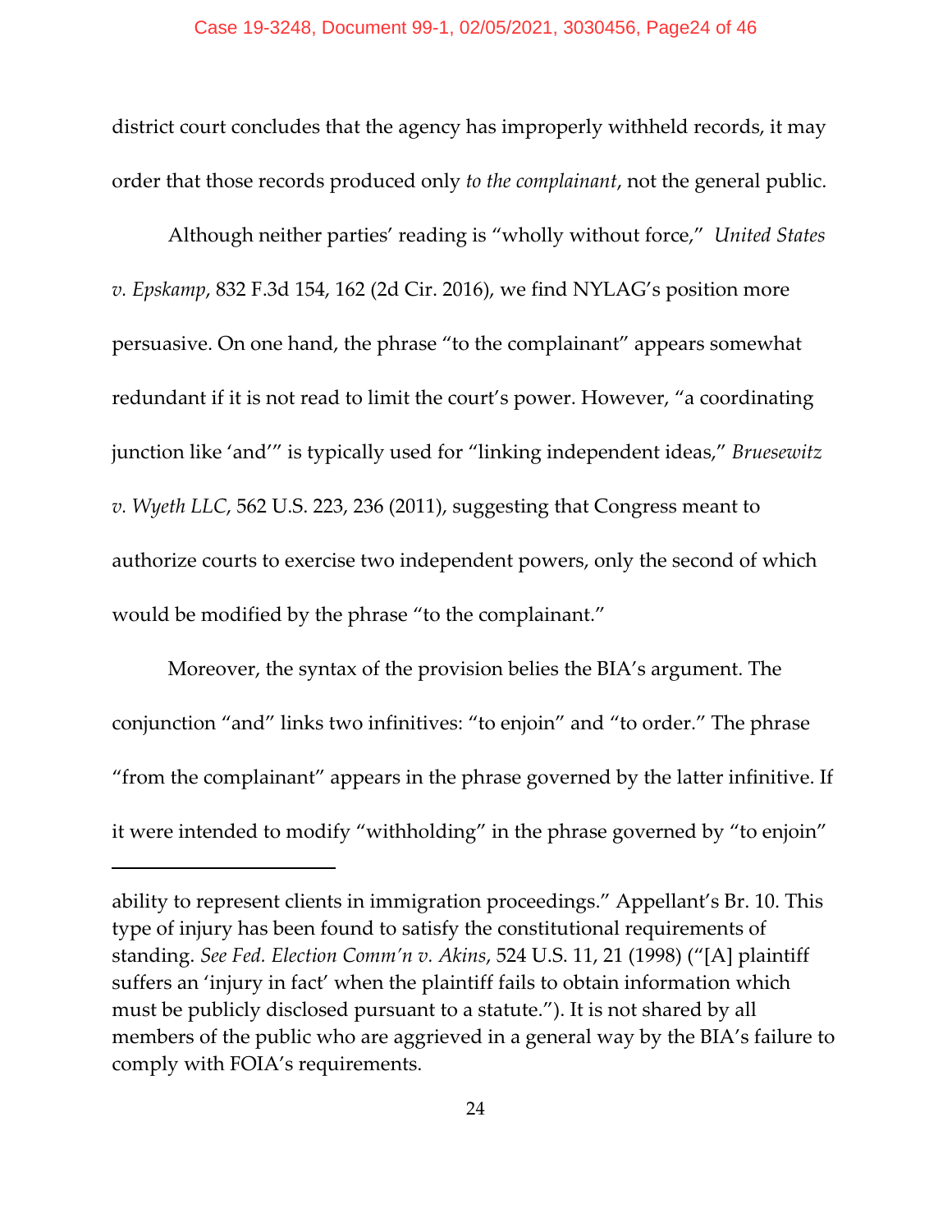district court concludes that the agency has improperly withheld records, it may order that those records produced only *to the complainant*, not the general public.

Although neither parties' reading is "wholly without force," *United States v. Epskamp*, 832 F.3d 154, 162 (2d Cir. 2016), we find NYLAG's position more persuasive. On one hand, the phrase "to the complainant" appears somewhat redundant if it is not read to limit the court's power. However, "a coordinating junction like 'and'" is typically used for "linking independent ideas," *Bruesewitz v. Wyeth LLC*, 562 U.S. 223, 236 (2011), suggesting that Congress meant to authorize courts to exercise two independent powers, only the second of which would be modified by the phrase "to the complainant."

Moreover, the syntax of the provision belies the BIA's argument. The conjunction "and" links two infinitives: "to enjoin" and "to order." The phrase "from the complainant" appears in the phrase governed by the latter infinitive. If it were intended to modify "withholding" in the phrase governed by "to enjoin"

---

ability to represent clients in immigration proceedings." Appellant's Br. 10. This type of injury has been found to satisfy the constitutional requirements of standing. *See Fed. Election Comm'n v. Akins*, 524 U.S. 11, 21 (1998) ("[A] plaintiff suffers an 'injury in fact' when the plaintiff fails to obtain information which must be publicly disclosed pursuant to a statute."). It is not shared by all members of the public who are aggrieved in a general way by the BIA's failure to comply with FOIA's requirements.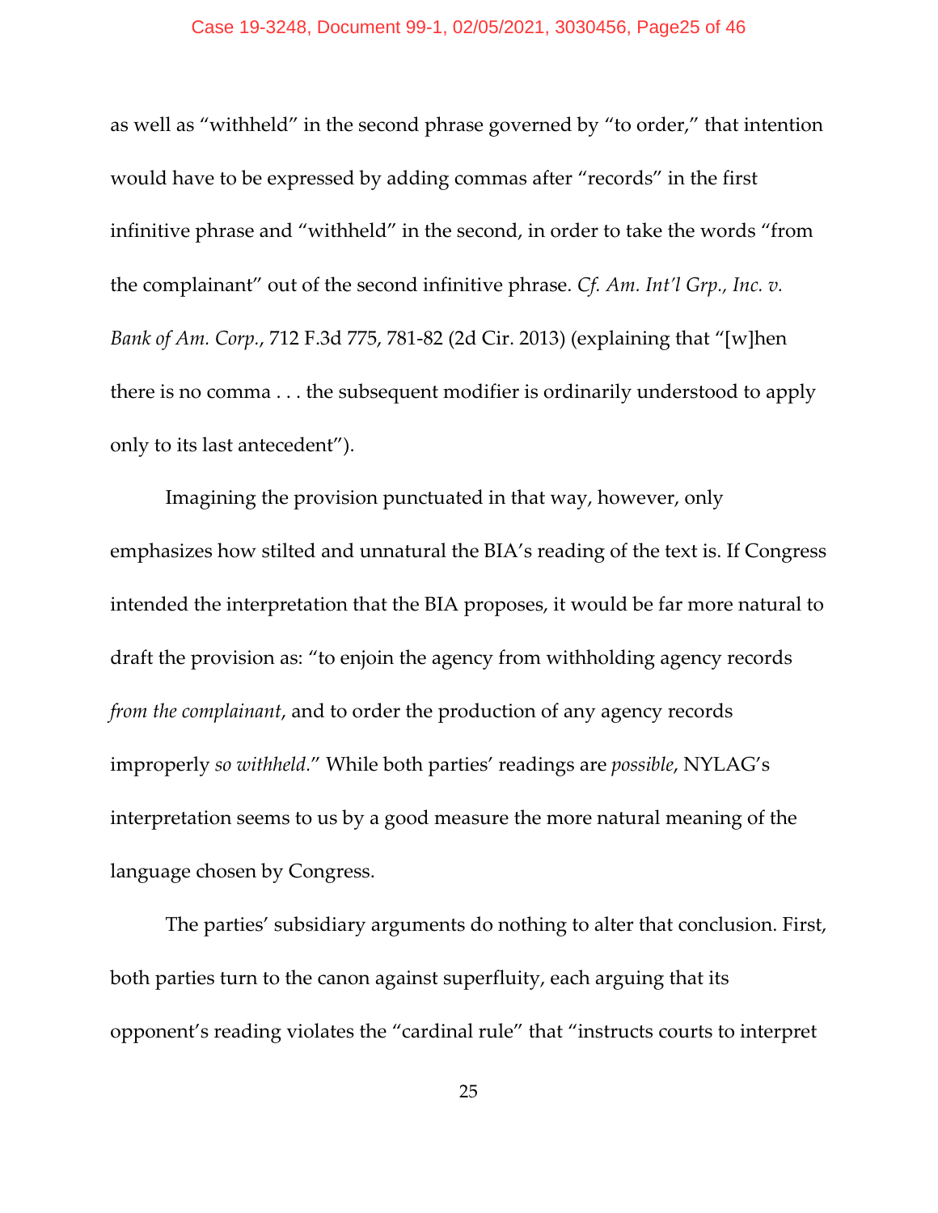as well as "withheld" in the second phrase governed by "to order," that intention would have to be expressed by adding commas after "records" in the first infinitive phrase and "withheld" in the second, in order to take the words "from the complainant" out of the second infinitive phrase. *Cf. Am. Int'l Grp., Inc. v. Bank of Am. Corp.*, 712 F.3d 775, 781-82 (2d Cir. 2013) (explaining that "[w]hen there is no comma . . . the subsequent modifier is ordinarily understood to apply only to its last antecedent").

Imagining the provision punctuated in that way, however, only emphasizes how stilted and unnatural the BIA's reading of the text is. If Congress intended the interpretation that the BIA proposes, it would be far more natural to draft the provision as: "to enjoin the agency from withholding agency records *from the complainant*, and to order the production of any agency records improperly *so withheld*." While both parties' readings are *possible*, NYLAG's interpretation seems to us by a good measure the more natural meaning of the language chosen by Congress.

The parties' subsidiary arguments do nothing to alter that conclusion. First, both parties turn to the canon against superfluity, each arguing that its opponent's reading violates the "cardinal rule" that "instructs courts to interpret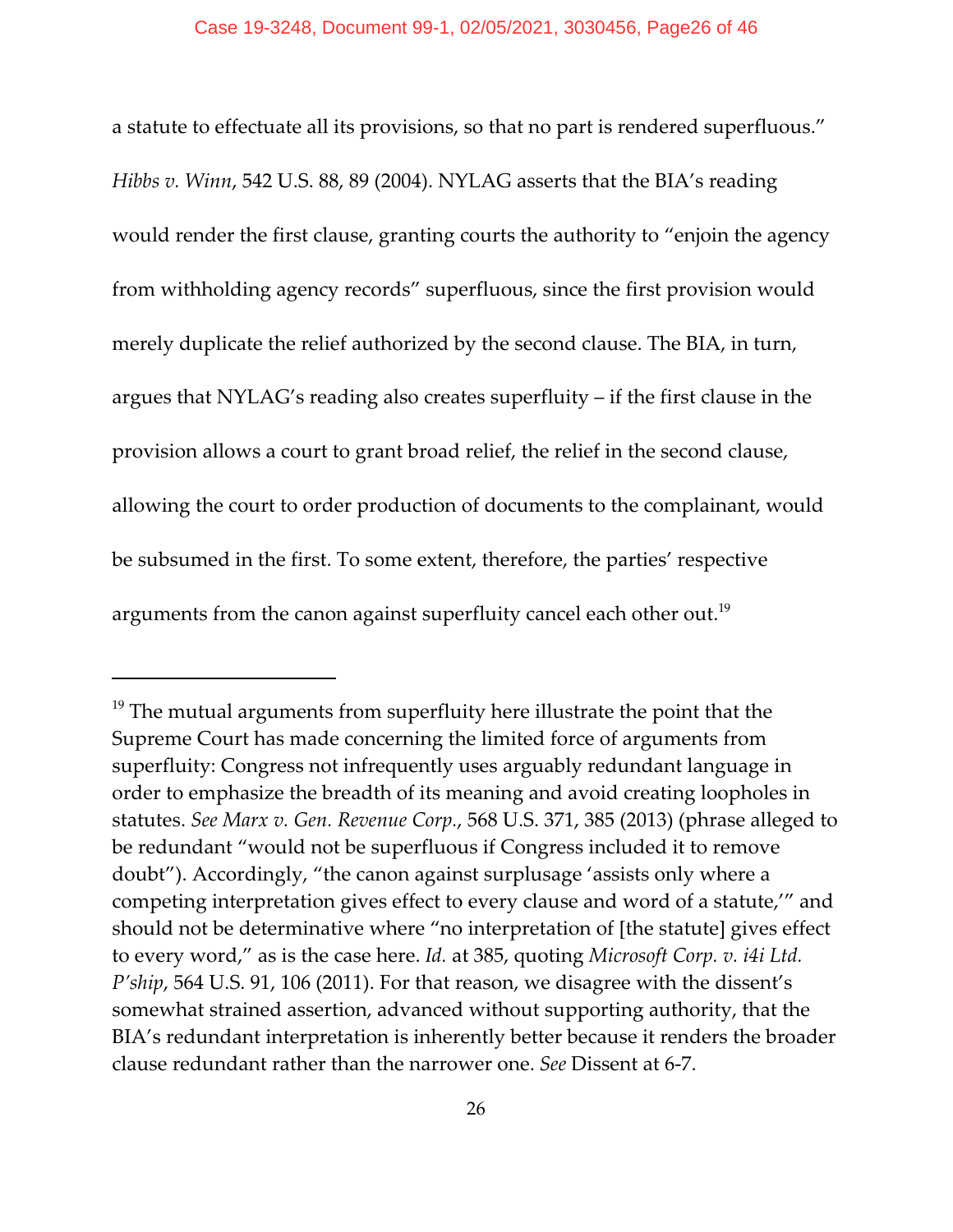a statute to effectuate all its provisions, so that no part is rendered superfluous." *Hibbs v. Winn*, 542 U.S. 88, 89 (2004). NYLAG asserts that the BIA's reading would render the first clause, granting courts the authority to "enjoin the agency from withholding agency records" superfluous, since the first provision would merely duplicate the relief authorized by the second clause. The BIA, in turn, argues that NYLAG's reading also creates superfluity – if the first clause in the provision allows a court to grant broad relief, the relief in the second clause, allowing the court to order production of documents to the complainant, would be subsumed in the first. To some extent, therefore, the parties' respective arguments from the canon against superfluity cancel each other out.[19]

---

[19] The mutual arguments from superfluity here illustrate the point that the Supreme Court has made concerning the limited force of arguments from superfluity: Congress not infrequently uses arguably redundant language in order to emphasize the breadth of its meaning and avoid creating loopholes in statutes. *See Marx v. Gen. Revenue Corp.*, 568 U.S. 371, 385 (2013) (phrase alleged to be redundant "would not be superfluous if Congress included it to remove doubt"). Accordingly, "the canon against surplusage 'assists only where a competing interpretation gives effect to every clause and word of a statute,'" and should not be determinative where "no interpretation of [the statute] gives effect to every word," as is the case here. *Id.* at 385, quoting *Microsoft Corp. v. i4i Ltd. P'ship*, 564 U.S. 91, 106 (2011). For that reason, we disagree with the dissent's somewhat strained assertion, advanced without supporting authority, that the BIA's redundant interpretation is inherently better because it renders the broader clause redundant rather than the narrower one. *See* Dissent at 6-7.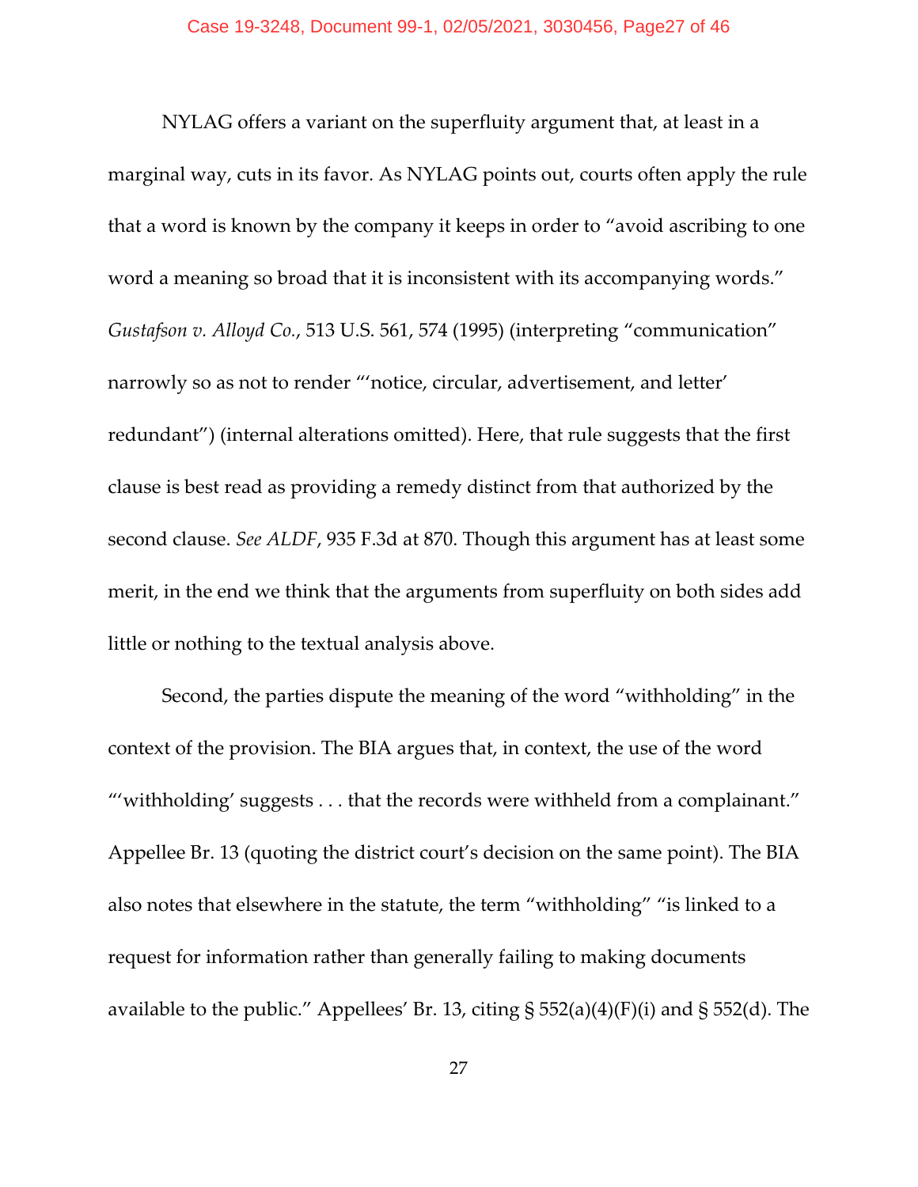NYLAG offers a variant on the superfluity argument that, at least in a marginal way, cuts in its favor. As NYLAG points out, courts often apply the rule that a word is known by the company it keeps in order to "avoid ascribing to one word a meaning so broad that it is inconsistent with its accompanying words." *Gustafson v. Alloyd Co.*, 513 U.S. 561, 574 (1995) (interpreting "communication" narrowly so as not to render "'notice, circular, advertisement, and letter' redundant") (internal alterations omitted). Here, that rule suggests that the first clause is best read as providing a remedy distinct from that authorized by the second clause. *See ALDF*, 935 F.3d at 870. Though this argument has at least some merit, in the end we think that the arguments from superfluity on both sides add little or nothing to the textual analysis above.

Second, the parties dispute the meaning of the word "withholding" in the context of the provision. The BIA argues that, in context, the use of the word "'withholding' suggests . . . that the records were withheld from a complainant." Appellee Br. 13 (quoting the district court's decision on the same point). The BIA also notes that elsewhere in the statute, the term "withholding" "is linked to a request for information rather than generally failing to making documents available to the public." Appellees' Br. 13, citing § 552(a)(4)(F)(i) and § 552(d). The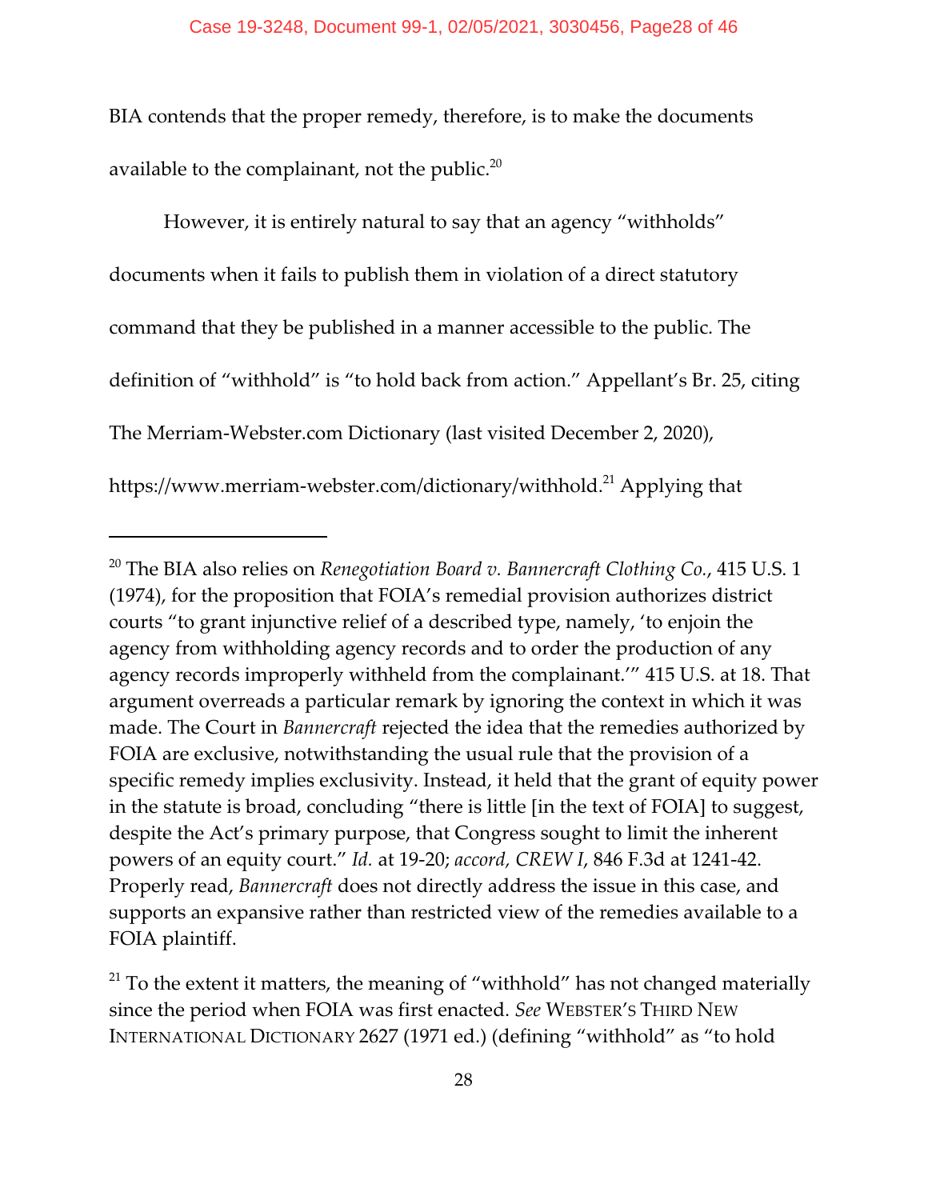BIA contends that the proper remedy, therefore, is to make the documents available to the complainant, not the public.[20]

However, it is entirely natural to say that an agency "withholds" documents when it fails to publish them in violation of a direct statutory command that they be published in a manner accessible to the public. The definition of "withhold" is "to hold back from action." Appellant's Br. 25, citing The Merriam-Webster.com Dictionary (last visited December 2, 2020), https://www.merriam-webster.com/dictionary/withhold.[21] Applying that

---

[20] The BIA also relies on *Renegotiation Board v. Bannercraft Clothing Co.*, 415 U.S. 1 (1974), for the proposition that FOIA's remedial provision authorizes district courts "to grant injunctive relief of a described type, namely, 'to enjoin the agency from withholding agency records and to order the production of any agency records improperly withheld from the complainant.'" 415 U.S. at 18. That argument overreads a particular remark by ignoring the context in which it was made. The Court in *Bannercraft* rejected the idea that the remedies authorized by FOIA are exclusive, notwithstanding the usual rule that the provision of a specific remedy implies exclusivity. Instead, it held that the grant of equity power in the statute is broad, concluding "there is little [in the text of FOIA] to suggest, despite the Act's primary purpose, that Congress sought to limit the inherent powers of an equity court." *Id.* at 19-20; *accord, CREW I*, 846 F.3d at 1241-42. Properly read, *Bannercraft* does not directly address the issue in this case, and supports an expansive rather than restricted view of the remedies available to a FOIA plaintiff.

[21] To the extent it matters, the meaning of "withhold" has not changed materially since the period when FOIA was first enacted. *See* WEBSTER'S THIRD NEW INTERNATIONAL DICTIONARY 2627 (1971 ed.) (defining "withhold" as "to hold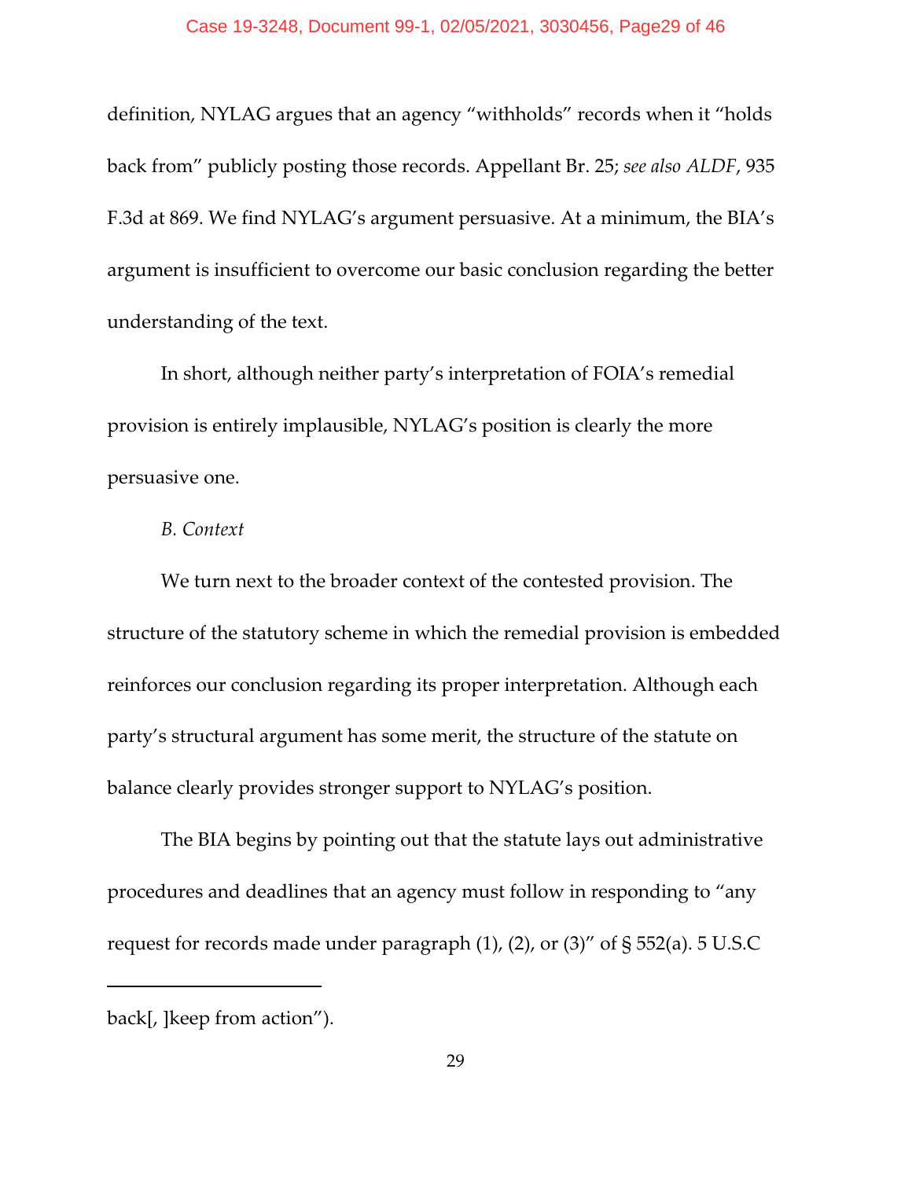definition, NYLAG argues that an agency "withholds" records when it "holds back from" publicly posting those records. Appellant Br. 25; *see also ALDF*, 935 F.3d at 869. We find NYLAG's argument persuasive. At a minimum, the BIA's argument is insufficient to overcome our basic conclusion regarding the better understanding of the text.

In short, although neither party's interpretation of FOIA's remedial provision is entirely implausible, NYLAG's position is clearly the more persuasive one.

*B. Context*

We turn next to the broader context of the contested provision. The structure of the statutory scheme in which the remedial provision is embedded reinforces our conclusion regarding its proper interpretation. Although each party's structural argument has some merit, the structure of the statute on balance clearly provides stronger support to NYLAG's position.

The BIA begins by pointing out that the statute lays out administrative procedures and deadlines that an agency must follow in responding to "any request for records made under paragraph (1), (2), or (3)" of § 552(a). 5 U.S.C

---

back[, ]keep from action").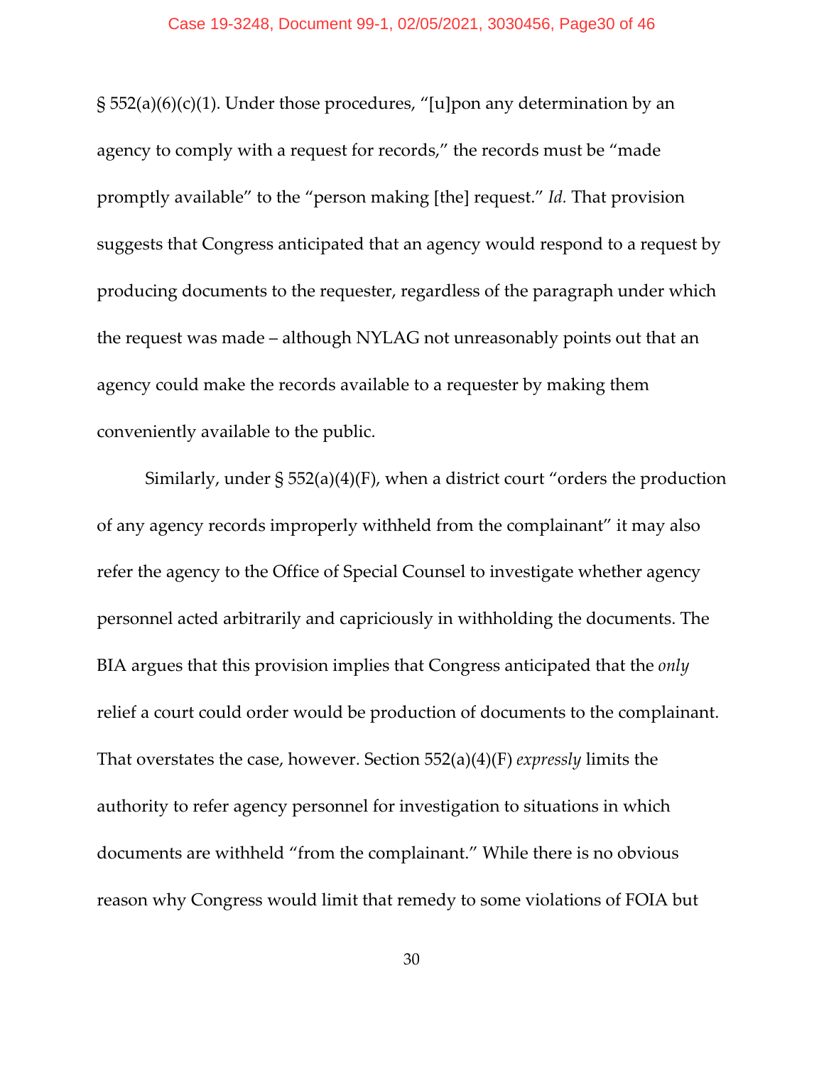§ 552(a)(6)(c)(1). Under those procedures, "[u]pon any determination by an agency to comply with a request for records," the records must be "made promptly available" to the "person making [the] request." *Id.* That provision suggests that Congress anticipated that an agency would respond to a request by producing documents to the requester, regardless of the paragraph under which the request was made – although NYLAG not unreasonably points out that an agency could make the records available to a requester by making them conveniently available to the public.

Similarly, under § 552(a)(4)(F), when a district court "orders the production of any agency records improperly withheld from the complainant" it may also refer the agency to the Office of Special Counsel to investigate whether agency personnel acted arbitrarily and capriciously in withholding the documents. The BIA argues that this provision implies that Congress anticipated that the *only* relief a court could order would be production of documents to the complainant. That overstates the case, however. Section 552(a)(4)(F) *expressly* limits the authority to refer agency personnel for investigation to situations in which documents are withheld "from the complainant." While there is no obvious reason why Congress would limit that remedy to some violations of FOIA but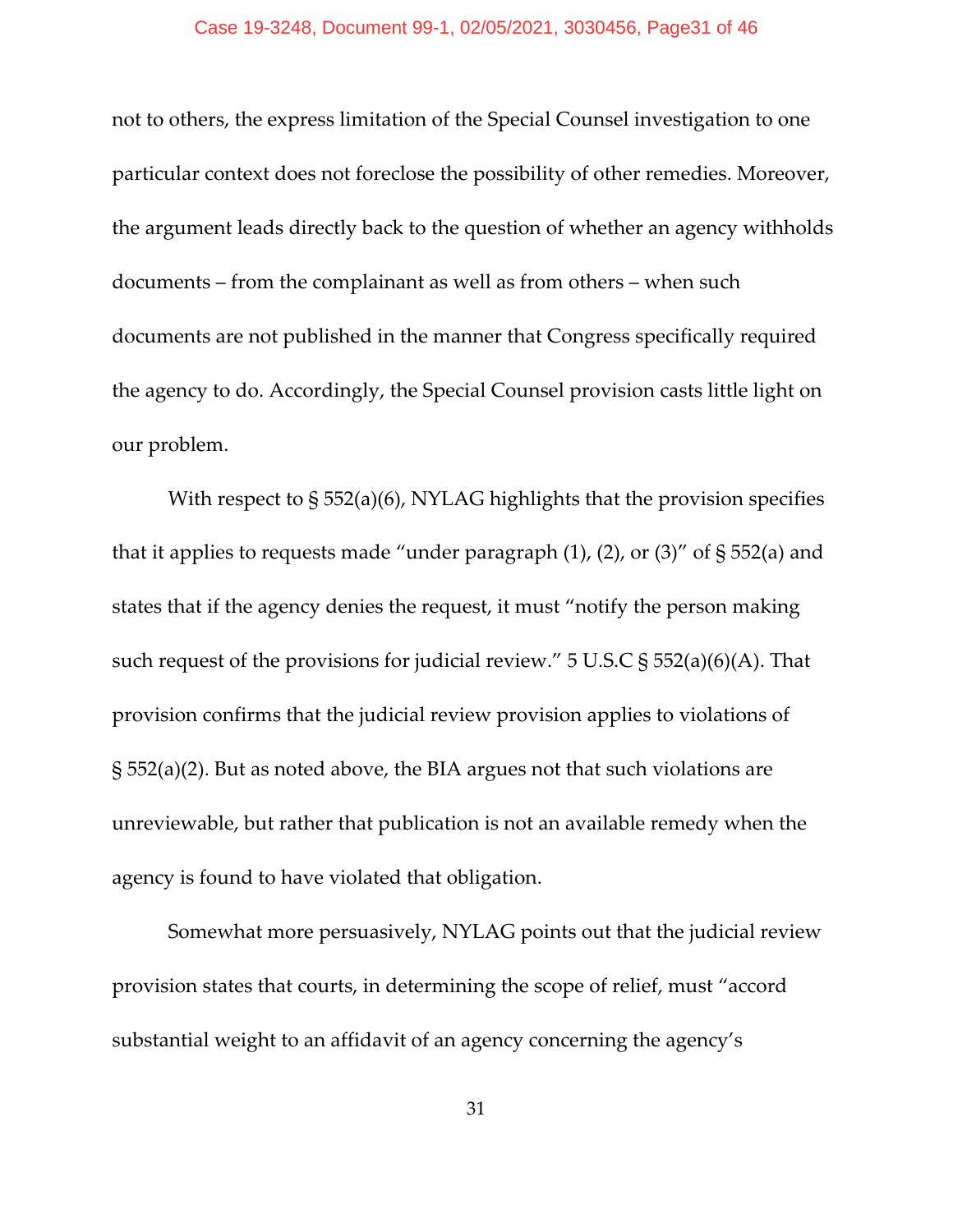not to others, the express limitation of the Special Counsel investigation to one particular context does not foreclose the possibility of other remedies. Moreover, the argument leads directly back to the question of whether an agency withholds documents – from the complainant as well as from others – when such documents are not published in the manner that Congress specifically required the agency to do. Accordingly, the Special Counsel provision casts little light on our problem.

With respect to § 552(a)(6), NYLAG highlights that the provision specifies that it applies to requests made "under paragraph (1), (2), or (3)" of § 552(a) and states that if the agency denies the request, it must "notify the person making such request of the provisions for judicial review." 5 U.S.C § 552(a)(6)(A). That provision confirms that the judicial review provision applies to violations of § 552(a)(2). But as noted above, the BIA argues not that such violations are unreviewable, but rather that publication is not an available remedy when the agency is found to have violated that obligation.

Somewhat more persuasively, NYLAG points out that the judicial review provision states that courts, in determining the scope of relief, must "accord substantial weight to an affidavit of an agency concerning the agency's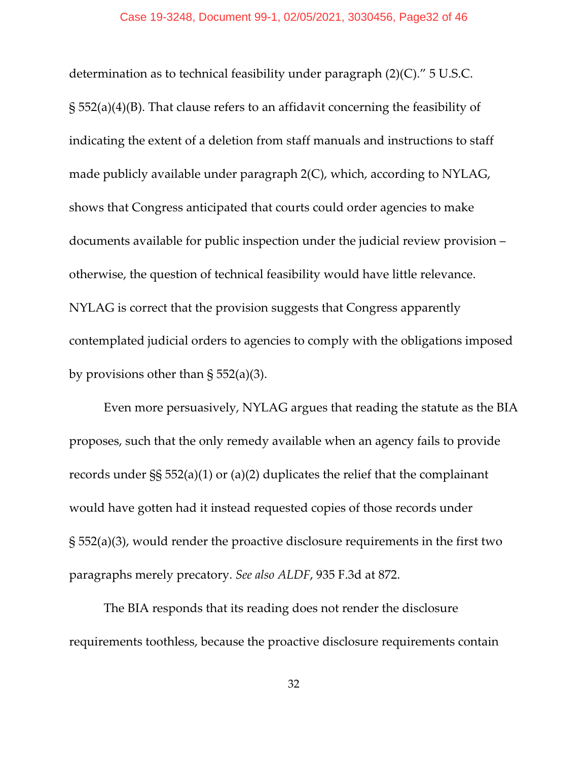determination as to technical feasibility under paragraph (2)(C)." 5 U.S.C. § 552(a)(4)(B). That clause refers to an affidavit concerning the feasibility of indicating the extent of a deletion from staff manuals and instructions to staff made publicly available under paragraph 2(C), which, according to NYLAG, shows that Congress anticipated that courts could order agencies to make documents available for public inspection under the judicial review provision – otherwise, the question of technical feasibility would have little relevance. NYLAG is correct that the provision suggests that Congress apparently contemplated judicial orders to agencies to comply with the obligations imposed by provisions other than § 552(a)(3).

Even more persuasively, NYLAG argues that reading the statute as the BIA proposes, such that the only remedy available when an agency fails to provide records under §§ 552(a)(1) or (a)(2) duplicates the relief that the complainant would have gotten had it instead requested copies of those records under § 552(a)(3), would render the proactive disclosure requirements in the first two paragraphs merely precatory. *See also ALDF*, 935 F.3d at 872.

The BIA responds that its reading does not render the disclosure requirements toothless, because the proactive disclosure requirements contain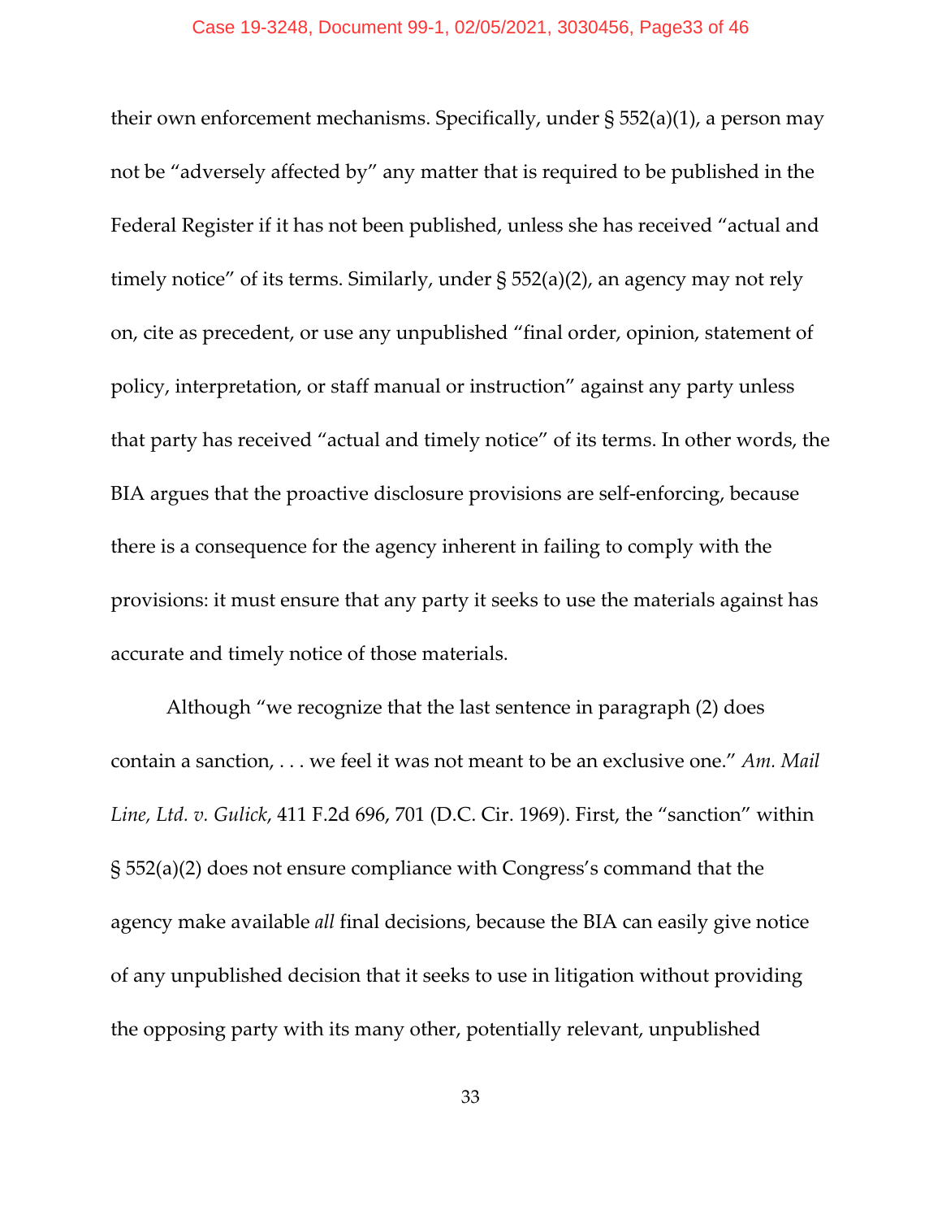their own enforcement mechanisms. Specifically, under § 552(a)(1), a person may not be "adversely affected by" any matter that is required to be published in the Federal Register if it has not been published, unless she has received "actual and timely notice" of its terms. Similarly, under § 552(a)(2), an agency may not rely on, cite as precedent, or use any unpublished "final order, opinion, statement of policy, interpretation, or staff manual or instruction" against any party unless that party has received "actual and timely notice" of its terms. In other words, the BIA argues that the proactive disclosure provisions are self-enforcing, because there is a consequence for the agency inherent in failing to comply with the provisions: it must ensure that any party it seeks to use the materials against has accurate and timely notice of those materials.

Although "we recognize that the last sentence in paragraph (2) does contain a sanction, . . . we feel it was not meant to be an exclusive one." *Am. Mail Line, Ltd. v. Gulick*, 411 F.2d 696, 701 (D.C. Cir. 1969). First, the "sanction" within § 552(a)(2) does not ensure compliance with Congress's command that the agency make available *all* final decisions, because the BIA can easily give notice of any unpublished decision that it seeks to use in litigation without providing the opposing party with its many other, potentially relevant, unpublished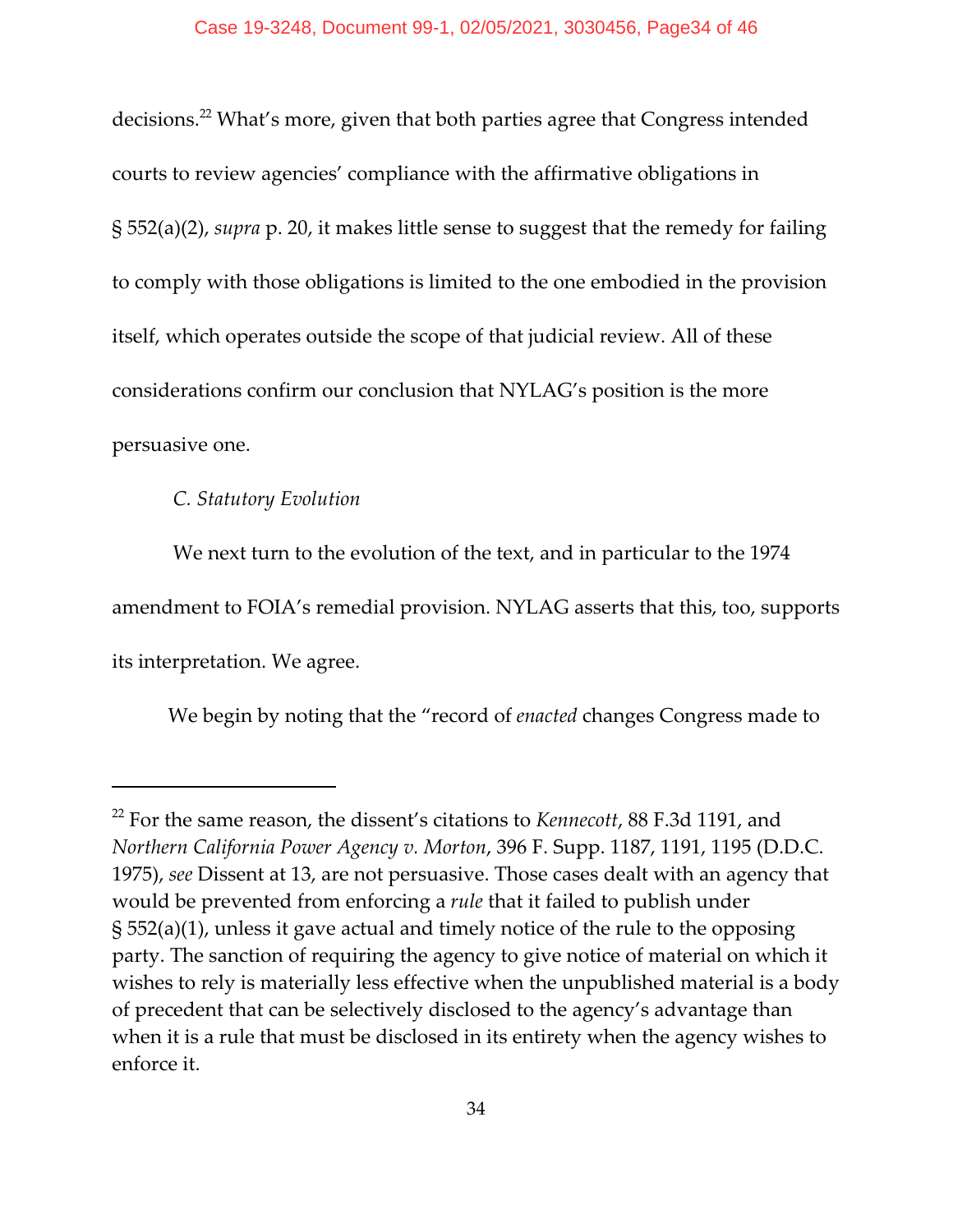decisions.[22] What's more, given that both parties agree that Congress intended courts to review agencies' compliance with the affirmative obligations in § 552(a)(2), *supra* p. 20, it makes little sense to suggest that the remedy for failing to comply with those obligations is limited to the one embodied in the provision itself, which operates outside the scope of that judicial review. All of these considerations confirm our conclusion that NYLAG's position is the more persuasive one.

*C. Statutory Evolution*

We next turn to the evolution of the text, and in particular to the 1974 amendment to FOIA's remedial provision. NYLAG asserts that this, too, supports its interpretation. We agree.

We begin by noting that the "record of *enacted* changes Congress made to

---

[22] For the same reason, the dissent's citations to *Kennecott*, 88 F.3d 1191, and *Northern California Power Agency v. Morton*, 396 F. Supp. 1187, 1191, 1195 (D.D.C. 1975), *see* Dissent at 13, are not persuasive. Those cases dealt with an agency that would be prevented from enforcing a *rule* that it failed to publish under § 552(a)(1), unless it gave actual and timely notice of the rule to the opposing party. The sanction of requiring the agency to give notice of material on which it wishes to rely is materially less effective when the unpublished material is a body of precedent that can be selectively disclosed to the agency's advantage than when it is a rule that must be disclosed in its entirety when the agency wishes to enforce it.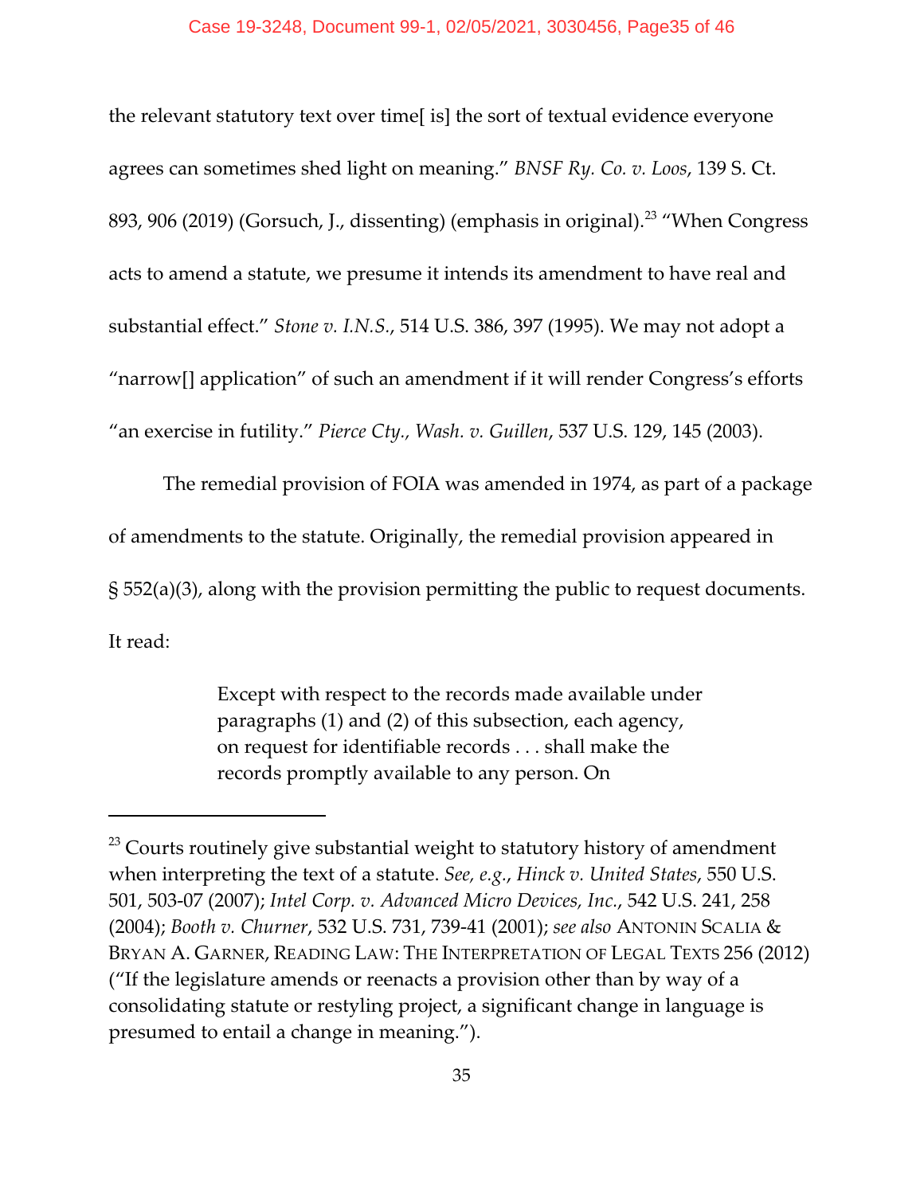the relevant statutory text over time[ is] the sort of textual evidence everyone agrees can sometimes shed light on meaning." *BNSF Ry. Co. v. Loos*, 139 S. Ct. 893, 906 (2019) (Gorsuch, J., dissenting) (emphasis in original).[23] "When Congress acts to amend a statute, we presume it intends its amendment to have real and substantial effect." *Stone v. I.N.S.*, 514 U.S. 386, 397 (1995). We may not adopt a "narrow[] application" of such an amendment if it will render Congress's efforts "an exercise in futility." *Pierce Cty., Wash. v. Guillen*, 537 U.S. 129, 145 (2003).

The remedial provision of FOIA was amended in 1974, as part of a package of amendments to the statute. Originally, the remedial provision appeared in § 552(a)(3), along with the provision permitting the public to request documents. It read:

> Except with respect to the records made available under paragraphs (1) and (2) of this subsection, each agency, on request for identifiable records . . . shall make the records promptly available to any person. On

---

[23] Courts routinely give substantial weight to statutory history of amendment when interpreting the text of a statute. *See, e.g.*, *Hinck v. United States*, 550 U.S. 501, 503-07 (2007); *Intel Corp. v. Advanced Micro Devices, Inc.*, 542 U.S. 241, 258 (2004); *Booth v. Churner*, 532 U.S. 731, 739-41 (2001); *see also* ANTONIN SCALIA & BRYAN A. GARNER, READING LAW: THE INTERPRETATION OF LEGAL TEXTS 256 (2012) ("If the legislature amends or reenacts a provision other than by way of a consolidating statute or restyling project, a significant change in language is presumed to entail a change in meaning.").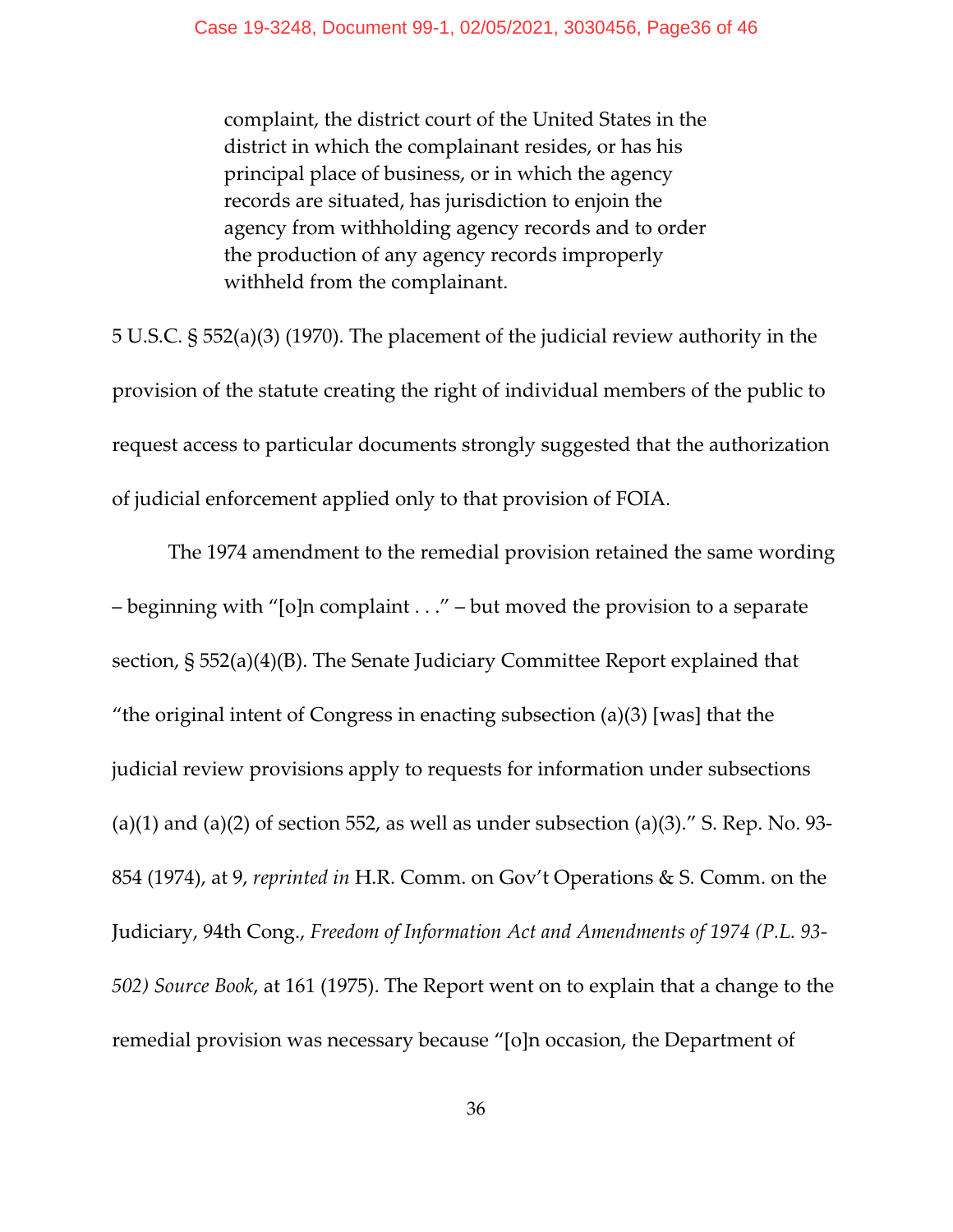> complaint, the district court of the United States in the district in which the complainant resides, or has his principal place of business, or in which the agency records are situated, has jurisdiction to enjoin the agency from withholding agency records and to order the production of any agency records improperly withheld from the complainant.

5 U.S.C. § 552(a)(3) (1970). The placement of the judicial review authority in the provision of the statute creating the right of individual members of the public to request access to particular documents strongly suggested that the authorization of judicial enforcement applied only to that provision of FOIA.

The 1974 amendment to the remedial provision retained the same wording – beginning with "[o]n complaint . . ." – but moved the provision to a separate section, § 552(a)(4)(B). The Senate Judiciary Committee Report explained that "the original intent of Congress in enacting subsection (a)(3) [was] that the judicial review provisions apply to requests for information under subsections (a)(1) and (a)(2) of section 552, as well as under subsection (a)(3)." S. Rep. No. 93-854 (1974), at 9, *reprinted in* H.R. Comm. on Gov't Operations & S. Comm. on the Judiciary, 94th Cong., *Freedom of Information Act and Amendments of 1974 (P.L. 93-502) Source Book*, at 161 (1975). The Report went on to explain that a change to the remedial provision was necessary because "[o]n occasion, the Department of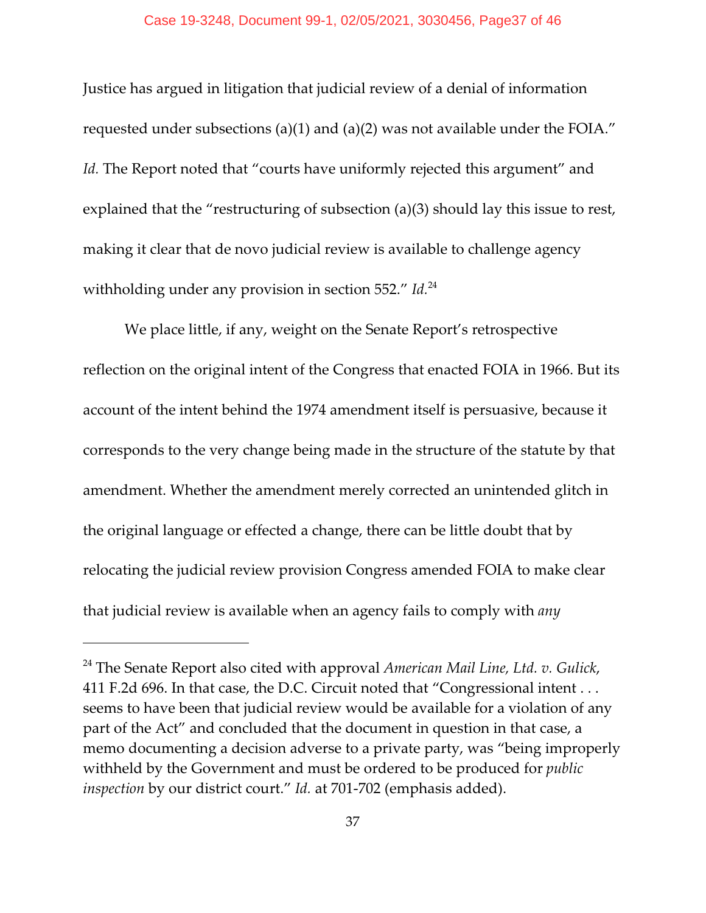Justice has argued in litigation that judicial review of a denial of information requested under subsections (a)(1) and (a)(2) was not available under the FOIA." *Id.* The Report noted that "courts have uniformly rejected this argument" and explained that the "restructuring of subsection (a)(3) should lay this issue to rest, making it clear that de novo judicial review is available to challenge agency withholding under any provision in section 552." *Id.*[24]

We place little, if any, weight on the Senate Report's retrospective reflection on the original intent of the Congress that enacted FOIA in 1966. But its account of the intent behind the 1974 amendment itself is persuasive, because it corresponds to the very change being made in the structure of the statute by that amendment. Whether the amendment merely corrected an unintended glitch in the original language or effected a change, there can be little doubt that by relocating the judicial review provision Congress amended FOIA to make clear that judicial review is available when an agency fails to comply with *any*

---

[24] The Senate Report also cited with approval *American Mail Line, Ltd. v. Gulick*, 411 F.2d 696. In that case, the D.C. Circuit noted that "Congressional intent . . . seems to have been that judicial review would be available for a violation of any part of the Act" and concluded that the document in question in that case, a memo documenting a decision adverse to a private party, was "being improperly withheld by the Government and must be ordered to be produced for *public inspection* by our district court." *Id.* at 701-702 (emphasis added).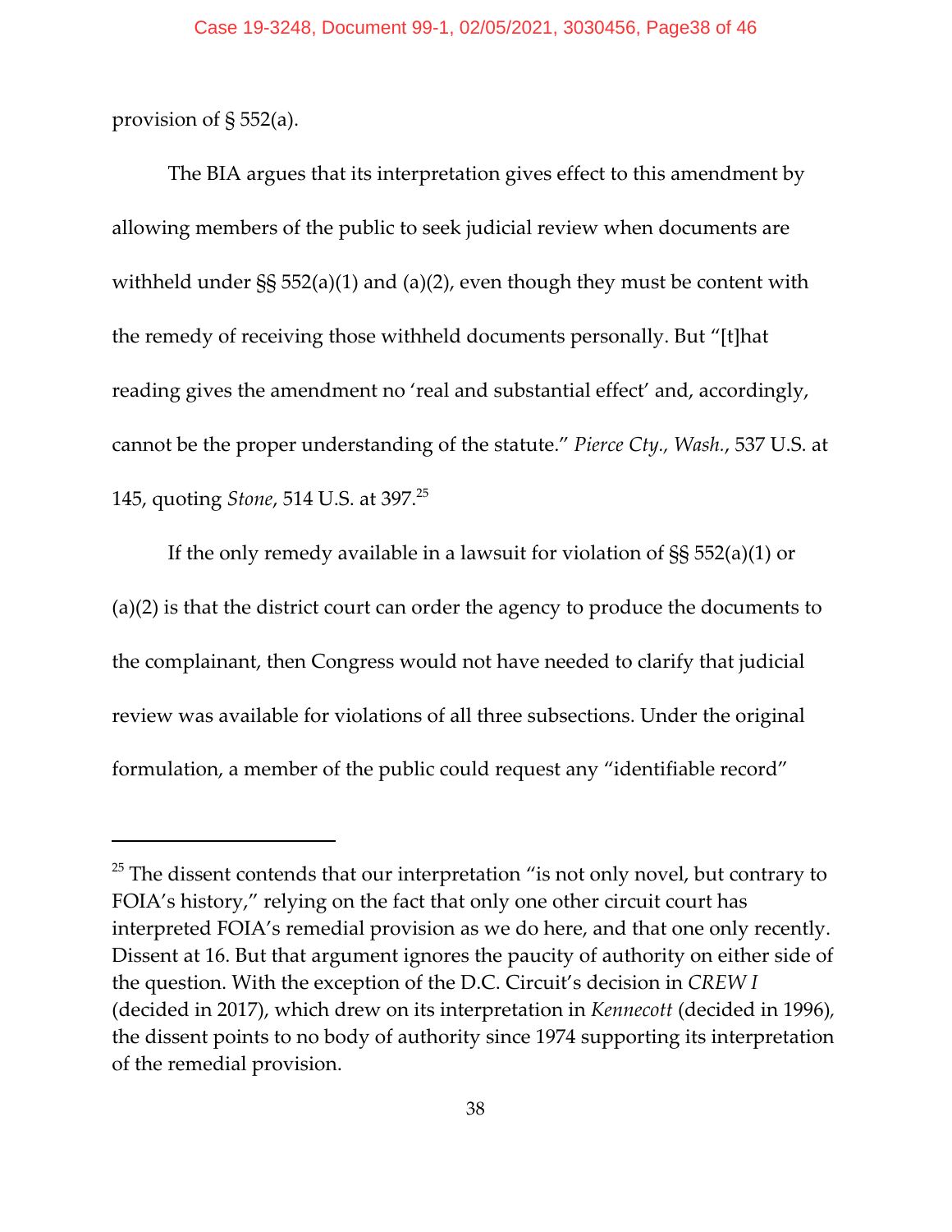provision of § 552(a).

The BIA argues that its interpretation gives effect to this amendment by allowing members of the public to seek judicial review when documents are withheld under §§ 552(a)(1) and (a)(2), even though they must be content with the remedy of receiving those withheld documents personally. But "[t]hat reading gives the amendment no 'real and substantial effect' and, accordingly, cannot be the proper understanding of the statute." *Pierce Cty., Wash.*, 537 U.S. at 145, quoting *Stone*, 514 U.S. at 397.[25]

If the only remedy available in a lawsuit for violation of §§ 552(a)(1) or (a)(2) is that the district court can order the agency to produce the documents to the complainant, then Congress would not have needed to clarify that judicial review was available for violations of all three subsections. Under the original formulation, a member of the public could request any "identifiable record"

---

[25] The dissent contends that our interpretation "is not only novel, but contrary to FOIA's history," relying on the fact that only one other circuit court has interpreted FOIA's remedial provision as we do here, and that one only recently. Dissent at 16. But that argument ignores the paucity of authority on either side of the question. With the exception of the D.C. Circuit's decision in *CREW I* (decided in 2017), which drew on its interpretation in *Kennecott* (decided in 1996), the dissent points to no body of authority since 1974 supporting its interpretation of the remedial provision.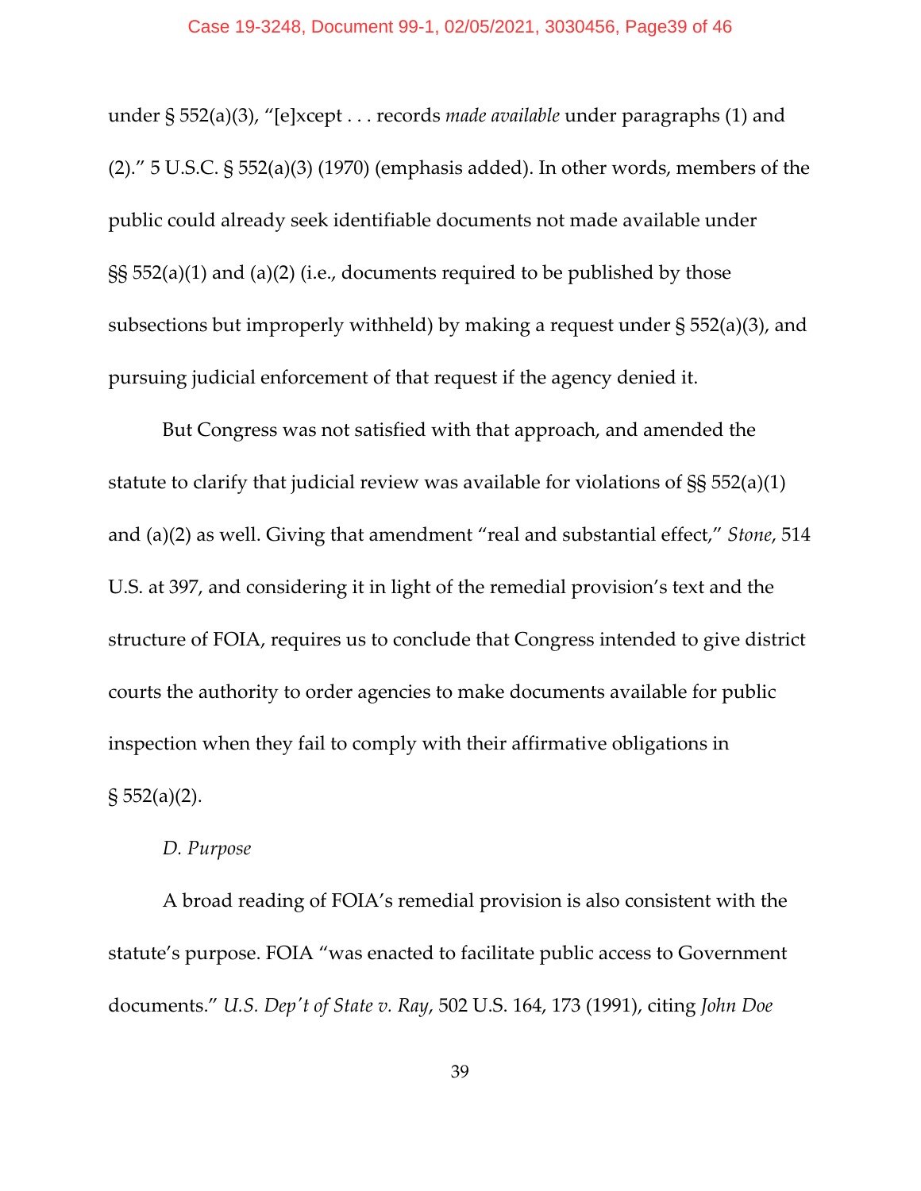under § 552(a)(3), "[e]xcept . . . records *made available* under paragraphs (1) and (2)." 5 U.S.C. § 552(a)(3) (1970) (emphasis added). In other words, members of the public could already seek identifiable documents not made available under §§ 552(a)(1) and (a)(2) (i.e., documents required to be published by those subsections but improperly withheld) by making a request under § 552(a)(3), and pursuing judicial enforcement of that request if the agency denied it.

But Congress was not satisfied with that approach, and amended the statute to clarify that judicial review was available for violations of §§ 552(a)(1) and (a)(2) as well. Giving that amendment "real and substantial effect," *Stone*, 514 U.S. at 397, and considering it in light of the remedial provision's text and the structure of FOIA, requires us to conclude that Congress intended to give district courts the authority to order agencies to make documents available for public inspection when they fail to comply with their affirmative obligations in § 552(a)(2).

*D. Purpose*

A broad reading of FOIA's remedial provision is also consistent with the statute's purpose. FOIA "was enacted to facilitate public access to Government documents." *U.S. Dep't of State v. Ray*, 502 U.S. 164, 173 (1991), citing *John Doe*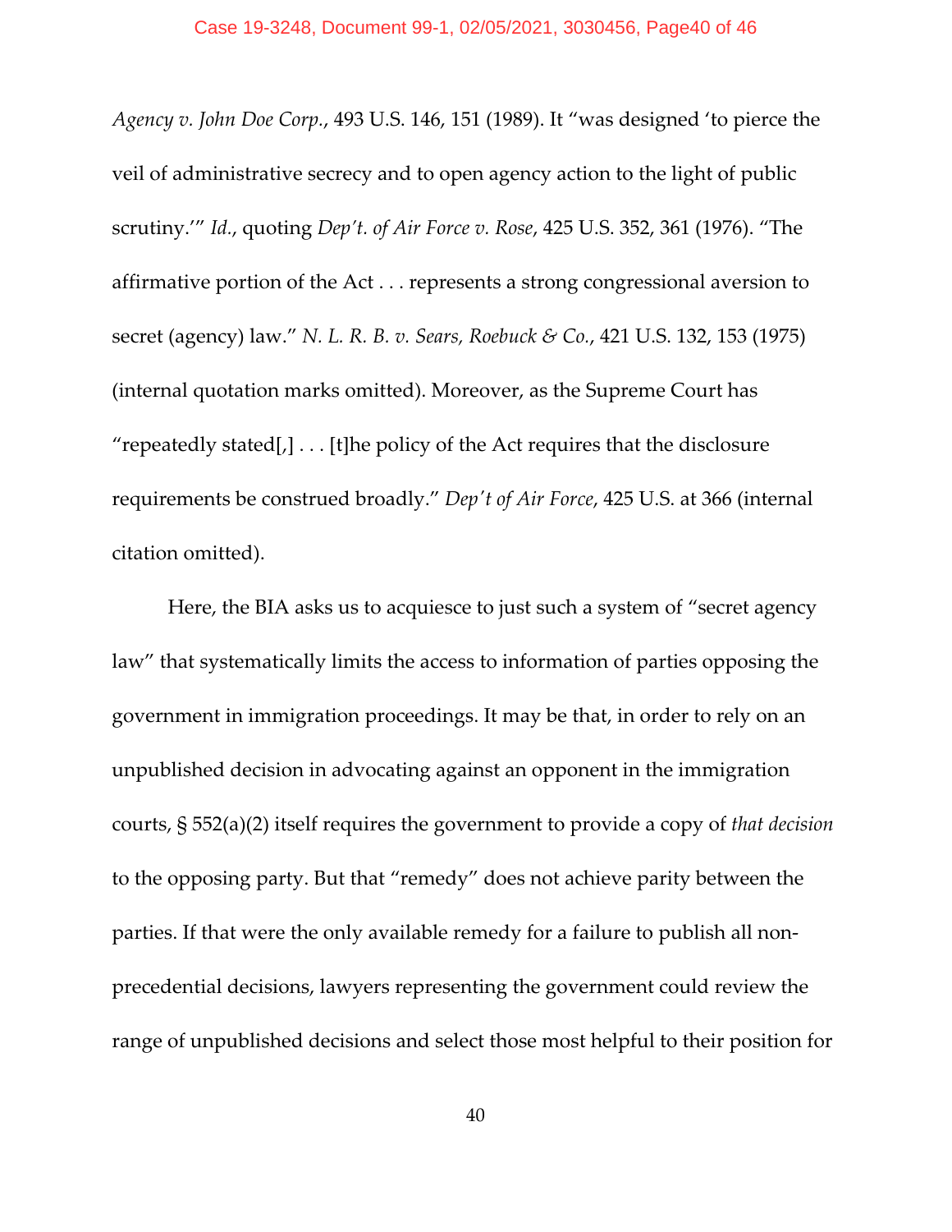*Agency v. John Doe Corp.*, 493 U.S. 146, 151 (1989). It "was designed 'to pierce the veil of administrative secrecy and to open agency action to the light of public scrutiny.'" *Id.*, quoting *Dep't. of Air Force v. Rose*, 425 U.S. 352, 361 (1976). "The affirmative portion of the Act . . . represents a strong congressional aversion to secret (agency) law." *N. L. R. B. v. Sears, Roebuck & Co.*, 421 U.S. 132, 153 (1975) (internal quotation marks omitted). Moreover, as the Supreme Court has "repeatedly stated[,] . . . [t]he policy of the Act requires that the disclosure requirements be construed broadly." *Dep't of Air Force*, 425 U.S. at 366 (internal citation omitted).

Here, the BIA asks us to acquiesce to just such a system of "secret agency law" that systematically limits the access to information of parties opposing the government in immigration proceedings. It may be that, in order to rely on an unpublished decision in advocating against an opponent in the immigration courts, § 552(a)(2) itself requires the government to provide a copy of *that decision* to the opposing party. But that "remedy" does not achieve parity between the parties. If that were the only available remedy for a failure to publish all non-precedential decisions, lawyers representing the government could review the range of unpublished decisions and select those most helpful to their position for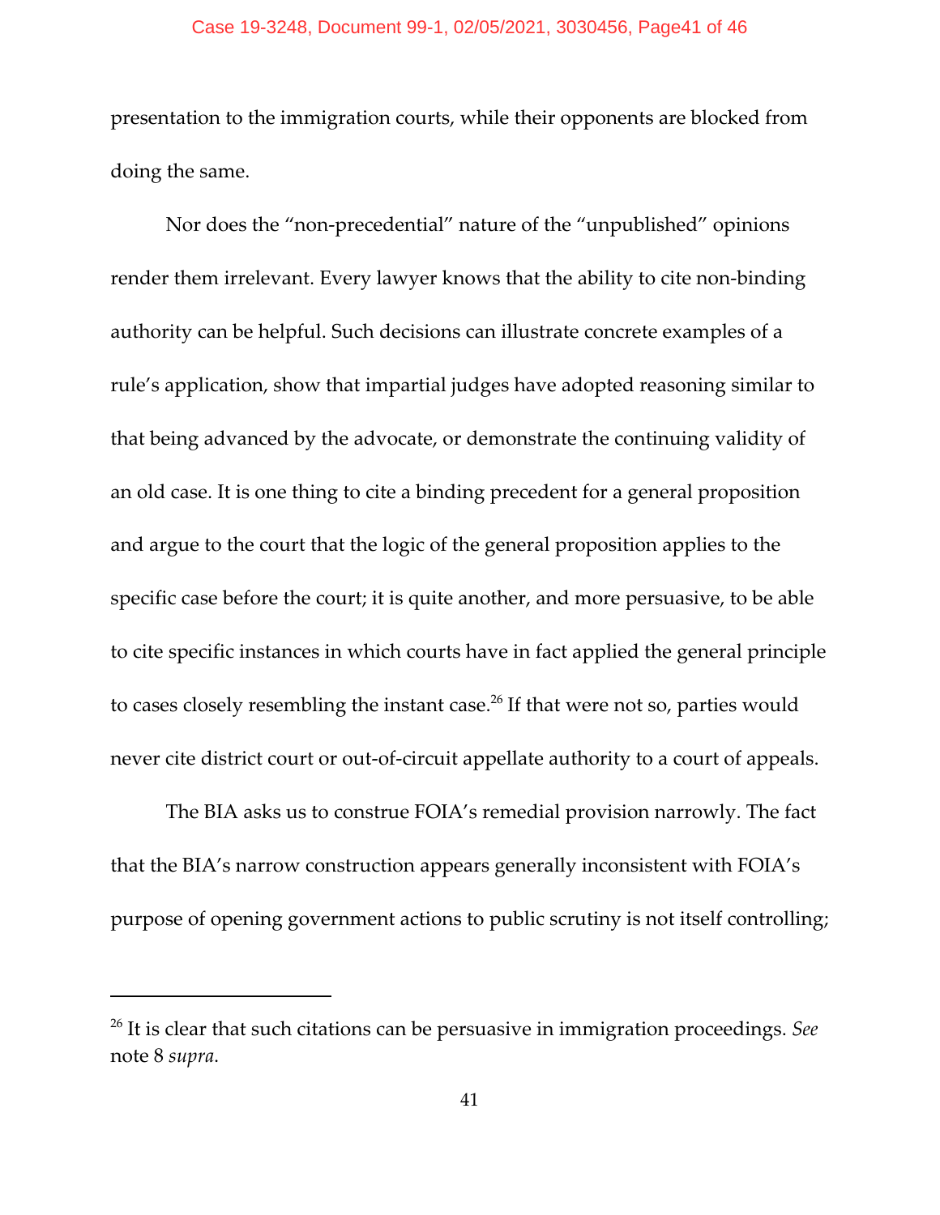presentation to the immigration courts, while their opponents are blocked from doing the same.

Nor does the "non-precedential" nature of the "unpublished" opinions render them irrelevant. Every lawyer knows that the ability to cite non-binding authority can be helpful. Such decisions can illustrate concrete examples of a rule's application, show that impartial judges have adopted reasoning similar to that being advanced by the advocate, or demonstrate the continuing validity of an old case. It is one thing to cite a binding precedent for a general proposition and argue to the court that the logic of the general proposition applies to the specific case before the court; it is quite another, and more persuasive, to be able to cite specific instances in which courts have in fact applied the general principle to cases closely resembling the instant case.[26] If that were not so, parties would never cite district court or out-of-circuit appellate authority to a court of appeals.

The BIA asks us to construe FOIA's remedial provision narrowly. The fact that the BIA's narrow construction appears generally inconsistent with FOIA's purpose of opening government actions to public scrutiny is not itself controlling;

---

[26] It is clear that such citations can be persuasive in immigration proceedings. *See* note 8 *supra*.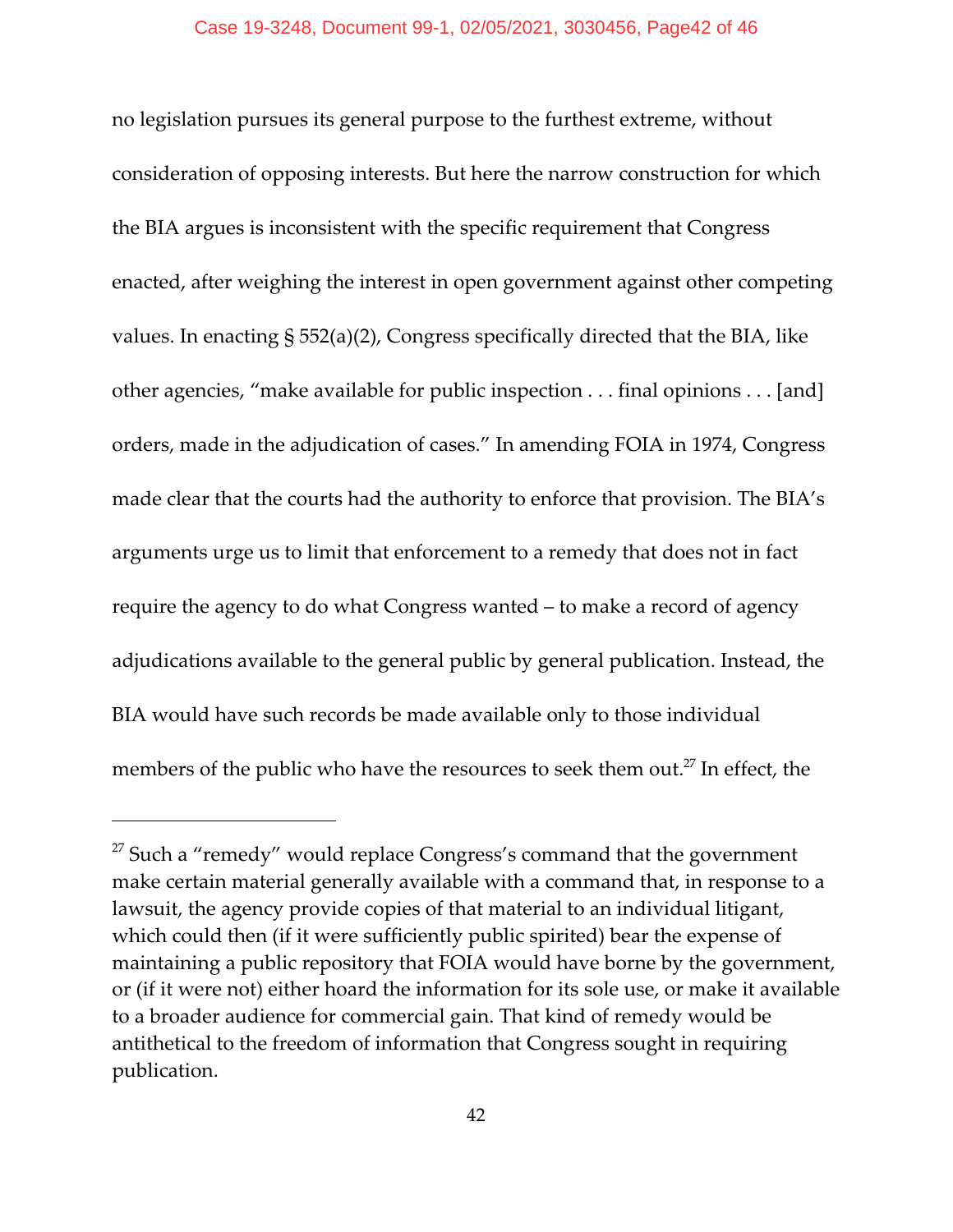no legislation pursues its general purpose to the furthest extreme, without consideration of opposing interests. But here the narrow construction for which the BIA argues is inconsistent with the specific requirement that Congress enacted, after weighing the interest in open government against other competing values. In enacting § 552(a)(2), Congress specifically directed that the BIA, like other agencies, "make available for public inspection . . . final opinions . . . [and] orders, made in the adjudication of cases." In amending FOIA in 1974, Congress made clear that the courts had the authority to enforce that provision. The BIA's arguments urge us to limit that enforcement to a remedy that does not in fact require the agency to do what Congress wanted – to make a record of agency adjudications available to the general public by general publication. Instead, the BIA would have such records be made available only to those individual members of the public who have the resources to seek them out.[27] In effect, the

---

[27] Such a "remedy" would replace Congress's command that the government make certain material generally available with a command that, in response to a lawsuit, the agency provide copies of that material to an individual litigant, which could then (if it were sufficiently public spirited) bear the expense of maintaining a public repository that FOIA would have borne by the government, or (if it were not) either hoard the information for its sole use, or make it available to a broader audience for commercial gain. That kind of remedy would be antithetical to the freedom of information that Congress sought in requiring publication.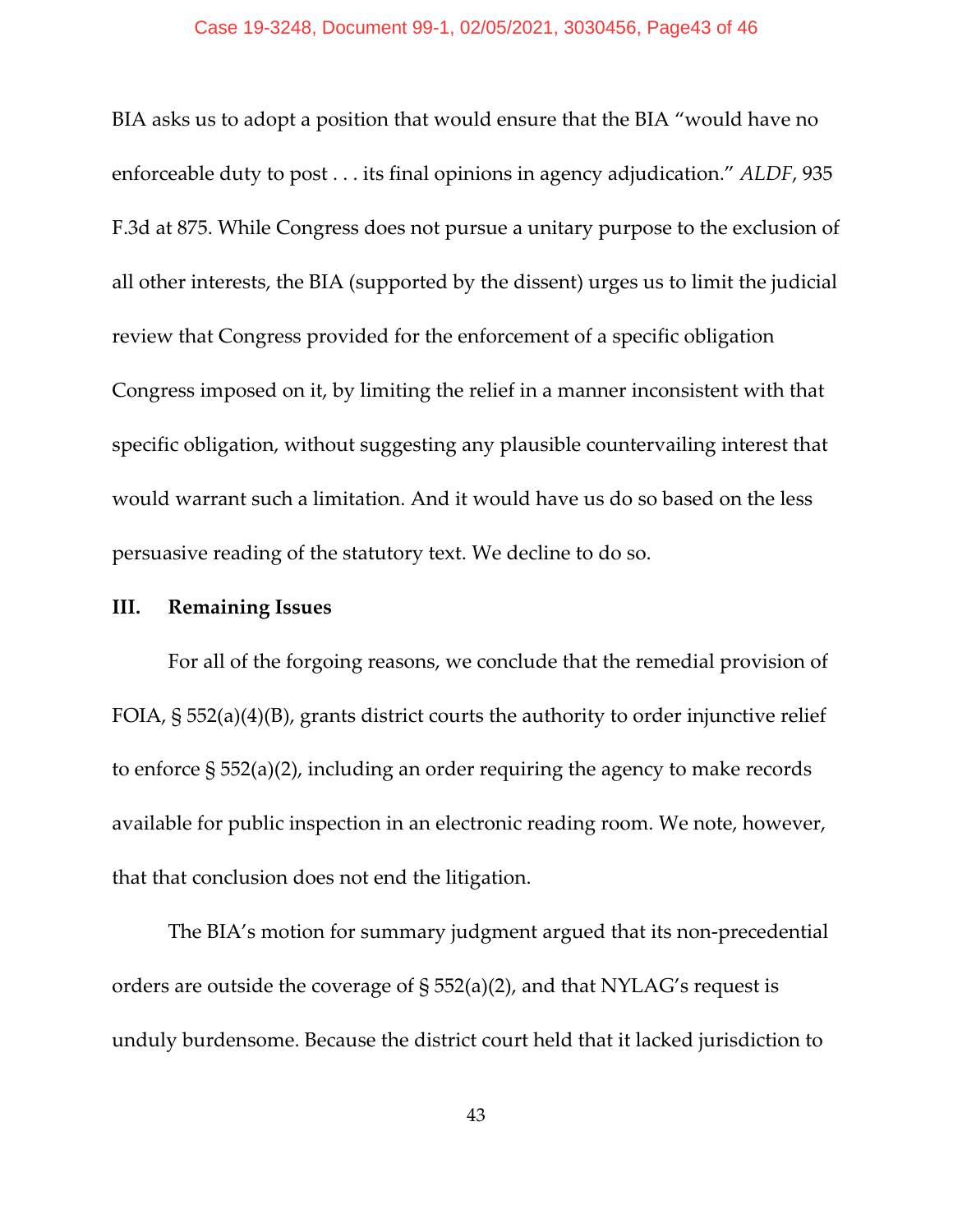BIA asks us to adopt a position that would ensure that the BIA "would have no enforceable duty to post . . . its final opinions in agency adjudication." *ALDF*, 935 F.3d at 875. While Congress does not pursue a unitary purpose to the exclusion of all other interests, the BIA (supported by the dissent) urges us to limit the judicial review that Congress provided for the enforcement of a specific obligation Congress imposed on it, by limiting the relief in a manner inconsistent with that specific obligation, without suggesting any plausible countervailing interest that would warrant such a limitation. And it would have us do so based on the less persuasive reading of the statutory text. We decline to do so.

## III. Remaining Issues

For all of the forgoing reasons, we conclude that the remedial provision of FOIA, § 552(a)(4)(B), grants district courts the authority to order injunctive relief to enforce § 552(a)(2), including an order requiring the agency to make records available for public inspection in an electronic reading room. We note, however, that that conclusion does not end the litigation.

The BIA's motion for summary judgment argued that its non-precedential orders are outside the coverage of § 552(a)(2), and that NYLAG's request is unduly burdensome. Because the district court held that it lacked jurisdiction to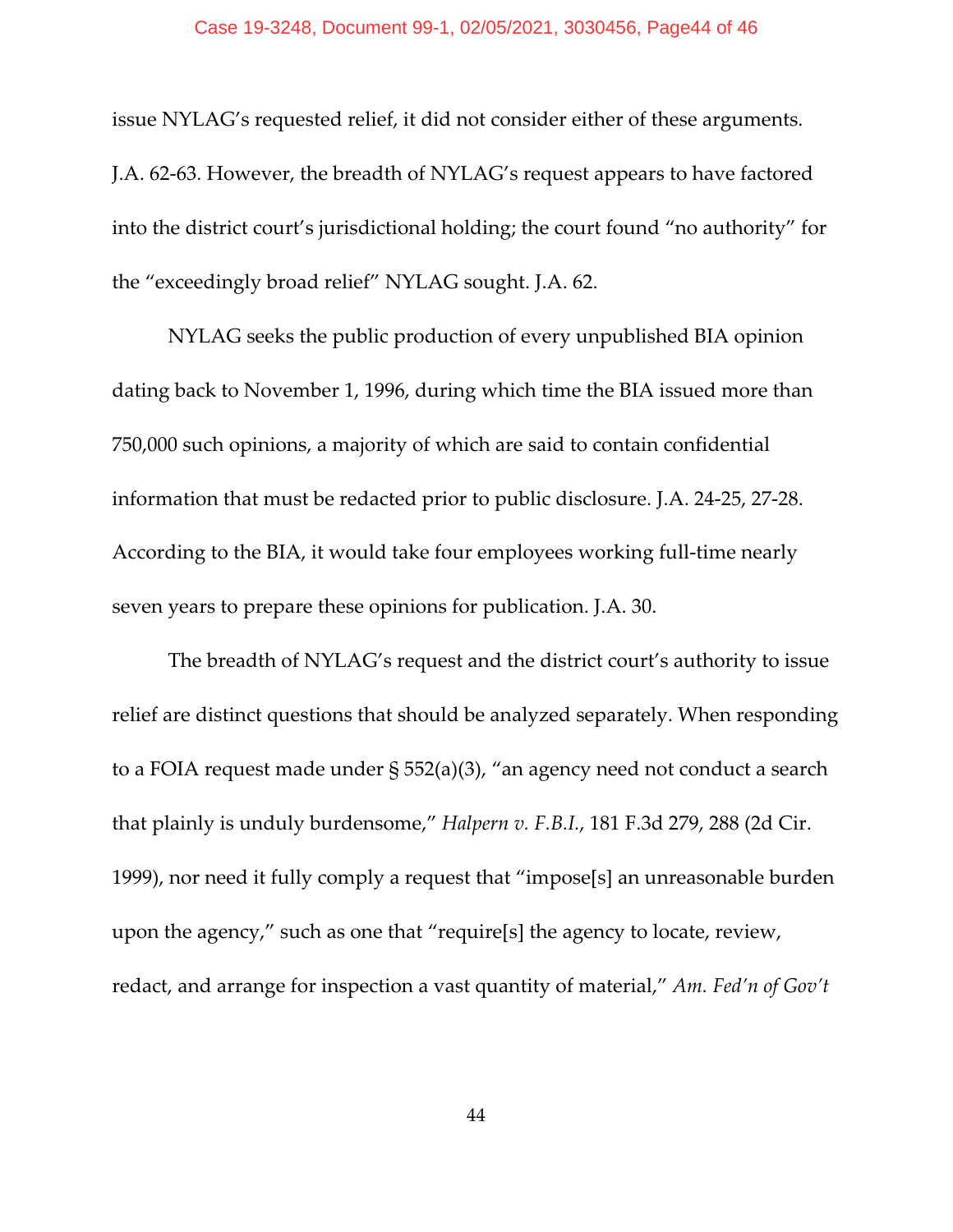issue NYLAG's requested relief, it did not consider either of these arguments. J.A. 62-63. However, the breadth of NYLAG's request appears to have factored into the district court's jurisdictional holding; the court found "no authority" for the "exceedingly broad relief" NYLAG sought. J.A. 62.

NYLAG seeks the public production of every unpublished BIA opinion dating back to November 1, 1996, during which time the BIA issued more than 750,000 such opinions, a majority of which are said to contain confidential information that must be redacted prior to public disclosure. J.A. 24-25, 27-28. According to the BIA, it would take four employees working full-time nearly seven years to prepare these opinions for publication. J.A. 30.

The breadth of NYLAG's request and the district court's authority to issue relief are distinct questions that should be analyzed separately. When responding to a FOIA request made under § 552(a)(3), "an agency need not conduct a search that plainly is unduly burdensome," *Halpern v. F.B.I.*, 181 F.3d 279, 288 (2d Cir. 1999), nor need it fully comply a request that "impose[s] an unreasonable burden upon the agency," such as one that "require[s] the agency to locate, review, redact, and arrange for inspection a vast quantity of material," *Am. Fed'n of Gov't*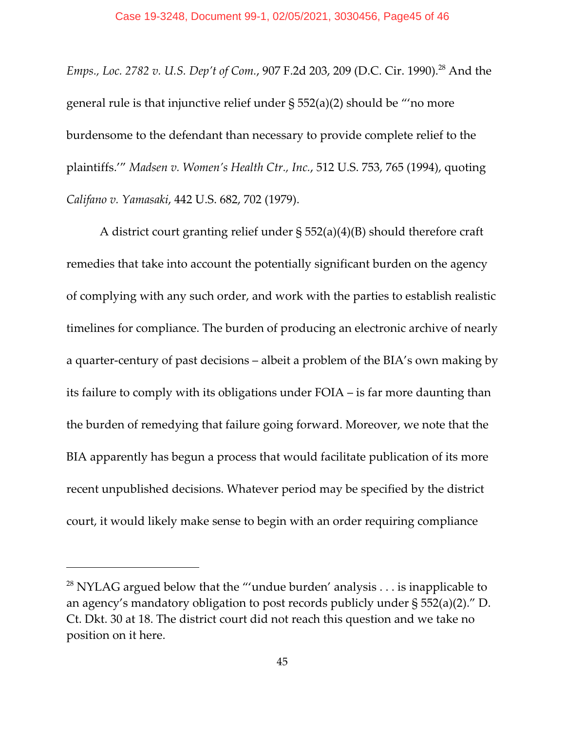*Emps., Loc. 2782 v. U.S. Dep't of Com.*, 907 F.2d 203, 209 (D.C. Cir. 1990).[28] And the general rule is that injunctive relief under § 552(a)(2) should be "'no more burdensome to the defendant than necessary to provide complete relief to the plaintiffs.'" *Madsen v. Women's Health Ctr., Inc.*, 512 U.S. 753, 765 (1994), quoting *Califano v. Yamasaki*, 442 U.S. 682, 702 (1979).

A district court granting relief under § 552(a)(4)(B) should therefore craft remedies that take into account the potentially significant burden on the agency of complying with any such order, and work with the parties to establish realistic timelines for compliance. The burden of producing an electronic archive of nearly a quarter-century of past decisions – albeit a problem of the BIA's own making by its failure to comply with its obligations under FOIA – is far more daunting than the burden of remedying that failure going forward. Moreover, we note that the BIA apparently has begun a process that would facilitate publication of its more recent unpublished decisions. Whatever period may be specified by the district court, it would likely make sense to begin with an order requiring compliance

---

[28] NYLAG argued below that the "'undue burden' analysis . . . is inapplicable to an agency's mandatory obligation to post records publicly under § 552(a)(2)." D. Ct. Dkt. 30 at 18. The district court did not reach this question and we take no position on it here.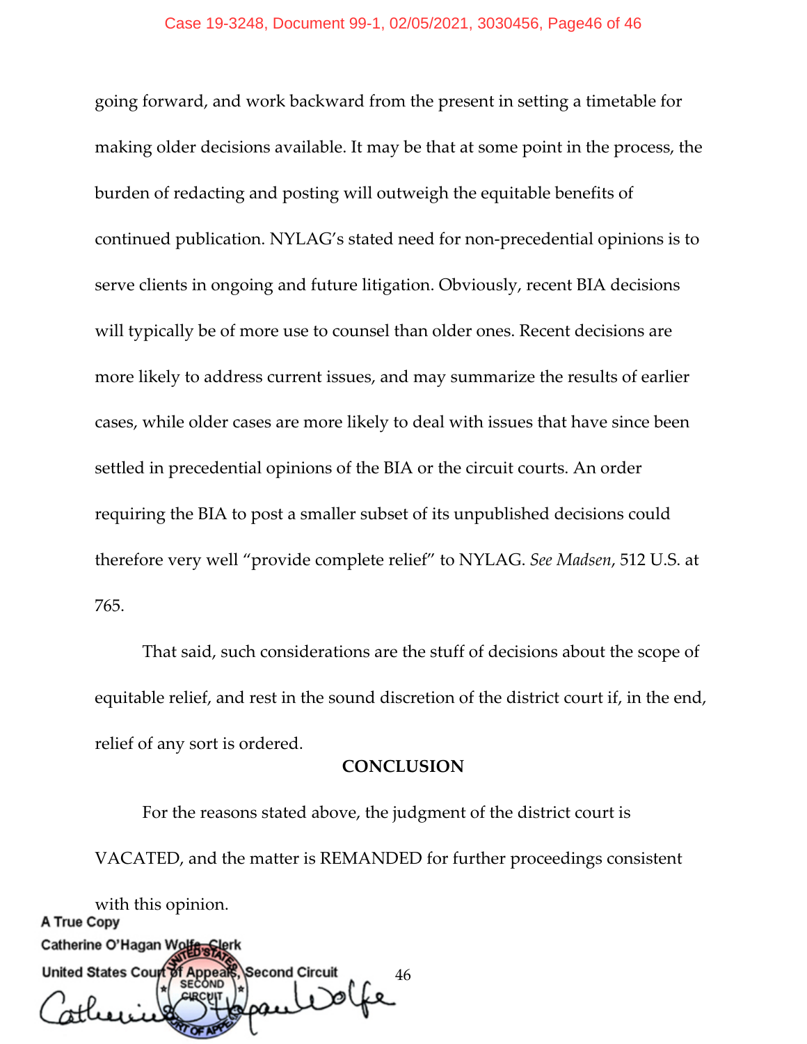going forward, and work backward from the present in setting a timetable for making older decisions available. It may be that at some point in the process, the burden of redacting and posting will outweigh the equitable benefits of continued publication. NYLAG's stated need for non-precedential opinions is to serve clients in ongoing and future litigation. Obviously, recent BIA decisions will typically be of more use to counsel than older ones. Recent decisions are more likely to address current issues, and may summarize the results of earlier cases, while older cases are more likely to deal with issues that have since been settled in precedential opinions of the BIA or the circuit courts. An order requiring the BIA to post a smaller subset of its unpublished decisions could therefore very well "provide complete relief" to NYLAG. *See Madsen*, 512 U.S. at 765.

That said, such considerations are the stuff of decisions about the scope of equitable relief, and rest in the sound discretion of the district court if, in the end, relief of any sort is ordered.

**CONCLUSION**

For the reasons stated above, the judgment of the district court is VACATED, and the matter is REMANDED for further proceedings consistent with this opinion.

A True Copy
Catherine O'Hagan Wolfe, Clerk
United States Court of Appeals, Second Circuit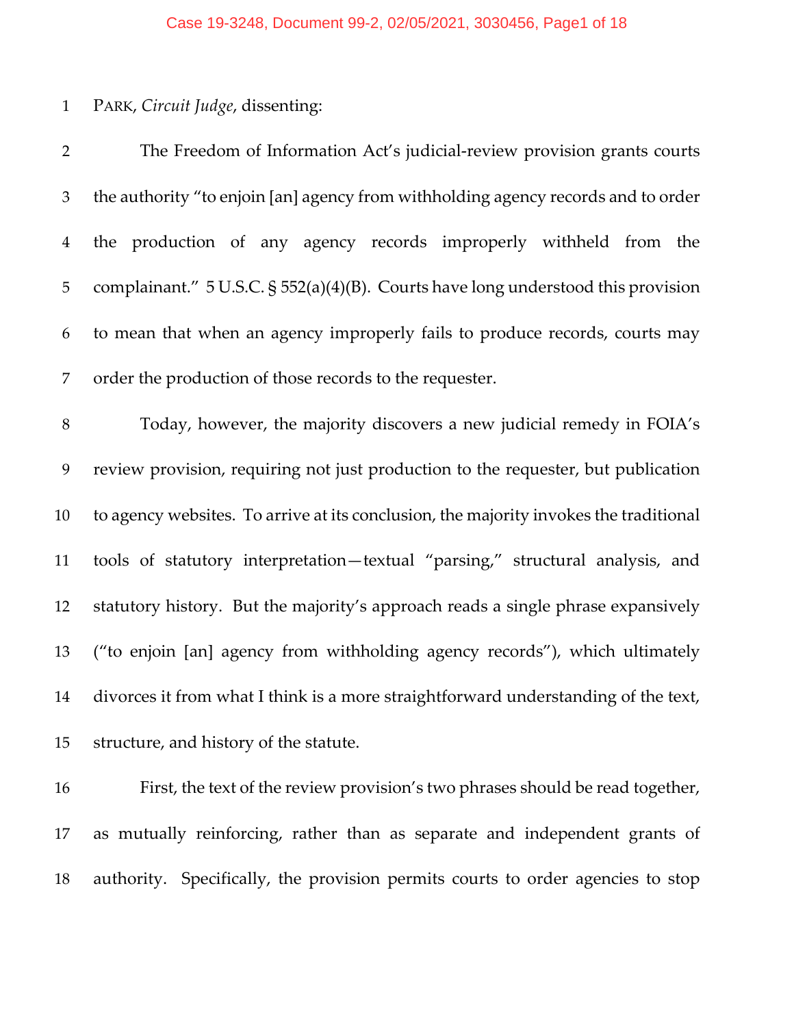PARK, *Circuit Judge*, dissenting:

The Freedom of Information Act's judicial-review provision grants courts the authority "to enjoin [an] agency from withholding agency records and to order the production of any agency records improperly withheld from the complainant." 5 U.S.C. § 552(a)(4)(B). Courts have long understood this provision to mean that when an agency improperly fails to produce records, courts may order the production of those records to the requester.

Today, however, the majority discovers a new judicial remedy in FOIA's review provision, requiring not just production to the requester, but publication to agency websites. To arrive at its conclusion, the majority invokes the traditional tools of statutory interpretation—textual "parsing," structural analysis, and statutory history. But the majority's approach reads a single phrase expansively ("to enjoin [an] agency from withholding agency records"), which ultimately divorces it from what I think is a more straightforward understanding of the text, structure, and history of the statute.

First, the text of the review provision's two phrases should be read together, as mutually reinforcing, rather than as separate and independent grants of authority. Specifically, the provision permits courts to order agencies to stop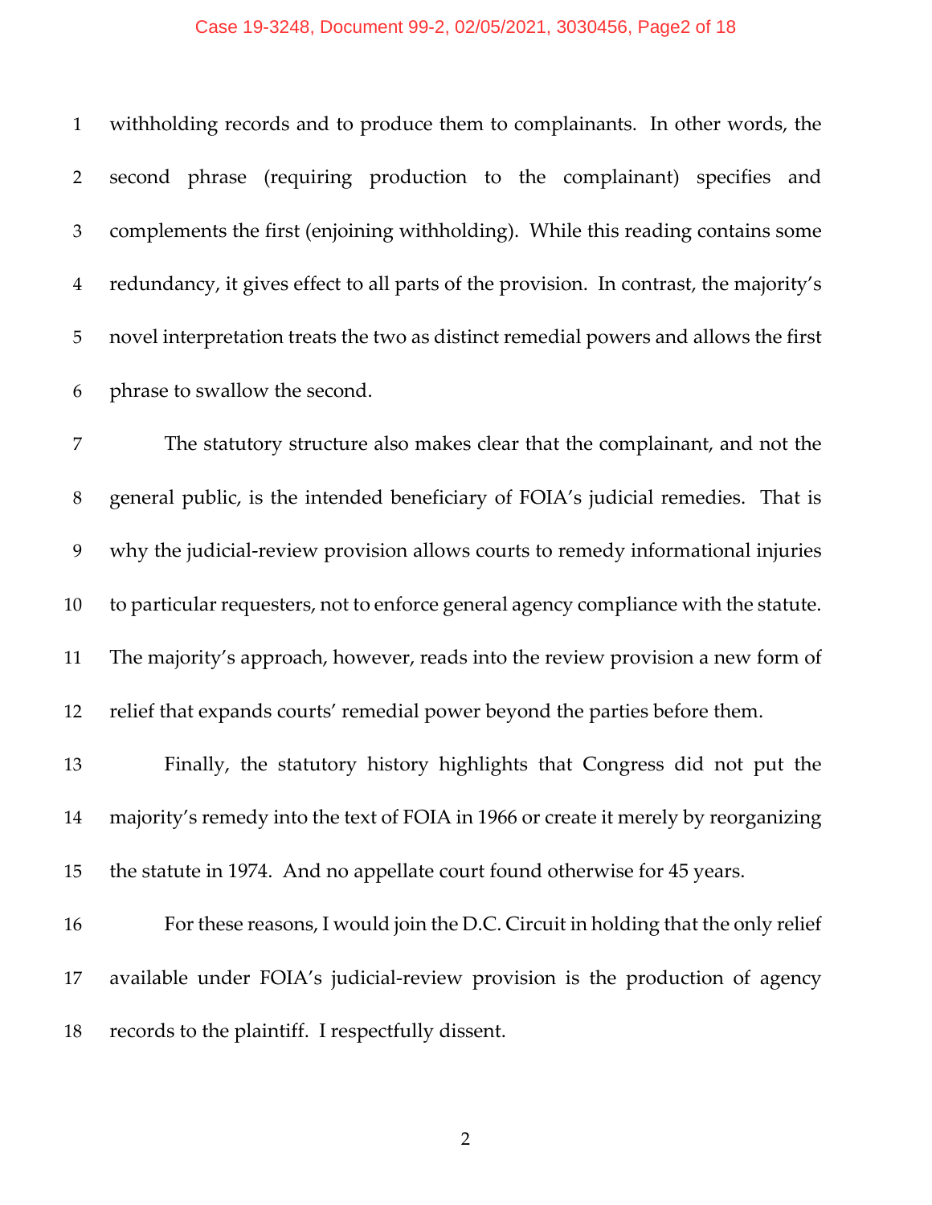withholding records and to produce them to complainants. In other words, the second phrase (requiring production to the complainant) specifies and complements the first (enjoining withholding). While this reading contains some redundancy, it gives effect to all parts of the provision. In contrast, the majority's novel interpretation treats the two as distinct remedial powers and allows the first phrase to swallow the second.

The statutory structure also makes clear that the complainant, and not the general public, is the intended beneficiary of FOIA's judicial remedies. That is why the judicial-review provision allows courts to remedy informational injuries to particular requesters, not to enforce general agency compliance with the statute. The majority's approach, however, reads into the review provision a new form of relief that expands courts' remedial power beyond the parties before them.

Finally, the statutory history highlights that Congress did not put the majority's remedy into the text of FOIA in 1966 or create it merely by reorganizing the statute in 1974. And no appellate court found otherwise for 45 years.

For these reasons, I would join the D.C. Circuit in holding that the only relief available under FOIA's judicial-review provision is the production of agency records to the plaintiff. I respectfully dissent.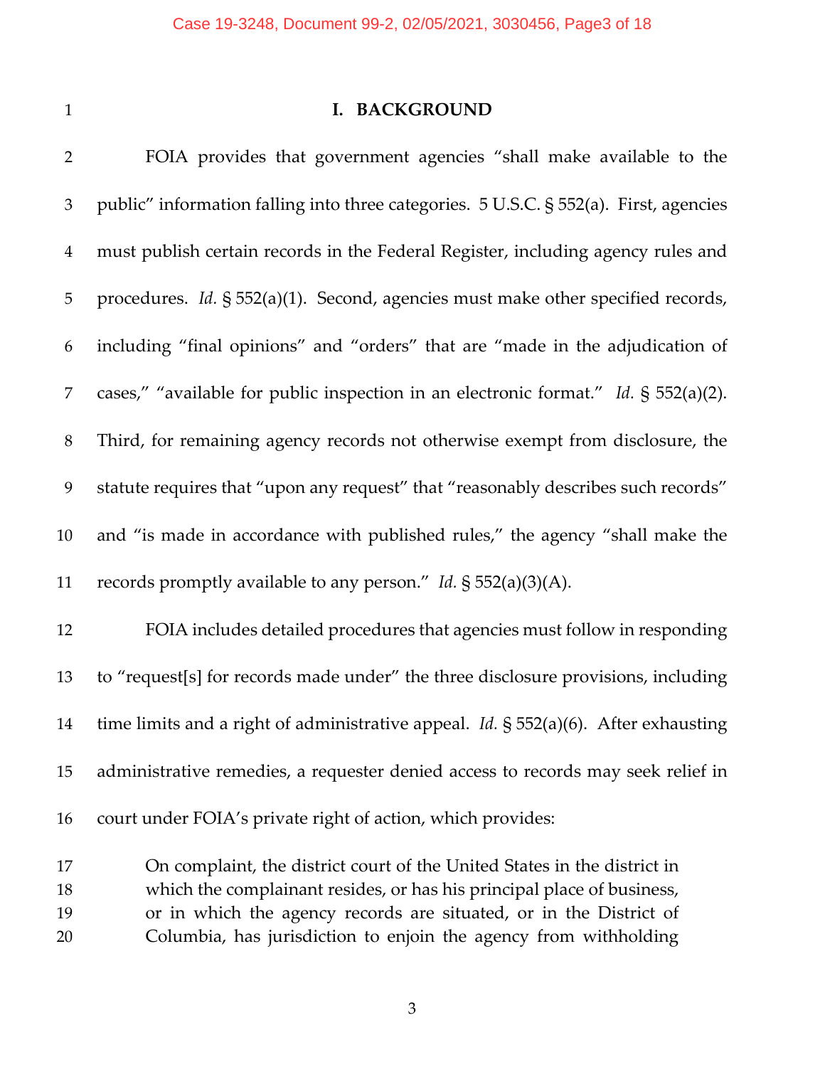# I. BACKGROUND

FOIA provides that government agencies "shall make available to the public" information falling into three categories. 5 U.S.C. § 552(a). First, agencies must publish certain records in the Federal Register, including agency rules and procedures. *Id.* § 552(a)(1). Second, agencies must make other specified records, including "final opinions" and "orders" that are "made in the adjudication of cases," "available for public inspection in an electronic format." *Id.* § 552(a)(2). Third, for remaining agency records not otherwise exempt from disclosure, the statute requires that "upon any request" that "reasonably describes such records" and "is made in accordance with published rules," the agency "shall make the records promptly available to any person." *Id.* § 552(a)(3)(A).

FOIA includes detailed procedures that agencies must follow in responding to "request[s] for records made under" the three disclosure provisions, including time limits and a right of administrative appeal. *Id.* § 552(a)(6). After exhausting administrative remedies, a requester denied access to records may seek relief in court under FOIA's private right of action, which provides:

> On complaint, the district court of the United States in the district in which the complainant resides, or has his principal place of business, or in which the agency records are situated, or in the District of Columbia, has jurisdiction to enjoin the agency from withholding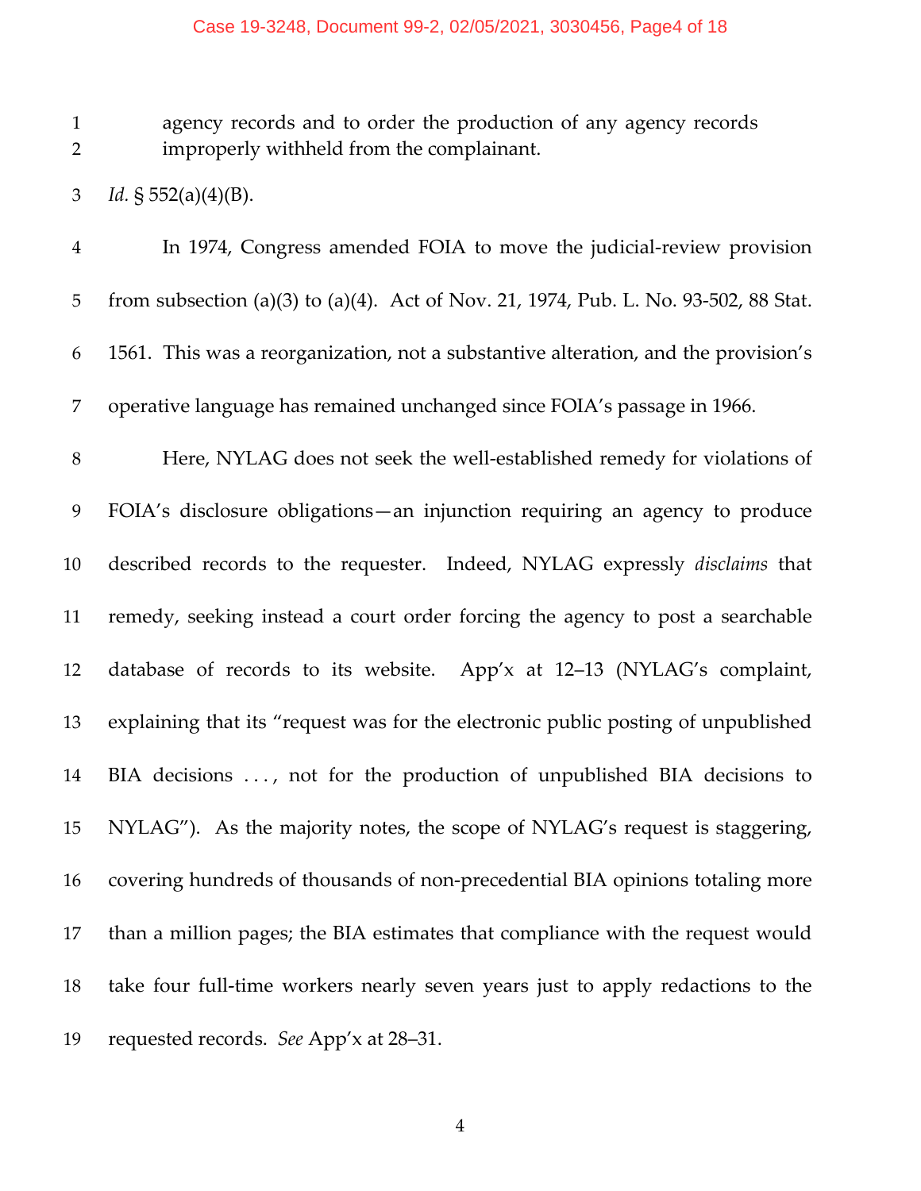agency records and to order the production of any agency records improperly withheld from the complainant.

*Id.* § 552(a)(4)(B).

In 1974, Congress amended FOIA to move the judicial-review provision from subsection (a)(3) to (a)(4). Act of Nov. 21, 1974, Pub. L. No. 93-502, 88 Stat. 1561. This was a reorganization, not a substantive alteration, and the provision's operative language has remained unchanged since FOIA's passage in 1966.

Here, NYLAG does not seek the well-established remedy for violations of FOIA's disclosure obligations—an injunction requiring an agency to produce described records to the requester. Indeed, NYLAG expressly *disclaims* that remedy, seeking instead a court order forcing the agency to post a searchable database of records to its website. App'x at 12–13 (NYLAG's complaint, explaining that its "request was for the electronic public posting of unpublished BIA decisions . . . , not for the production of unpublished BIA decisions to NYLAG"). As the majority notes, the scope of NYLAG's request is staggering, covering hundreds of thousands of non-precedential BIA opinions totaling more than a million pages; the BIA estimates that compliance with the request would take four full-time workers nearly seven years just to apply redactions to the requested records. *See* App'x at 28–31.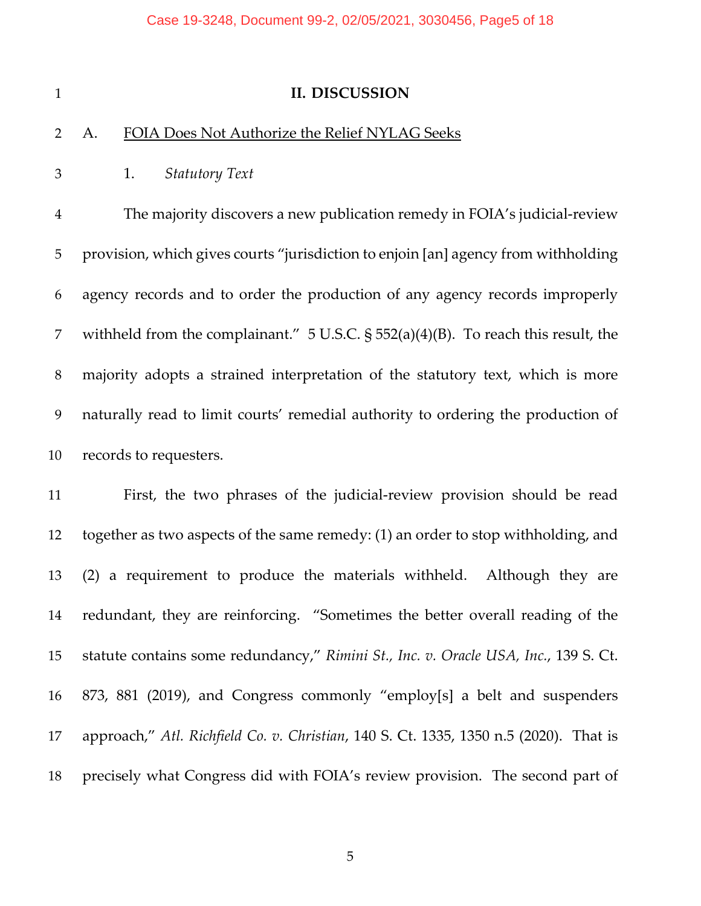## II. DISCUSSION

### A. <u>FOIA Does Not Authorize the Relief NYLAG Seeks</u>

#### 1. *Statutory Text*

The majority discovers a new publication remedy in FOIA's judicial-review provision, which gives courts "jurisdiction to enjoin [an] agency from withholding agency records and to order the production of any agency records improperly withheld from the complainant." 5 U.S.C. § 552(a)(4)(B). To reach this result, the majority adopts a strained interpretation of the statutory text, which is more naturally read to limit courts' remedial authority to ordering the production of records to requesters.

First, the two phrases of the judicial-review provision should be read together as two aspects of the same remedy: (1) an order to stop withholding, and (2) a requirement to produce the materials withheld. Although they are redundant, they are reinforcing. "Sometimes the better overall reading of the statute contains some redundancy," *Rimini St., Inc. v. Oracle USA, Inc.*, 139 S. Ct. 873, 881 (2019), and Congress commonly "employ[s] a belt and suspenders approach," *Atl. Richfield Co. v. Christian*, 140 S. Ct. 1335, 1350 n.5 (2020). That is precisely what Congress did with FOIA's review provision. The second part of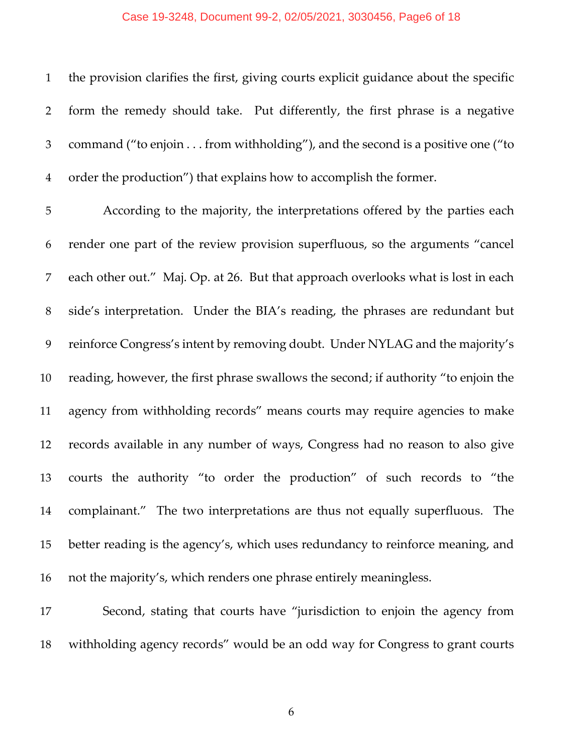the provision clarifies the first, giving courts explicit guidance about the specific form the remedy should take. Put differently, the first phrase is a negative command ("to enjoin . . . from withholding"), and the second is a positive one ("to order the production") that explains how to accomplish the former.

According to the majority, the interpretations offered by the parties each render one part of the review provision superfluous, so the arguments "cancel each other out." Maj. Op. at 26. But that approach overlooks what is lost in each side's interpretation. Under the BIA's reading, the phrases are redundant but reinforce Congress's intent by removing doubt. Under NYLAG and the majority's reading, however, the first phrase swallows the second; if authority "to enjoin the agency from withholding records" means courts may require agencies to make records available in any number of ways, Congress had no reason to also give courts the authority "to order the production" of such records to "the complainant." The two interpretations are thus not equally superfluous. The better reading is the agency's, which uses redundancy to reinforce meaning, and not the majority's, which renders one phrase entirely meaningless.

Second, stating that courts have "jurisdiction to enjoin the agency from withholding agency records" would be an odd way for Congress to grant courts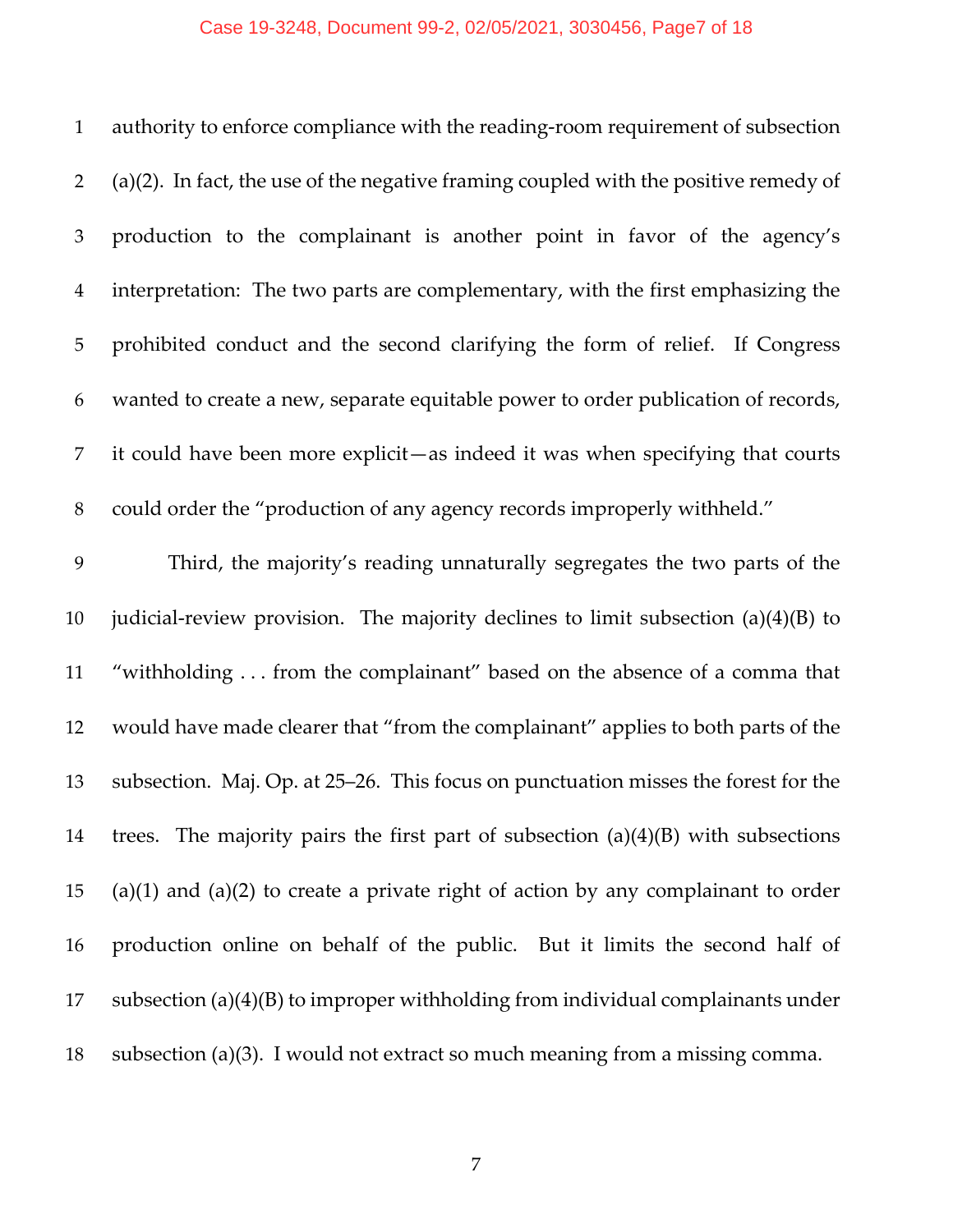authority to enforce compliance with the reading-room requirement of subsection (a)(2). In fact, the use of the negative framing coupled with the positive remedy of production to the complainant is another point in favor of the agency's interpretation: The two parts are complementary, with the first emphasizing the prohibited conduct and the second clarifying the form of relief. If Congress wanted to create a new, separate equitable power to order publication of records, it could have been more explicit—as indeed it was when specifying that courts could order the "production of any agency records improperly withheld."

Third, the majority's reading unnaturally segregates the two parts of the judicial-review provision. The majority declines to limit subsection (a)(4)(B) to "withholding . . . from the complainant" based on the absence of a comma that would have made clearer that "from the complainant" applies to both parts of the subsection. Maj. Op. at 25–26. This focus on punctuation misses the forest for the trees. The majority pairs the first part of subsection (a)(4)(B) with subsections (a)(1) and (a)(2) to create a private right of action by any complainant to order production online on behalf of the public. But it limits the second half of subsection (a)(4)(B) to improper withholding from individual complainants under subsection (a)(3). I would not extract so much meaning from a missing comma.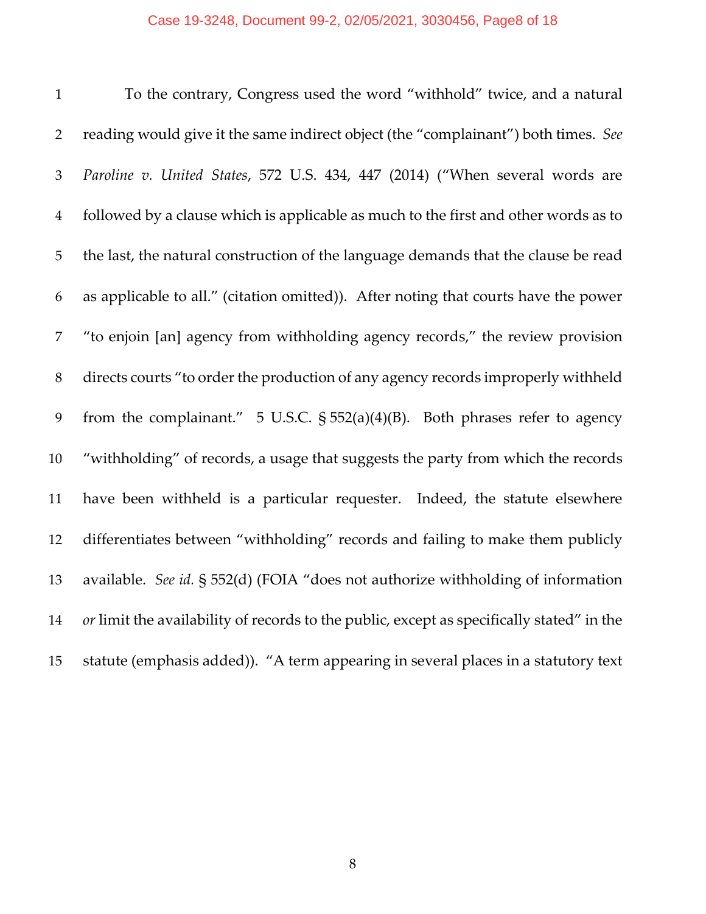To the contrary, Congress used the word "withhold" twice, and a natural reading would give it the same indirect object (the "complainant") both times. *See Paroline v. United States*, 572 U.S. 434, 447 (2014) ("When several words are followed by a clause which is applicable as much to the first and other words as to the last, the natural construction of the language demands that the clause be read as applicable to all." (citation omitted)). After noting that courts have the power "to enjoin [an] agency from withholding agency records," the review provision directs courts "to order the production of any agency records improperly withheld from the complainant." 5 U.S.C. § 552(a)(4)(B). Both phrases refer to agency "withholding" of records, a usage that suggests the party from which the records have been withheld is a particular requester. Indeed, the statute elsewhere differentiates between "withholding" records and failing to make them publicly available. *See id.* § 552(d) (FOIA "does not authorize withholding of information *or* limit the availability of records to the public, except as specifically stated" in the statute (emphasis added)). "A term appearing in several places in a statutory text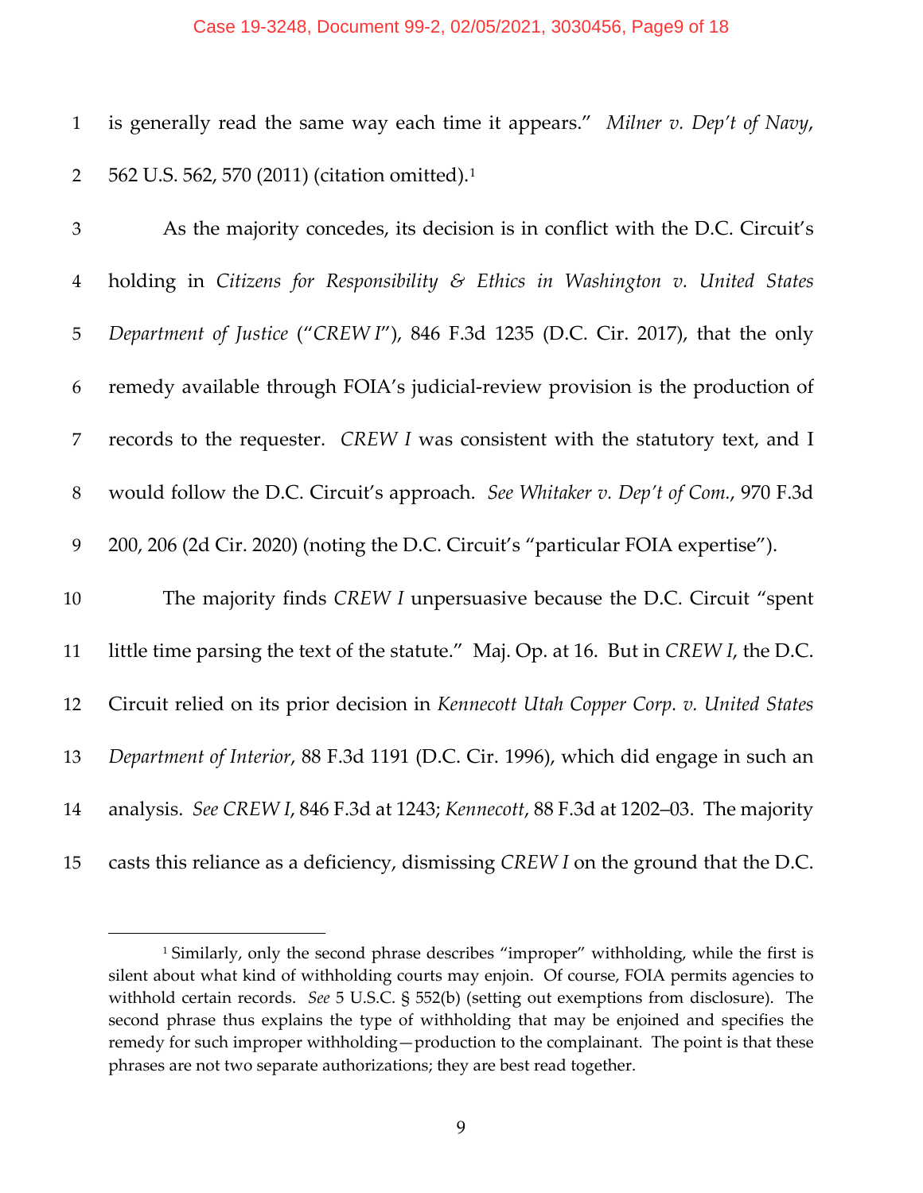is generally read the same way each time it appears." *Milner v. Dep't of Navy*, 562 U.S. 562, 570 (2011) (citation omitted).[1]

As the majority concedes, its decision is in conflict with the D.C. Circuit's holding in *Citizens for Responsibility & Ethics in Washington v. United States Department of Justice* ("*CREW I*"), 846 F.3d 1235 (D.C. Cir. 2017), that the only remedy available through FOIA's judicial-review provision is the production of records to the requester. *CREW I* was consistent with the statutory text, and I would follow the D.C. Circuit's approach. *See Whitaker v. Dep't of Com.*, 970 F.3d 200, 206 (2d Cir. 2020) (noting the D.C. Circuit's "particular FOIA expertise").

The majority finds *CREW I* unpersuasive because the D.C. Circuit "spent little time parsing the text of the statute." Maj. Op. at 16. But in *CREW I*, the D.C. Circuit relied on its prior decision in *Kennecott Utah Copper Corp. v. United States Department of Interior*, 88 F.3d 1191 (D.C. Cir. 1996), which did engage in such an analysis. *See CREW I*, 846 F.3d at 1243; *Kennecott*, 88 F.3d at 1202–03. The majority casts this reliance as a deficiency, dismissing *CREW I* on the ground that the D.C.

---

[1] Similarly, only the second phrase describes "improper" withholding, while the first is silent about what kind of withholding courts may enjoin. Of course, FOIA permits agencies to withhold certain records. *See* 5 U.S.C. § 552(b) (setting out exemptions from disclosure). The second phrase thus explains the type of withholding that may be enjoined and specifies the remedy for such improper withholding—production to the complainant. The point is that these phrases are not two separate authorizations; they are best read together.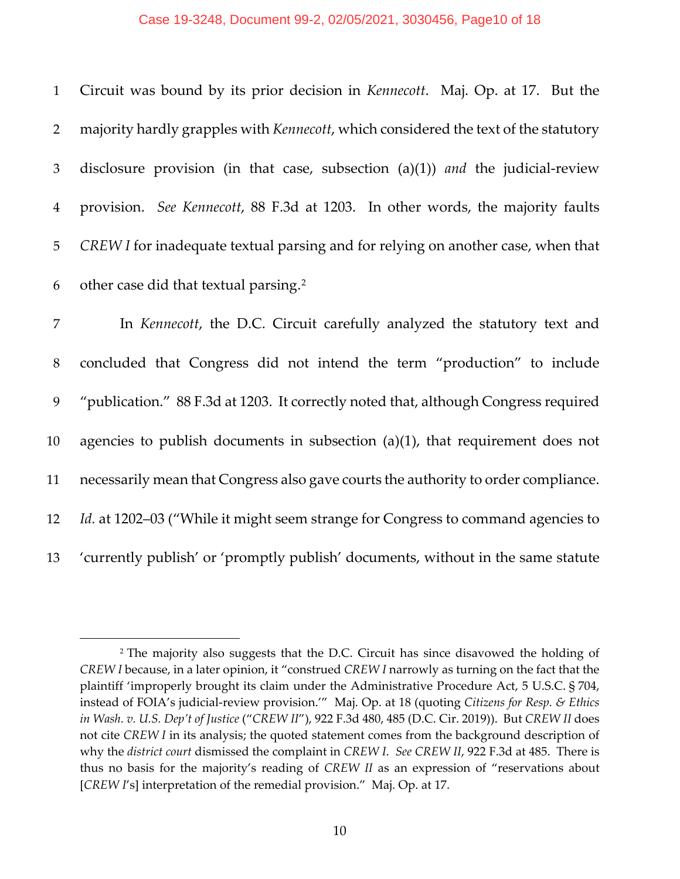Circuit was bound by its prior decision in *Kennecott*. Maj. Op. at 17. But the majority hardly grapples with *Kennecott*, which considered the text of the statutory disclosure provision (in that case, subsection (a)(1)) *and* the judicial-review provision. *See Kennecott*, 88 F.3d at 1203. In other words, the majority faults *CREW I* for inadequate textual parsing and for relying on another case, when that other case did that textual parsing.[2]

In *Kennecott*, the D.C. Circuit carefully analyzed the statutory text and concluded that Congress did not intend the term "production" to include "publication." 88 F.3d at 1203. It correctly noted that, although Congress required agencies to publish documents in subsection (a)(1), that requirement does not necessarily mean that Congress also gave courts the authority to order compliance. *Id.* at 1202–03 ("While it might seem strange for Congress to command agencies to 'currently publish' or 'promptly publish' documents, without in the same statute

---

[2] The majority also suggests that the D.C. Circuit has since disavowed the holding of *CREW I* because, in a later opinion, it "construed *CREW I* narrowly as turning on the fact that the plaintiff 'improperly brought its claim under the Administrative Procedure Act, 5 U.S.C. § 704, instead of FOIA's judicial-review provision.'" Maj. Op. at 18 (quoting *Citizens for Resp. & Ethics in Wash. v. U.S. Dep't of Justice* ("*CREW II*"), 922 F.3d 480, 485 (D.C. Cir. 2019)). But *CREW II* does not cite *CREW I* in its analysis; the quoted statement comes from the background description of why the *district court* dismissed the complaint in *CREW I*. *See CREW II*, 922 F.3d at 485. There is thus no basis for the majority's reading of *CREW II* as an expression of "reservations about [*CREW I*'s] interpretation of the remedial provision." Maj. Op. at 17.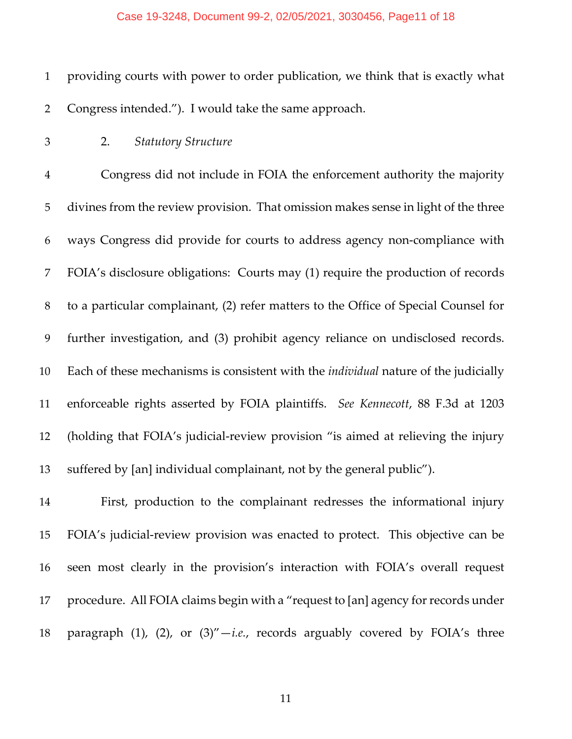providing courts with power to order publication, we think that is exactly what Congress intended."). I would take the same approach.

### 2. *Statutory Structure*

Congress did not include in FOIA the enforcement authority the majority divines from the review provision. That omission makes sense in light of the three ways Congress did provide for courts to address agency non-compliance with FOIA's disclosure obligations: Courts may (1) require the production of records to a particular complainant, (2) refer matters to the Office of Special Counsel for further investigation, and (3) prohibit agency reliance on undisclosed records. Each of these mechanisms is consistent with the *individual* nature of the judicially enforceable rights asserted by FOIA plaintiffs. *See Kennecott*, 88 F.3d at 1203 (holding that FOIA's judicial-review provision "is aimed at relieving the injury suffered by [an] individual complainant, not by the general public").

First, production to the complainant redresses the informational injury FOIA's judicial-review provision was enacted to protect. This objective can be seen most clearly in the provision's interaction with FOIA's overall request procedure. All FOIA claims begin with a "request to [an] agency for records under paragraph (1), (2), or (3)"—*i.e.*, records arguably covered by FOIA's three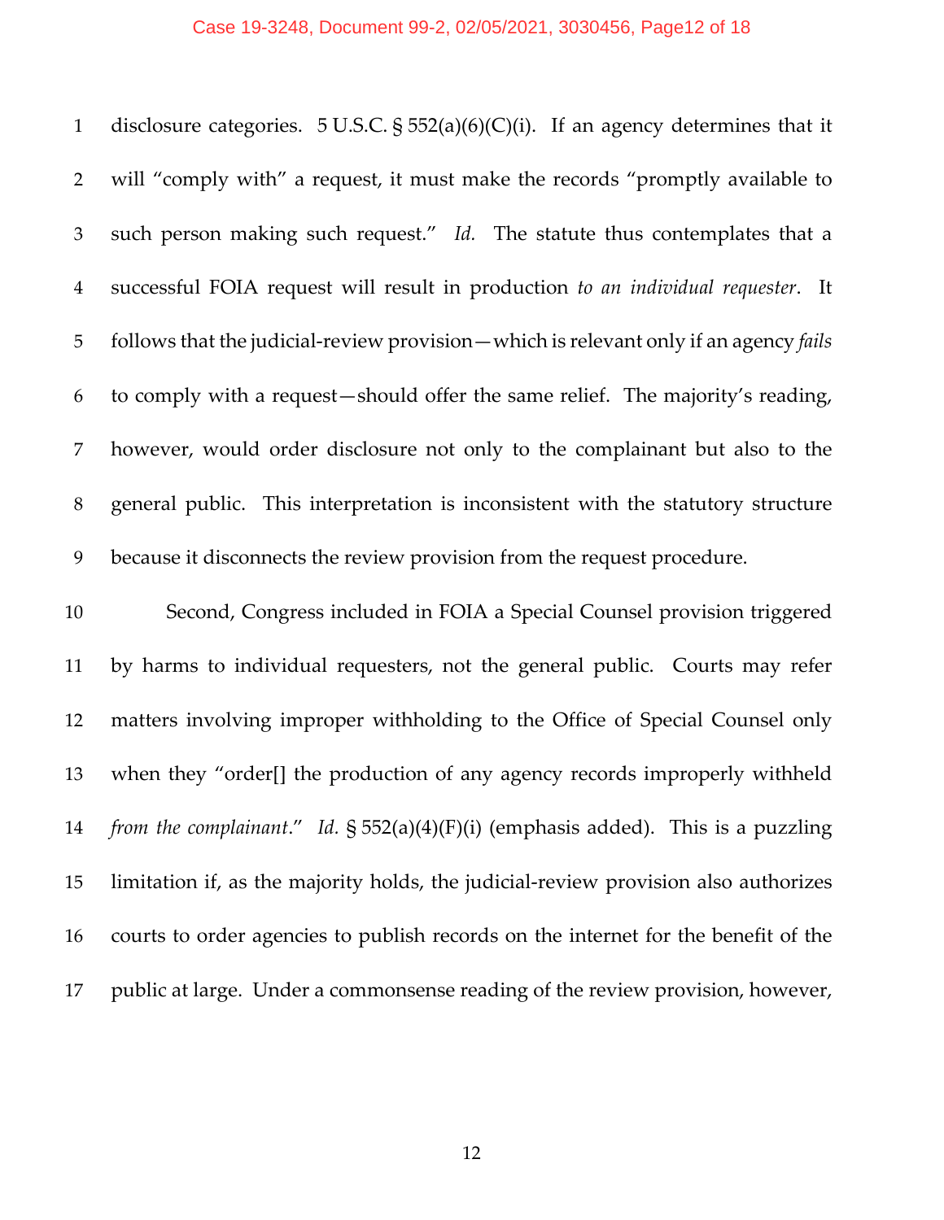disclosure categories. 5 U.S.C. § 552(a)(6)(C)(i). If an agency determines that it will "comply with" a request, it must make the records "promptly available to such person making such request." *Id.* The statute thus contemplates that a successful FOIA request will result in production *to an individual requester*. It follows that the judicial-review provision—which is relevant only if an agency *fails* to comply with a request—should offer the same relief. The majority's reading, however, would order disclosure not only to the complainant but also to the general public. This interpretation is inconsistent with the statutory structure because it disconnects the review provision from the request procedure.

Second, Congress included in FOIA a Special Counsel provision triggered by harms to individual requesters, not the general public. Courts may refer matters involving improper withholding to the Office of Special Counsel only when they "order[] the production of any agency records improperly withheld *from the complainant*." *Id.* § 552(a)(4)(F)(i) (emphasis added). This is a puzzling limitation if, as the majority holds, the judicial-review provision also authorizes courts to order agencies to publish records on the internet for the benefit of the public at large. Under a commonsense reading of the review provision, however,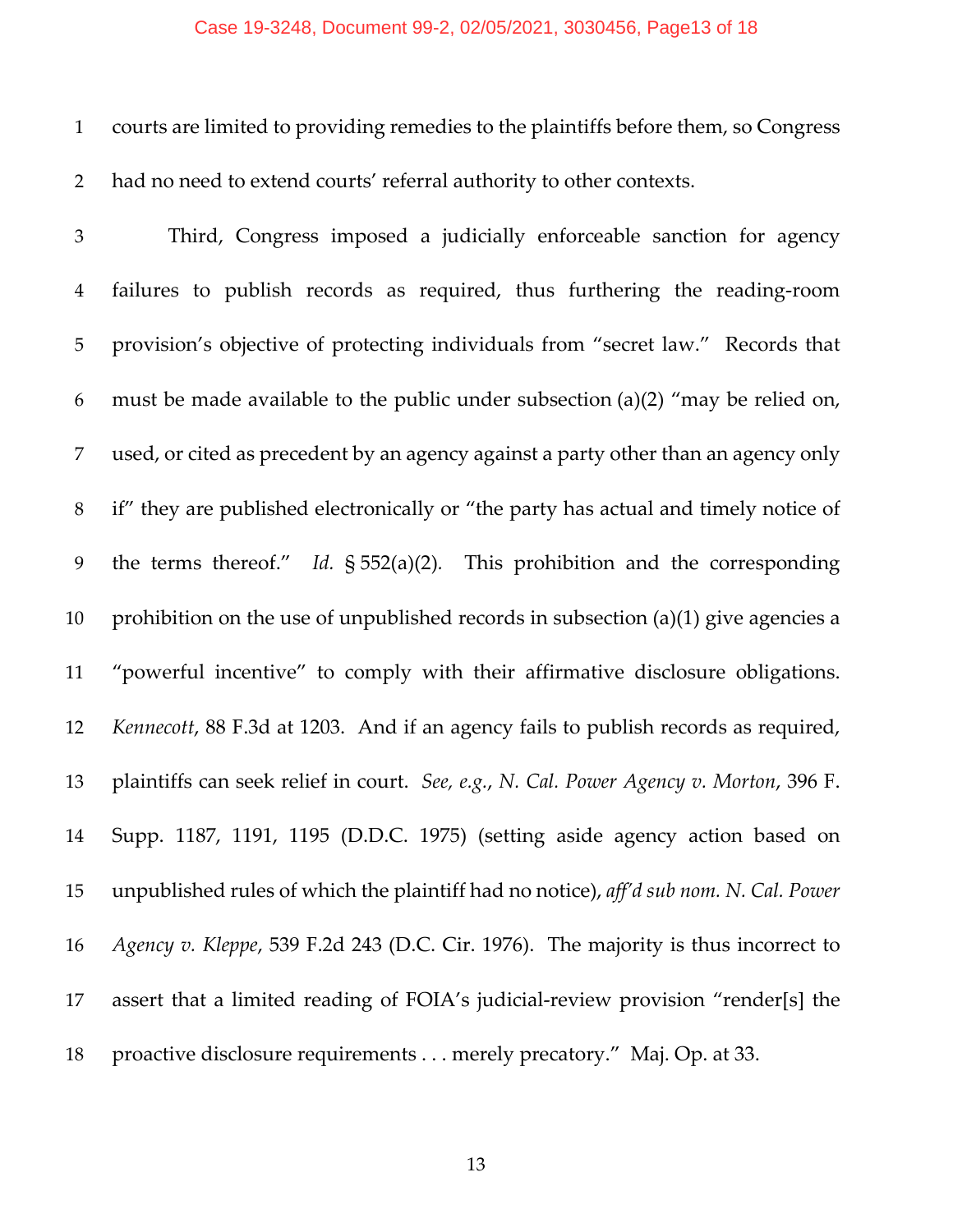courts are limited to providing remedies to the plaintiffs before them, so Congress had no need to extend courts' referral authority to other contexts.

Third, Congress imposed a judicially enforceable sanction for agency failures to publish records as required, thus furthering the reading-room provision's objective of protecting individuals from "secret law." Records that must be made available to the public under subsection (a)(2) "may be relied on, used, or cited as precedent by an agency against a party other than an agency only if" they are published electronically or "the party has actual and timely notice of the terms thereof." *Id.* § 552(a)(2). This prohibition and the corresponding prohibition on the use of unpublished records in subsection (a)(1) give agencies a "powerful incentive" to comply with their affirmative disclosure obligations. *Kennecott*, 88 F.3d at 1203. And if an agency fails to publish records as required, plaintiffs can seek relief in court. *See, e.g.*, *N. Cal. Power Agency v. Morton*, 396 F. Supp. 1187, 1191, 1195 (D.D.C. 1975) (setting aside agency action based on unpublished rules of which the plaintiff had no notice), *aff'd sub nom. N. Cal. Power Agency v. Kleppe*, 539 F.2d 243 (D.C. Cir. 1976). The majority is thus incorrect to assert that a limited reading of FOIA's judicial-review provision "render[s] the proactive disclosure requirements . . . merely precatory." Maj. Op. at 33.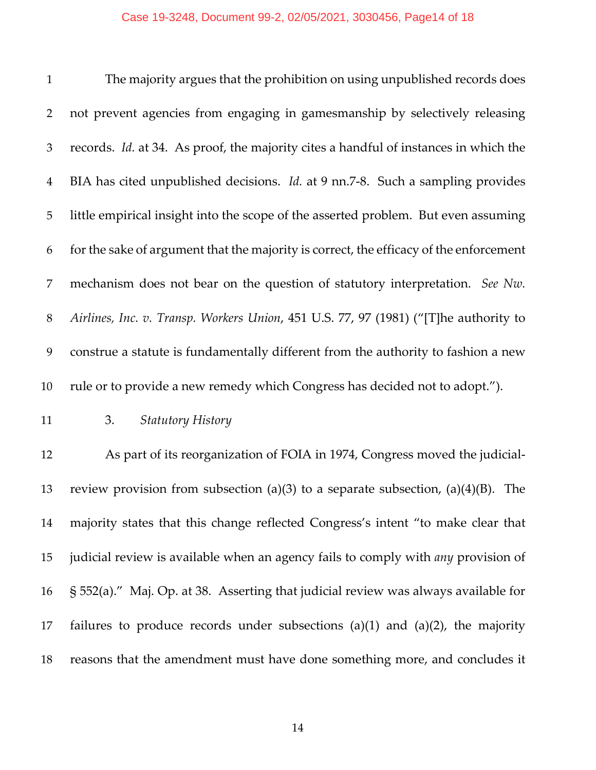The majority argues that the prohibition on using unpublished records does not prevent agencies from engaging in gamesmanship by selectively releasing records. *Id.* at 34. As proof, the majority cites a handful of instances in which the BIA has cited unpublished decisions. *Id.* at 9 nn.7-8. Such a sampling provides little empirical insight into the scope of the asserted problem. But even assuming for the sake of argument that the majority is correct, the efficacy of the enforcement mechanism does not bear on the question of statutory interpretation. *See Nw. Airlines, Inc. v. Transp. Workers Union*, 451 U.S. 77, 97 (1981) ("[T]he authority to construe a statute is fundamentally different from the authority to fashion a new rule or to provide a new remedy which Congress has decided not to adopt.").

### 3. *Statutory History*

As part of its reorganization of FOIA in 1974, Congress moved the judicial-review provision from subsection (a)(3) to a separate subsection, (a)(4)(B). The majority states that this change reflected Congress's intent "to make clear that judicial review is available when an agency fails to comply with *any* provision of § 552(a)." Maj. Op. at 38. Asserting that judicial review was always available for failures to produce records under subsections (a)(1) and (a)(2), the majority reasons that the amendment must have done something more, and concludes it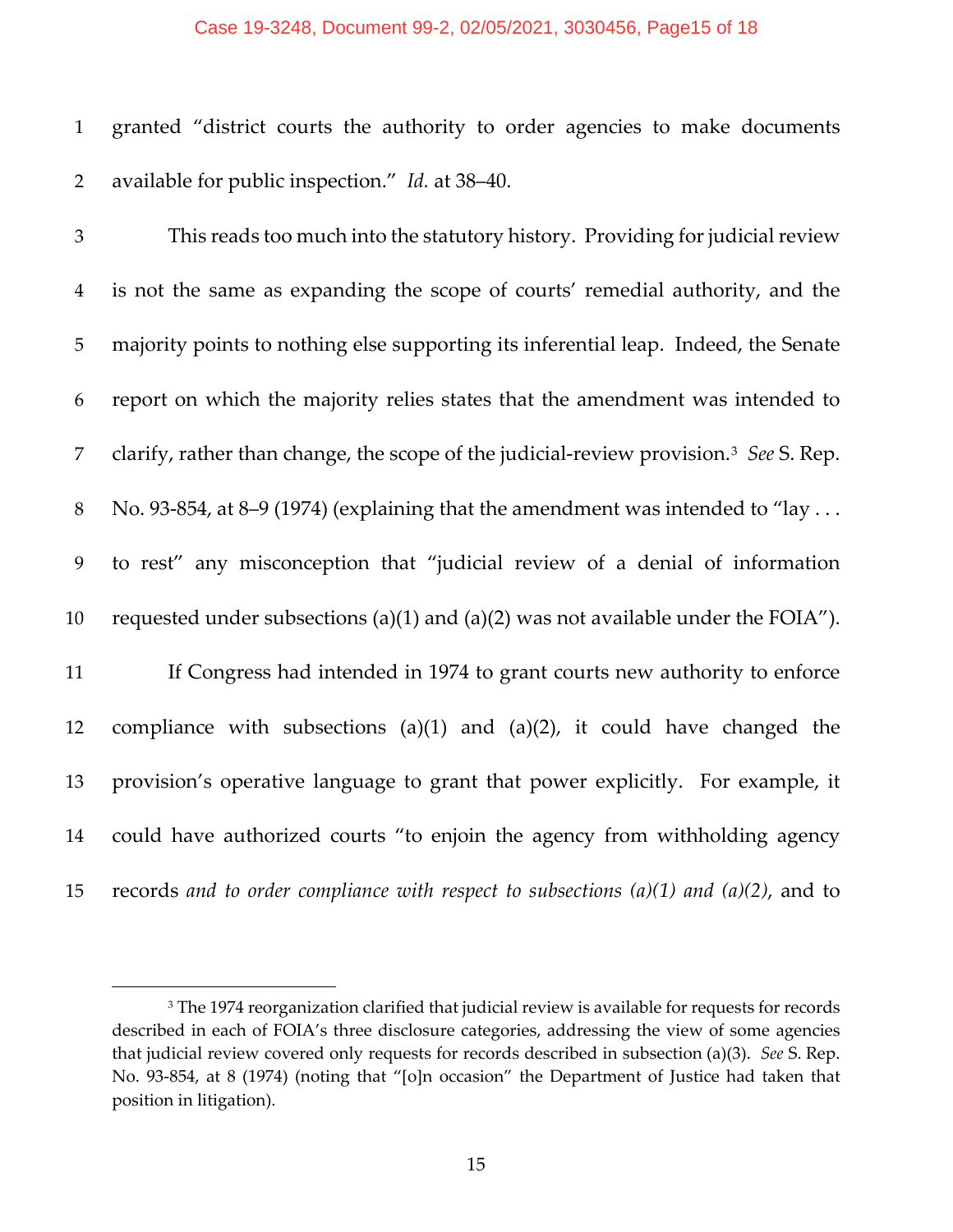granted "district courts the authority to order agencies to make documents available for public inspection." *Id.* at 38–40.

This reads too much into the statutory history. Providing for judicial review is not the same as expanding the scope of courts' remedial authority, and the majority points to nothing else supporting its inferential leap. Indeed, the Senate report on which the majority relies states that the amendment was intended to clarify, rather than change, the scope of the judicial-review provision.[3] *See* S. Rep. No. 93-854, at 8–9 (1974) (explaining that the amendment was intended to "lay . . . to rest" any misconception that "judicial review of a denial of information requested under subsections (a)(1) and (a)(2) was not available under the FOIA").

If Congress had intended in 1974 to grant courts new authority to enforce compliance with subsections (a)(1) and (a)(2), it could have changed the provision's operative language to grant that power explicitly. For example, it could have authorized courts "to enjoin the agency from withholding agency records *and to order compliance with respect to subsections (a)(1) and (a)(2)*, and to

---

[3] The 1974 reorganization clarified that judicial review is available for requests for records described in each of FOIA's three disclosure categories, addressing the view of some agencies that judicial review covered only requests for records described in subsection (a)(3). *See* S. Rep. No. 93-854, at 8 (1974) (noting that "[o]n occasion" the Department of Justice had taken that position in litigation).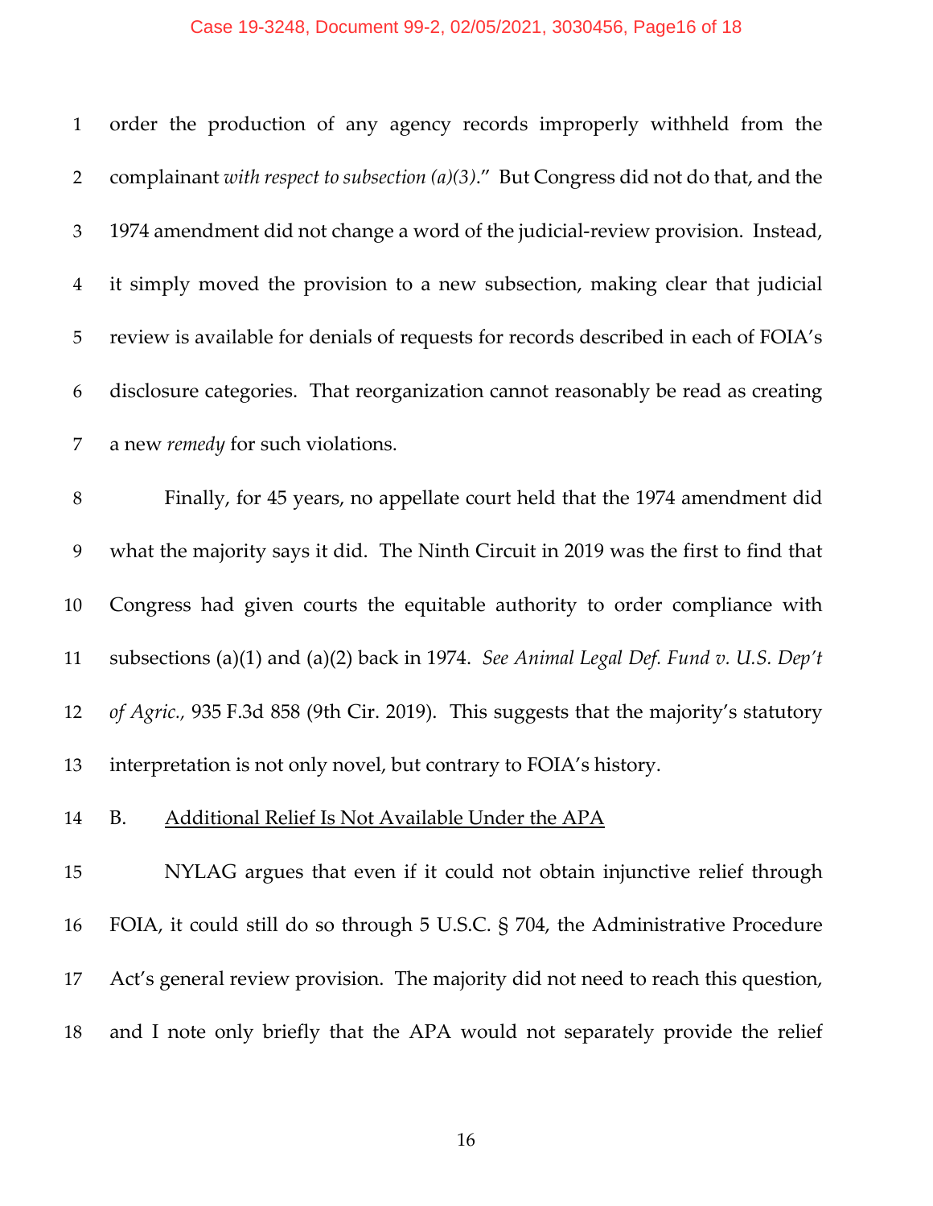order the production of any agency records improperly withheld from the complainant *with respect to subsection (a)(3)*." But Congress did not do that, and the 1974 amendment did not change a word of the judicial-review provision. Instead, it simply moved the provision to a new subsection, making clear that judicial review is available for denials of requests for records described in each of FOIA's disclosure categories. That reorganization cannot reasonably be read as creating a new *remedy* for such violations.

Finally, for 45 years, no appellate court held that the 1974 amendment did what the majority says it did. The Ninth Circuit in 2019 was the first to find that Congress had given courts the equitable authority to order compliance with subsections (a)(1) and (a)(2) back in 1974. *See Animal Legal Def. Fund v. U.S. Dep't of Agric.*, 935 F.3d 858 (9th Cir. 2019). This suggests that the majority's statutory interpretation is not only novel, but contrary to FOIA's history.

### B. Additional Relief Is Not Available Under the APA

NYLAG argues that even if it could not obtain injunctive relief through FOIA, it could still do so through 5 U.S.C. § 704, the Administrative Procedure Act's general review provision. The majority did not need to reach this question, and I note only briefly that the APA would not separately provide the relief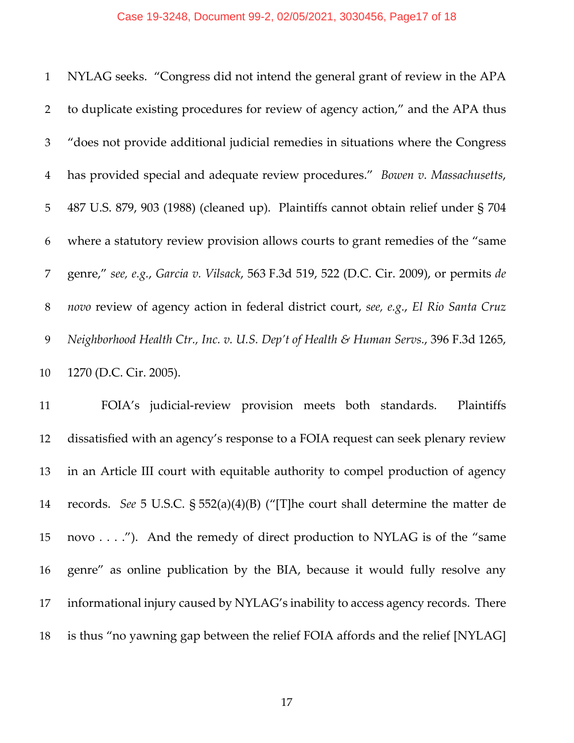NYLAG seeks. "Congress did not intend the general grant of review in the APA to duplicate existing procedures for review of agency action," and the APA thus "does not provide additional judicial remedies in situations where the Congress has provided special and adequate review procedures." *Bowen v. Massachusetts*, 487 U.S. 879, 903 (1988) (cleaned up). Plaintiffs cannot obtain relief under § 704 where a statutory review provision allows courts to grant remedies of the "same genre," *see, e.g.*, *Garcia v. Vilsack*, 563 F.3d 519, 522 (D.C. Cir. 2009), or permits *de novo* review of agency action in federal district court, *see, e.g.*, *El Rio Santa Cruz Neighborhood Health Ctr., Inc. v. U.S. Dep't of Health & Human Servs.*, 396 F.3d 1265, 1270 (D.C. Cir. 2005).

FOIA's judicial-review provision meets both standards. Plaintiffs dissatisfied with an agency's response to a FOIA request can seek plenary review in an Article III court with equitable authority to compel production of agency records. *See* 5 U.S.C. § 552(a)(4)(B) ("[T]he court shall determine the matter de novo . . . ."). And the remedy of direct production to NYLAG is of the "same genre" as online publication by the BIA, because it would fully resolve any informational injury caused by NYLAG's inability to access agency records. There is thus "no yawning gap between the relief FOIA affords and the relief [NYLAG]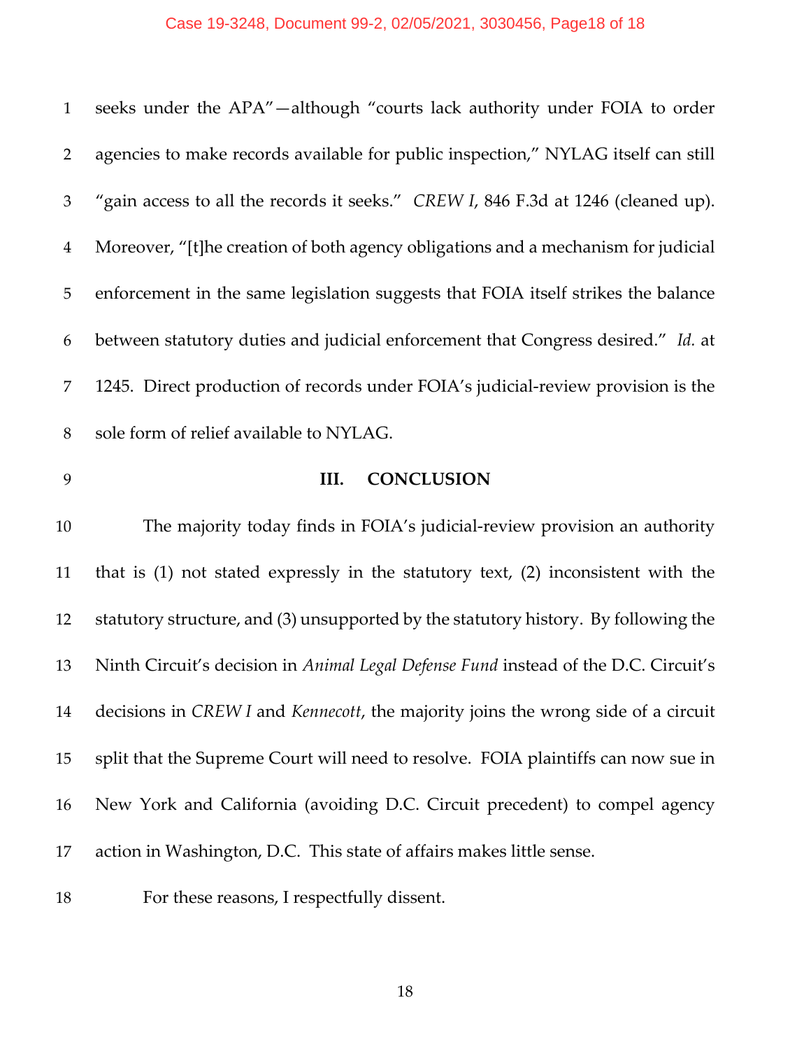seeks under the APA"—although "courts lack authority under FOIA to order agencies to make records available for public inspection," NYLAG itself can still "gain access to all the records it seeks." *CREW I*, 846 F.3d at 1246 (cleaned up). Moreover, "[t]he creation of both agency obligations and a mechanism for judicial enforcement in the same legislation suggests that FOIA itself strikes the balance between statutory duties and judicial enforcement that Congress desired." *Id.* at 1245. Direct production of records under FOIA's judicial-review provision is the sole form of relief available to NYLAG.

## III. CONCLUSION

The majority today finds in FOIA's judicial-review provision an authority that is (1) not stated expressly in the statutory text, (2) inconsistent with the statutory structure, and (3) unsupported by the statutory history. By following the Ninth Circuit's decision in *Animal Legal Defense Fund* instead of the D.C. Circuit's decisions in *CREW I* and *Kennecott*, the majority joins the wrong side of a circuit split that the Supreme Court will need to resolve. FOIA plaintiffs can now sue in New York and California (avoiding D.C. Circuit precedent) to compel agency action in Washington, D.C. This state of affairs makes little sense.

For these reasons, I respectfully dissent.